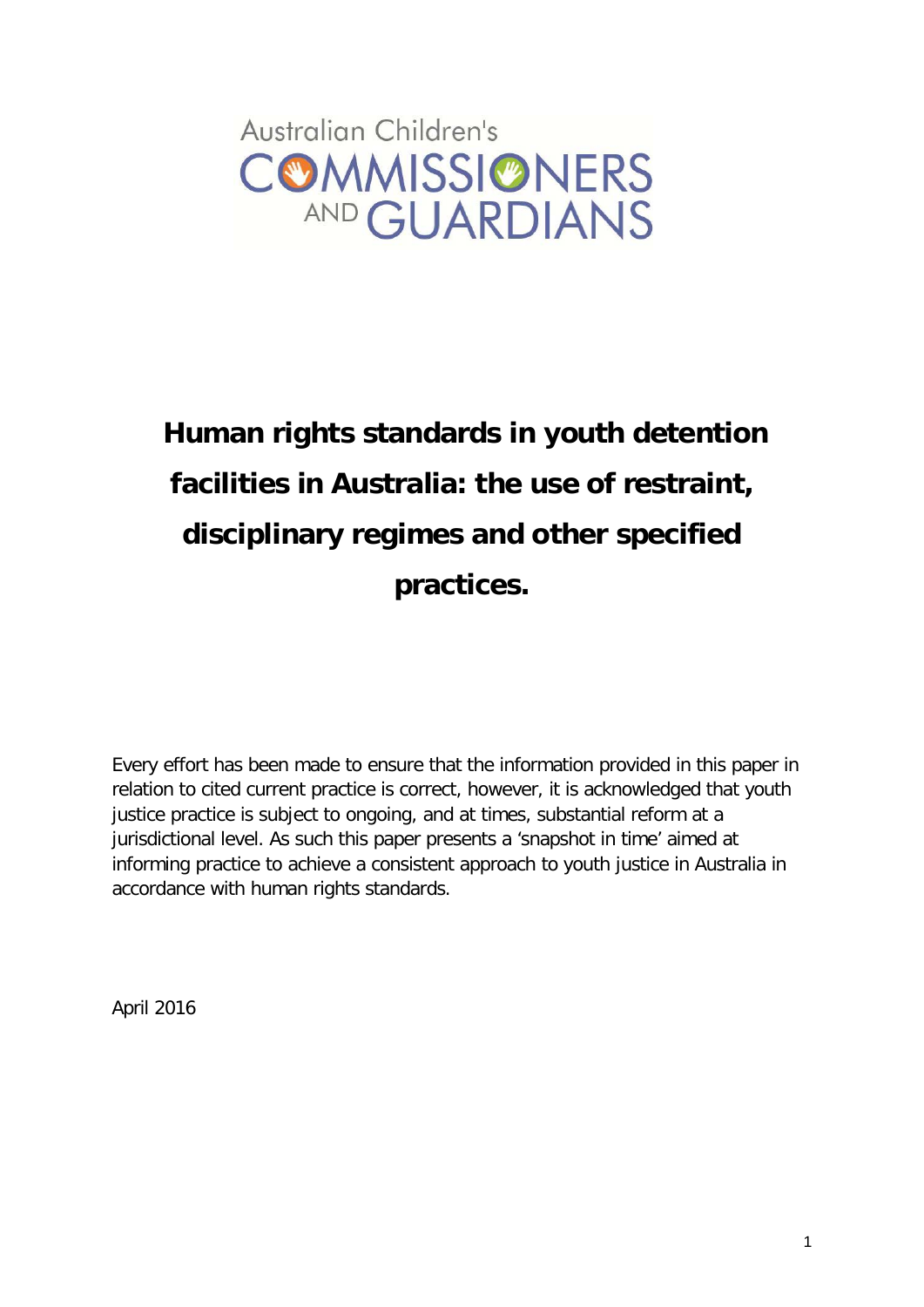Australian Children's COMMISSIONERS AND GUARDIANS

# Human rights standards in youth detention facilities in Australia: the use of restraint, disciplinary regimes and other specified practices.

Every effort has been made to ensure that the information provided in this paper in relation to cited current practice is correct, however, it is acknowledged that youth justice practice is subject to ongoing, and at times, substantial reform at a jurisdictional level. As such this paper presents a 'snapshot in time' aimed at informing practice to achieve a consistent approach to youth justice in Australia in accordance with human rights standards.

April 2016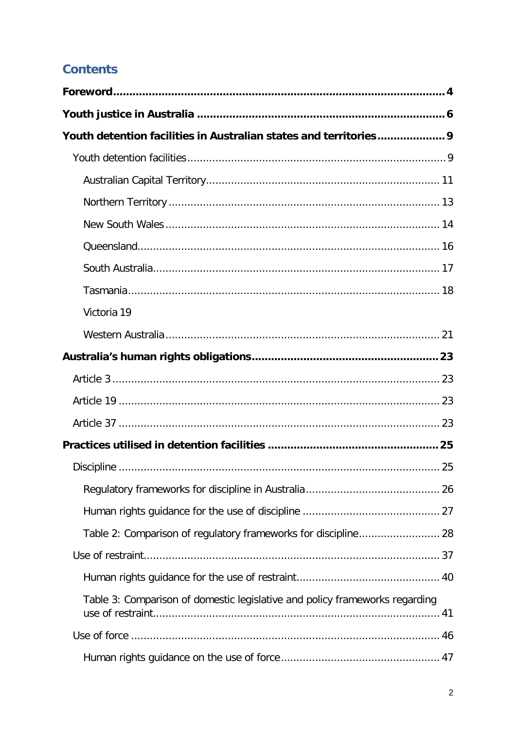## Contents

**Foreword** ..... 4

**Youth justice in Australia** ..... 6

**Youth detention facilities in Australian states and territories** ..... 9

- Youth detention facilities ..... 9
  - Australian Capital Territory ..... 11
  - Northern Territory ..... 13
  - New South Wales ..... 14
  - Queensland ..... 16
  - South Australia ..... 17
  - Tasmania ..... 18
  - Victoria 19
  - Western Australia ..... 21

**Australia's human rights obligations** ..... 23

- Article 3 ..... 23
- Article 19 ..... 23
- Article 37 ..... 23

**Practices utilised in detention facilities** ..... 25

- Discipline ..... 25
  - Regulatory frameworks for discipline in Australia ..... 26
  - Human rights guidance for the use of discipline ..... 27
  - Table 2: Comparison of regulatory frameworks for discipline ..... 28
- Use of restraint ..... 37
  - Human rights guidance for the use of restraint ..... 40
  - Table 3: Comparison of domestic legislative and policy frameworks regarding use of restraint ..... 41
- Use of force ..... 46
  - Human rights guidance on the use of force ..... 47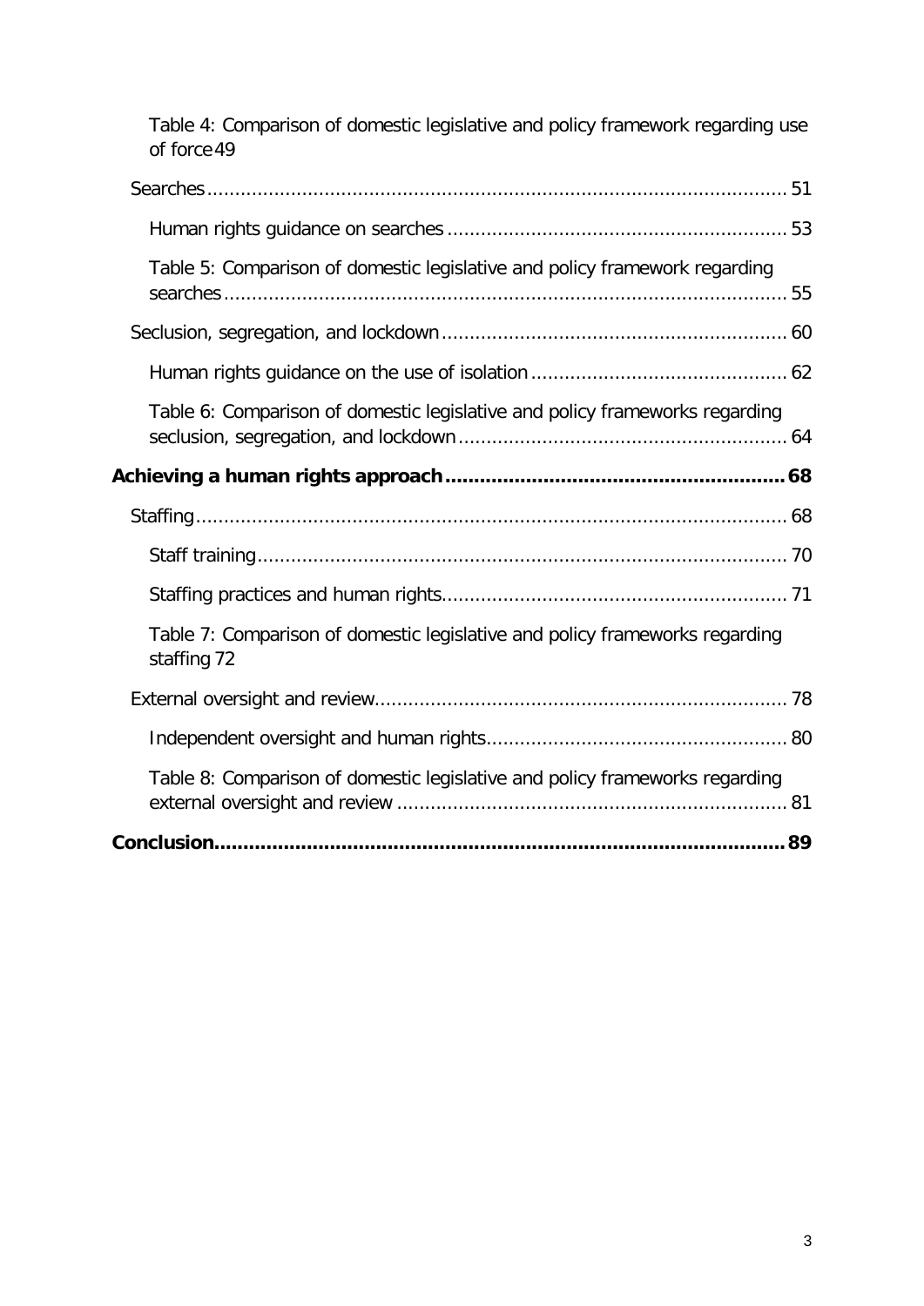Table 4: Comparison of domestic legislative and policy framework regarding use of force 49

Searches 51

Human rights guidance on searches 53

Table 5: Comparison of domestic legislative and policy framework regarding searches 55

Seclusion, segregation, and lockdown 60

Human rights guidance on the use of isolation 62

Table 6: Comparison of domestic legislative and policy frameworks regarding seclusion, segregation, and lockdown 64

**Achieving a human rights approach 68**

Staffing 68

Staff training 70

Staffing practices and human rights 71

Table 7: Comparison of domestic legislative and policy frameworks regarding staffing 72

External oversight and review 78

Independent oversight and human rights 80

Table 8: Comparison of domestic legislative and policy frameworks regarding external oversight and review 81

**Conclusion 89**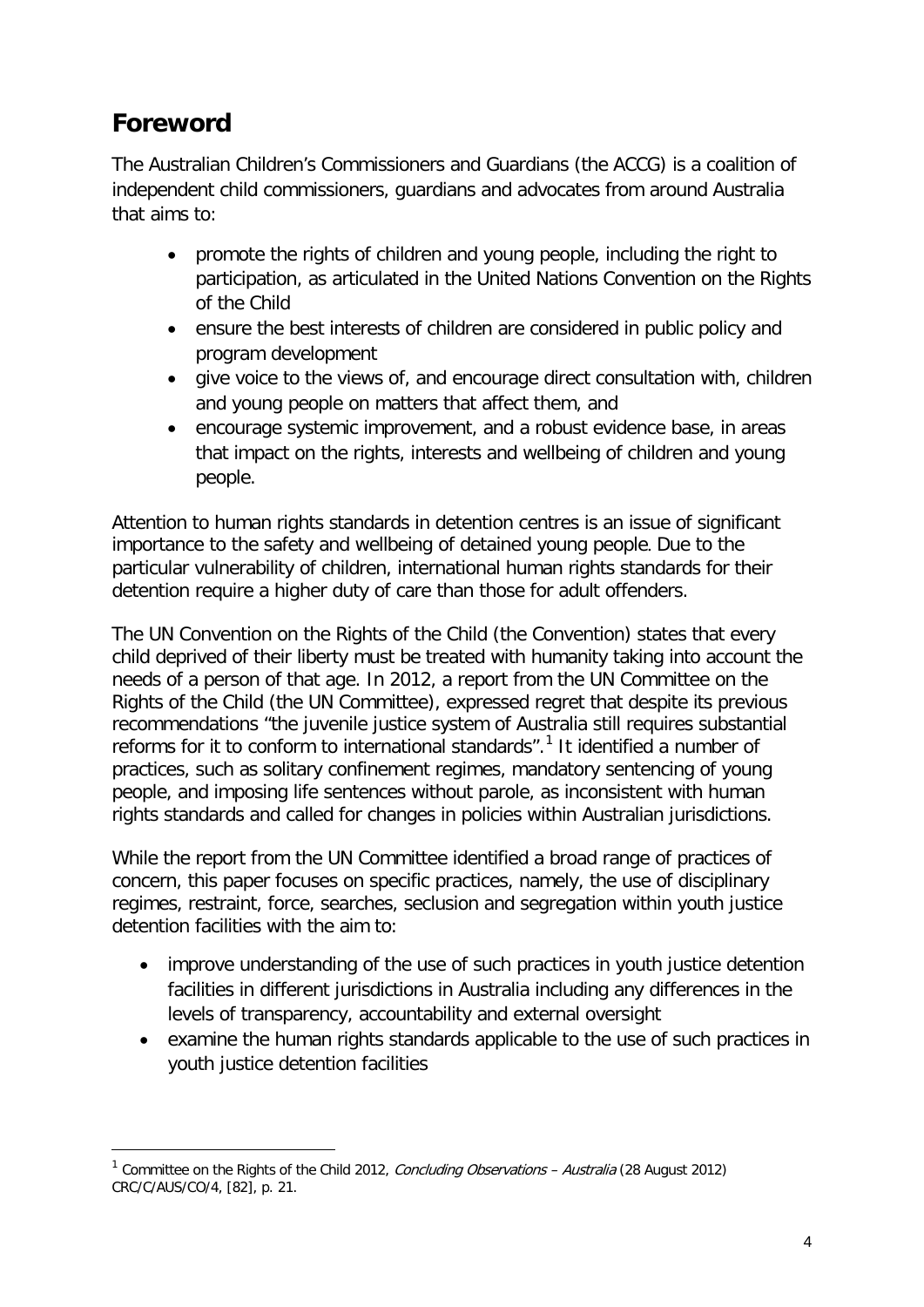## Foreword

The Australian Children's Commissioners and Guardians (the ACCG) is a coalition of independent child commissioners, guardians and advocates from around Australia that aims to:

- promote the rights of children and young people, including the right to participation, as articulated in the United Nations Convention on the Rights of the Child
- ensure the best interests of children are considered in public policy and program development
- give voice to the views of, and encourage direct consultation with, children and young people on matters that affect them, and
- encourage systemic improvement, and a robust evidence base, in areas that impact on the rights, interests and wellbeing of children and young people.

Attention to human rights standards in detention centres is an issue of significant importance to the safety and wellbeing of detained young people. Due to the particular vulnerability of children, international human rights standards for their detention require a higher duty of care than those for adult offenders.

The UN Convention on the Rights of the Child (the Convention) states that every child deprived of their liberty must be treated with humanity taking into account the needs of a person of that age. In 2012, a report from the UN Committee on the Rights of the Child (the UN Committee), expressed regret that despite its previous recommendations "the juvenile justice system of Australia still requires substantial reforms for it to conform to international standards".[1] It identified a number of practices, such as solitary confinement regimes, mandatory sentencing of young people, and imposing life sentences without parole, as inconsistent with human rights standards and called for changes in policies within Australian jurisdictions.

While the report from the UN Committee identified a broad range of practices of concern, this paper focuses on specific practices, namely, the use of disciplinary regimes, restraint, force, searches, seclusion and segregation within youth justice detention facilities with the aim to:

- improve understanding of the use of such practices in youth justice detention facilities in different jurisdictions in Australia including any differences in the levels of transparency, accountability and external oversight
- examine the human rights standards applicable to the use of such practices in youth justice detention facilities

[1] Committee on the Rights of the Child 2012, *Concluding Observations – Australia* (28 August 2012) CRC/C/AUS/CO/4, [82], p. 21.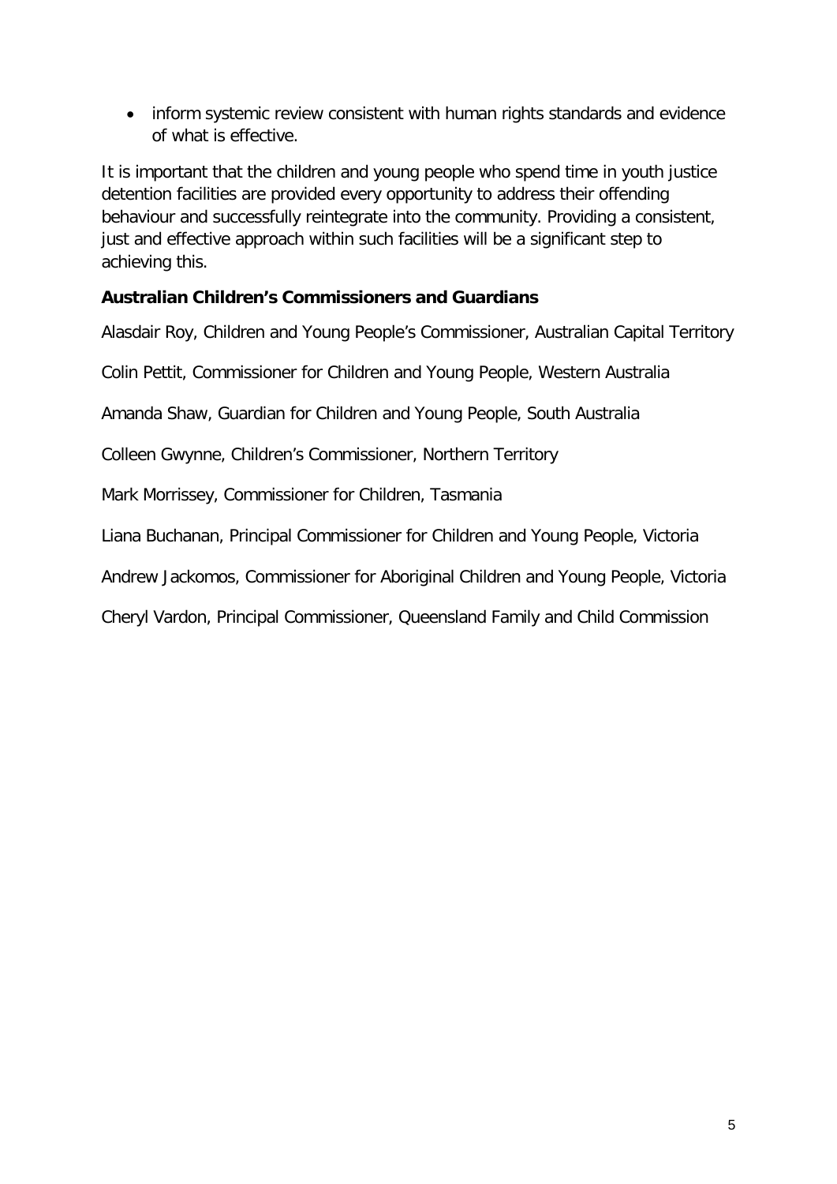- inform systemic review consistent with human rights standards and evidence of what is effective.

It is important that the children and young people who spend time in youth justice detention facilities are provided every opportunity to address their offending behaviour and successfully reintegrate into the community. Providing a consistent, just and effective approach within such facilities will be a significant step to achieving this.

**Australian Children's Commissioners and Guardians**

Alasdair Roy, Children and Young People's Commissioner, Australian Capital Territory

Colin Pettit, Commissioner for Children and Young People, Western Australia

Amanda Shaw, Guardian for Children and Young People, South Australia

Colleen Gwynne, Children's Commissioner, Northern Territory

Mark Morrissey, Commissioner for Children, Tasmania

Liana Buchanan, Principal Commissioner for Children and Young People, Victoria

Andrew Jackomos, Commissioner for Aboriginal Children and Young People, Victoria

Cheryl Vardon, Principal Commissioner, Queensland Family and Child Commission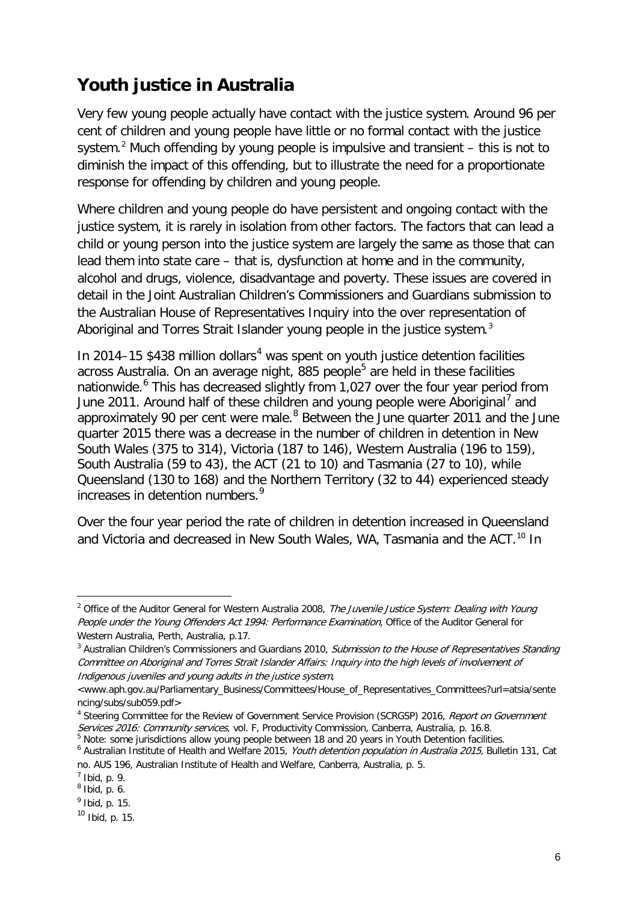## Youth justice in Australia

Very few young people actually have contact with the justice system. Around 96 per cent of children and young people have little or no formal contact with the justice system.[2] Much offending by young people is impulsive and transient – this is not to diminish the impact of this offending, but to illustrate the need for a proportionate response for offending by children and young people.

Where children and young people do have persistent and ongoing contact with the justice system, it is rarely in isolation from other factors. The factors that can lead a child or young person into the justice system are largely the same as those that can lead them into state care – that is, dysfunction at home and in the community, alcohol and drugs, violence, disadvantage and poverty. These issues are covered in detail in the Joint Australian Children's Commissioners and Guardians submission to the Australian House of Representatives Inquiry into the over representation of Aboriginal and Torres Strait Islander young people in the justice system.[3]

In 2014–15 $438 million dollars[4] was spent on youth justice detention facilities across Australia. On an average night, 885 people[5] are held in these facilities nationwide.[6] This has decreased slightly from 1,027 over the four year period from June 2011. Around half of these children and young people were Aboriginal[7] and approximately 90 per cent were male.[8] Between the June quarter 2011 and the June quarter 2015 there was a decrease in the number of children in detention in New South Wales (375 to 314), Victoria (187 to 146), Western Australia (196 to 159), South Australia (59 to 43), the ACT (21 to 10) and Tasmania (27 to 10), while Queensland (130 to 168) and the Northern Territory (32 to 44) experienced steady increases in detention numbers.[9]

Over the four year period the rate of children in detention increased in Queensland and Victoria and decreased in New South Wales, WA, Tasmania and the ACT.[10] In

---

[2] Office of the Auditor General for Western Australia 2008, *The Juvenile Justice System: Dealing with Young People under the Young Offenders Act 1994: Performance Examination*, Office of the Auditor General for Western Australia, Perth, Australia, p.17.

[3] Australian Children's Commissioners and Guardians 2010, *Submission to the House of Representatives Standing Committee on Aboriginal and Torres Strait Islander Affairs: Inquiry into the high levels of involvement of Indigenous juveniles and young adults in the justice system*, <www.aph.gov.au/Parliamentary_Business/Committees/House_of_Representatives_Committees?url=atsia/sentencing/subs/sub059.pdf>

[4] Steering Committee for the Review of Government Service Provision (SCRGSP) 2016, *Report on Government Services 2016: Community services*, vol. F, Productivity Commission, Canberra, Australia, p. 16.8.

[5] Note: some jurisdictions allow young people between 18 and 20 years in Youth Detention facilities.

[6] Australian Institute of Health and Welfare 2015, *Youth detention population in Australia 2015,* Bulletin 131, Cat no. AUS 196, Australian Institute of Health and Welfare, Canberra, Australia, p. 5.

[7] Ibid, p. 9.

[8] Ibid, p. 6.

[9] Ibid, p. 15.

[10] Ibid, p. 15.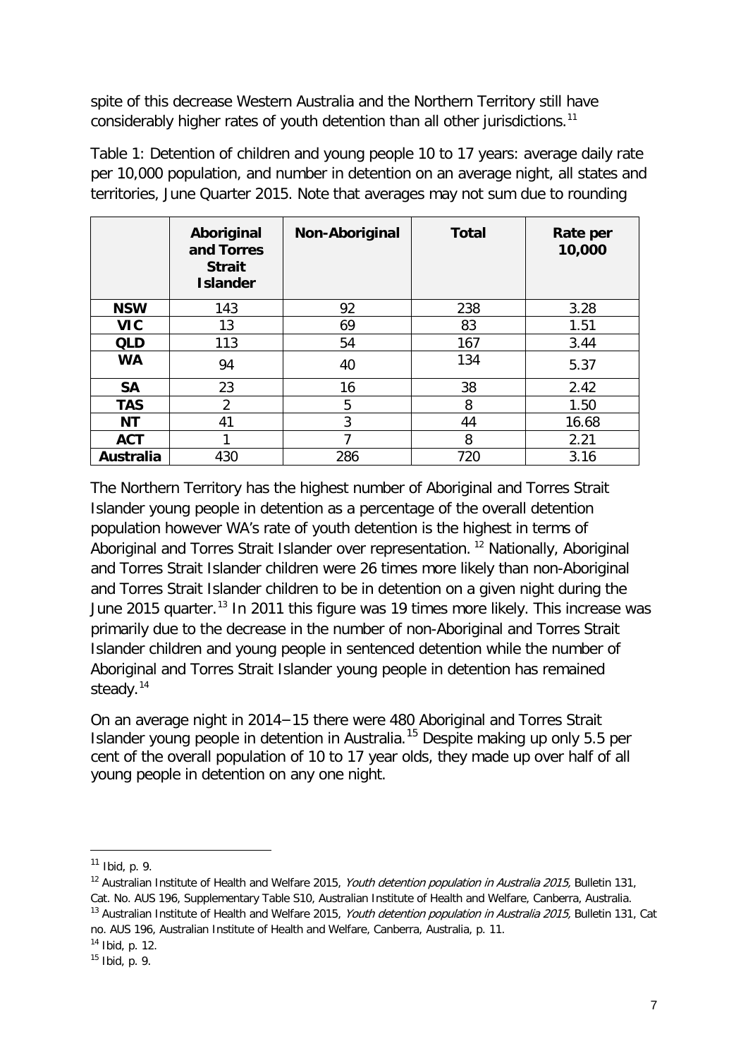spite of this decrease Western Australia and the Northern Territory still have considerably higher rates of youth detention than all other jurisdictions.[11]

Table 1: Detention of children and young people 10 to 17 years: average daily rate per 10,000 population, and number in detention on an average night, all states and territories, June Quarter 2015. Note that averages may not sum due to rounding

| | Aboriginal and Torres Strait Islander | Non-Aboriginal | Total | Rate per 10,000 |
|---|---|---|---|---|
| **NSW** | 143 | 92 | 238 | 3.28 |
| **VIC** | 13 | 69 | 83 | 1.51 |
| **QLD** | 113 | 54 | 167 | 3.44 |
| **WA** | 94 | 40 | 134 | 5.37 |
| **SA** | 23 | 16 | 38 | 2.42 |
| **TAS** | 2 | 5 | 8 | 1.50 |
| **NT** | 41 | 3 | 44 | 16.68 |
| **ACT** | 1 | 7 | 8 | 2.21 |
| **Australia** | 430 | 286 | 720 | 3.16 |

The Northern Territory has the highest number of Aboriginal and Torres Strait Islander young people in detention as a percentage of the overall detention population however WA's rate of youth detention is the highest in terms of Aboriginal and Torres Strait Islander over representation.[12] Nationally, Aboriginal and Torres Strait Islander children were 26 times more likely than non-Aboriginal and Torres Strait Islander children to be in detention on a given night during the June 2015 quarter.[13] In 2011 this figure was 19 times more likely. This increase was primarily due to the decrease in the number of non-Aboriginal and Torres Strait Islander children and young people in sentenced detention while the number of Aboriginal and Torres Strait Islander young people in detention has remained steady.[14]

On an average night in 2014−15 there were 480 Aboriginal and Torres Strait Islander young people in detention in Australia.[15] Despite making up only 5.5 per cent of the overall population of 10 to 17 year olds, they made up over half of all young people in detention on any one night.

---

[11] Ibid, p. 9.

[12] Australian Institute of Health and Welfare 2015, *Youth detention population in Australia 2015,* Bulletin 131, Cat. No. AUS 196, Supplementary Table S10, Australian Institute of Health and Welfare, Canberra, Australia.

[13] Australian Institute of Health and Welfare 2015, *Youth detention population in Australia 2015,* Bulletin 131, Cat no. AUS 196, Australian Institute of Health and Welfare, Canberra, Australia, p. 11.

[14] Ibid, p. 12.

[15] Ibid, p. 9.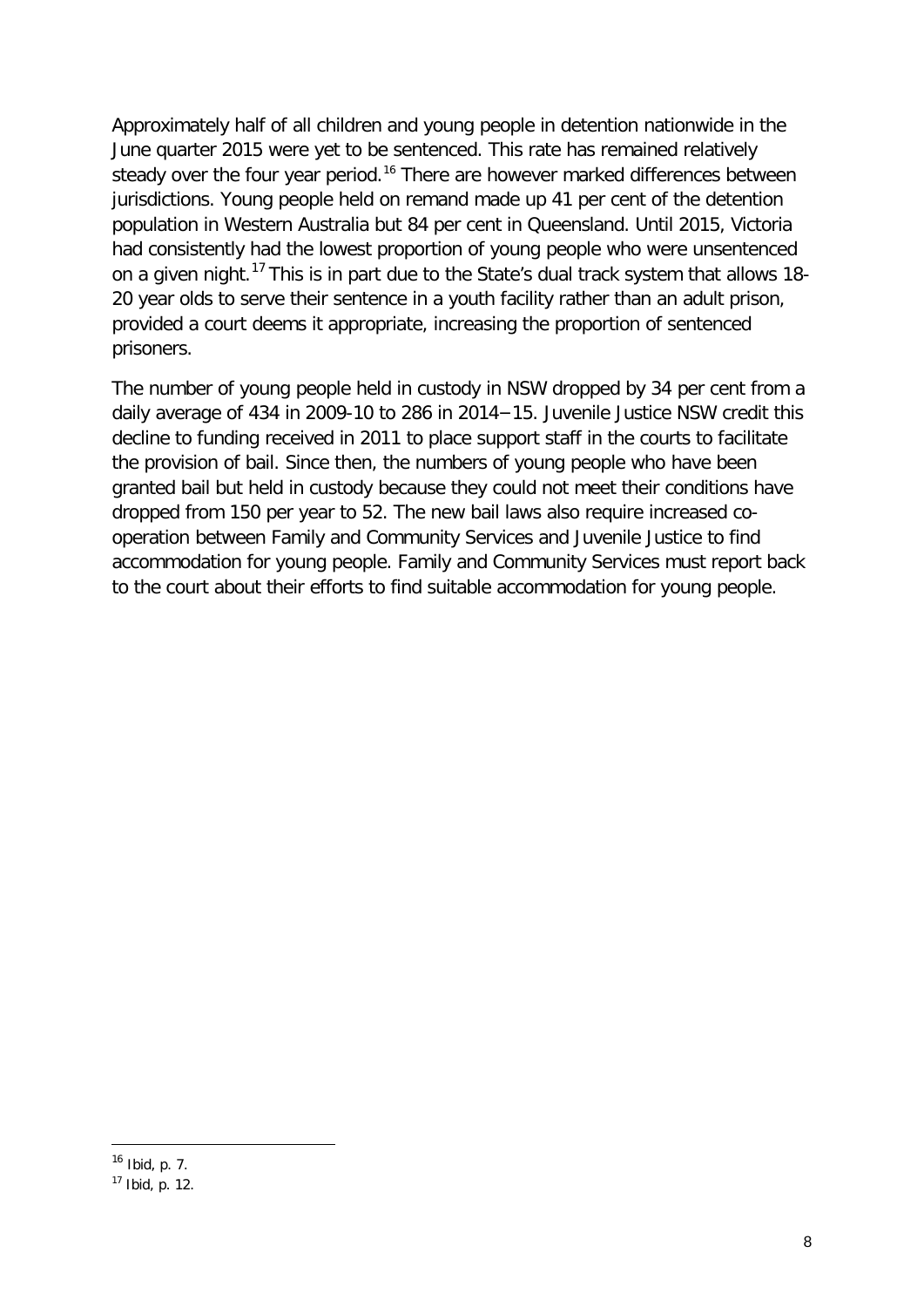Approximately half of all children and young people in detention nationwide in the June quarter 2015 were yet to be sentenced. This rate has remained relatively steady over the four year period.[16] There are however marked differences between jurisdictions. Young people held on remand made up 41 per cent of the detention population in Western Australia but 84 per cent in Queensland. Until 2015, Victoria had consistently had the lowest proportion of young people who were unsentenced on a given night.[17] This is in part due to the State's dual track system that allows 18-20 year olds to serve their sentence in a youth facility rather than an adult prison, provided a court deems it appropriate, increasing the proportion of sentenced prisoners.

The number of young people held in custody in NSW dropped by 34 per cent from a daily average of 434 in 2009-10 to 286 in 2014‒15. Juvenile Justice NSW credit this decline to funding received in 2011 to place support staff in the courts to facilitate the provision of bail. Since then, the numbers of young people who have been granted bail but held in custody because they could not meet their conditions have dropped from 150 per year to 52. The new bail laws also require increased co-operation between Family and Community Services and Juvenile Justice to find accommodation for young people. Family and Community Services must report back to the court about their efforts to find suitable accommodation for young people.

---

[16] Ibid, p. 7.

[17] Ibid, p. 12.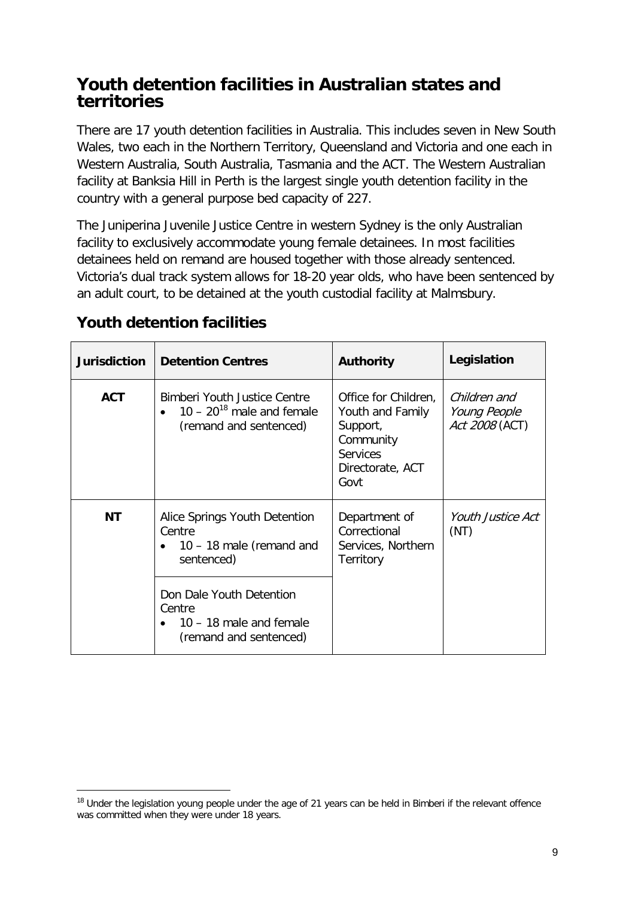## Youth detention facilities in Australian states and territories

There are 17 youth detention facilities in Australia. This includes seven in New South Wales, two each in the Northern Territory, Queensland and Victoria and one each in Western Australia, South Australia, Tasmania and the ACT. The Western Australian facility at Banksia Hill in Perth is the largest single youth detention facility in the country with a general purpose bed capacity of 227.

The Juniperina Juvenile Justice Centre in western Sydney is the only Australian facility to exclusively accommodate young female detainees. In most facilities detainees held on remand are housed together with those already sentenced. Victoria's dual track system allows for 18-20 year olds, who have been sentenced by an adult court, to be detained at the youth custodial facility at Malmsbury.

### Youth detention facilities

| Jurisdiction | Detention Centres | Authority | Legislation |
|---|---|---|---|
| **ACT** | Bimberi Youth Justice Centre<br>• 10 – 20[18] male and female (remand and sentenced) | Office for Children, Youth and Family Support, Community Services Directorate, ACT Govt | *Children and Young People Act 2008* (ACT) |
| **NT** | Alice Springs Youth Detention Centre<br>• 10 – 18 male (remand and sentenced) | Department of Correctional Services, Northern Territory | *Youth Justice Act* (NT) |
| | Don Dale Youth Detention Centre<br>• 10 – 18 male and female (remand and sentenced) | | |

[18] Under the legislation young people under the age of 21 years can be held in Bimberi if the relevant offence was committed when they were under 18 years.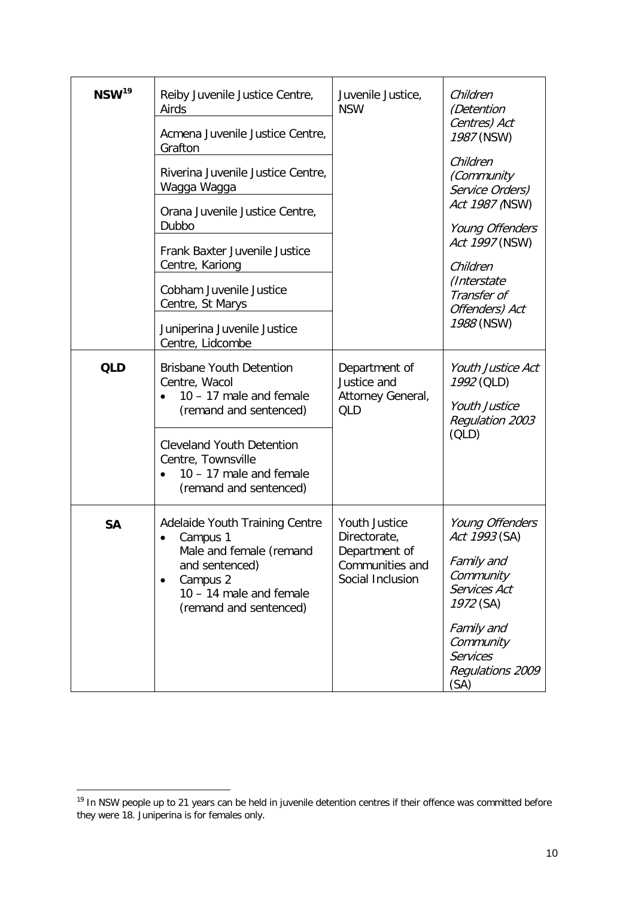| NSW[19] | Reiby Juvenile Justice Centre, Airds<br><br>Acmena Juvenile Justice Centre, Grafton<br><br>Riverina Juvenile Justice Centre, Wagga Wagga<br><br>Orana Juvenile Justice Centre, Dubbo<br><br>Frank Baxter Juvenile Justice Centre, Kariong<br><br>Cobham Juvenile Justice Centre, St Marys<br><br>Juniperina Juvenile Justice Centre, Lidcombe | Juvenile Justice, NSW | *Children (Detention Centres) Act 1987* (NSW)<br><br>*Children (Community Service Orders) Act 1987* (NSW)<br><br>*Young Offenders Act 1997* (NSW)<br><br>*Children (Interstate Transfer of Offenders) Act 1988* (NSW) |
|---|---|---|---|
| **QLD** | Brisbane Youth Detention Centre, Wacol<br>• 10 – 17 male and female (remand and sentenced)<br><br>Cleveland Youth Detention Centre, Townsville<br>• 10 – 17 male and female (remand and sentenced) | Department of Justice and Attorney General, QLD | *Youth Justice Act 1992* (QLD)<br><br>*Youth Justice Regulation 2003* (QLD) |
| **SA** | Adelaide Youth Training Centre<br>• Campus 1<br>Male and female (remand and sentenced)<br>• Campus 2<br>10 – 14 male and female (remand and sentenced) | Youth Justice Directorate, Department of Communities and Social Inclusion | *Young Offenders Act 1993* (SA)<br><br>*Family and Community Services Act 1972* (SA)<br><br>*Family and Community Services Regulations 2009* (SA) |

[19] In NSW people up to 21 years can be held in juvenile detention centres if their offence was committed before they were 18. Juniperina is for females only.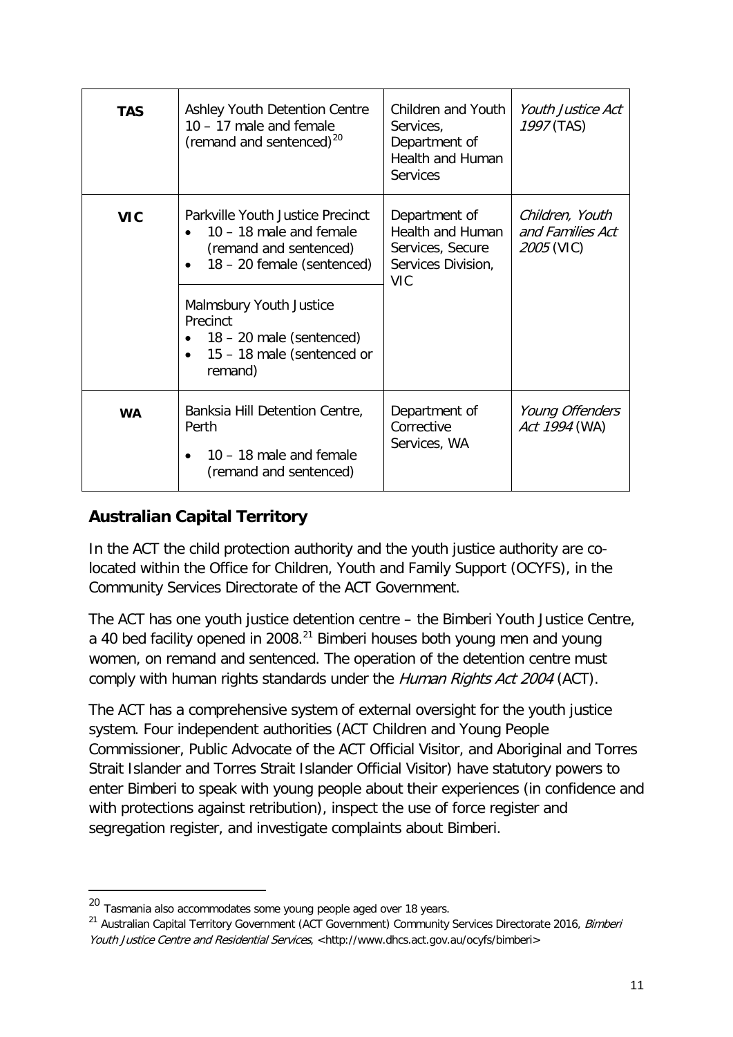| **TAS** | Ashley Youth Detention Centre 10 – 17 male and female (remand and sentenced)[20] | Children and Youth Services, Department of Health and Human Services | *Youth Justice Act 1997* (TAS) |
|---|---|---|---|
| **VIC** | Parkville Youth Justice Precinct<br>• 10 – 18 male and female (remand and sentenced)<br>• 18 – 20 female (sentenced) | Department of Health and Human Services, Secure Services Division, VIC | *Children, Youth and Families Act 2005* (VIC) |
| | Malmsbury Youth Justice Precinct<br>• 18 – 20 male (sentenced)<br>• 15 – 18 male (sentenced or remand) | | |
| **WA** | Banksia Hill Detention Centre, Perth<br>• 10 – 18 male and female (remand and sentenced) | Department of Corrective Services, WA | *Young Offenders Act 1994* (WA) |

## Australian Capital Territory

In the ACT the child protection authority and the youth justice authority are co-located within the Office for Children, Youth and Family Support (OCYFS), in the Community Services Directorate of the ACT Government.

The ACT has one youth justice detention centre – the Bimberi Youth Justice Centre, a 40 bed facility opened in 2008.[21] Bimberi houses both young men and young women, on remand and sentenced. The operation of the detention centre must comply with human rights standards under the *Human Rights Act 2004* (ACT).

The ACT has a comprehensive system of external oversight for the youth justice system. Four independent authorities (ACT Children and Young People Commissioner, Public Advocate of the ACT Official Visitor, and Aboriginal and Torres Strait Islander and Torres Strait Islander Official Visitor) have statutory powers to enter Bimberi to speak with young people about their experiences (in confidence and with protections against retribution), inspect the use of force register and segregation register, and investigate complaints about Bimberi.

---

[20] Tasmania also accommodates some young people aged over 18 years.

[21] Australian Capital Territory Government (ACT Government) Community Services Directorate 2016, *Bimberi Youth Justice Centre and Residential Services*, <http://www.dhcs.act.gov.au/ocyfs/bimberi>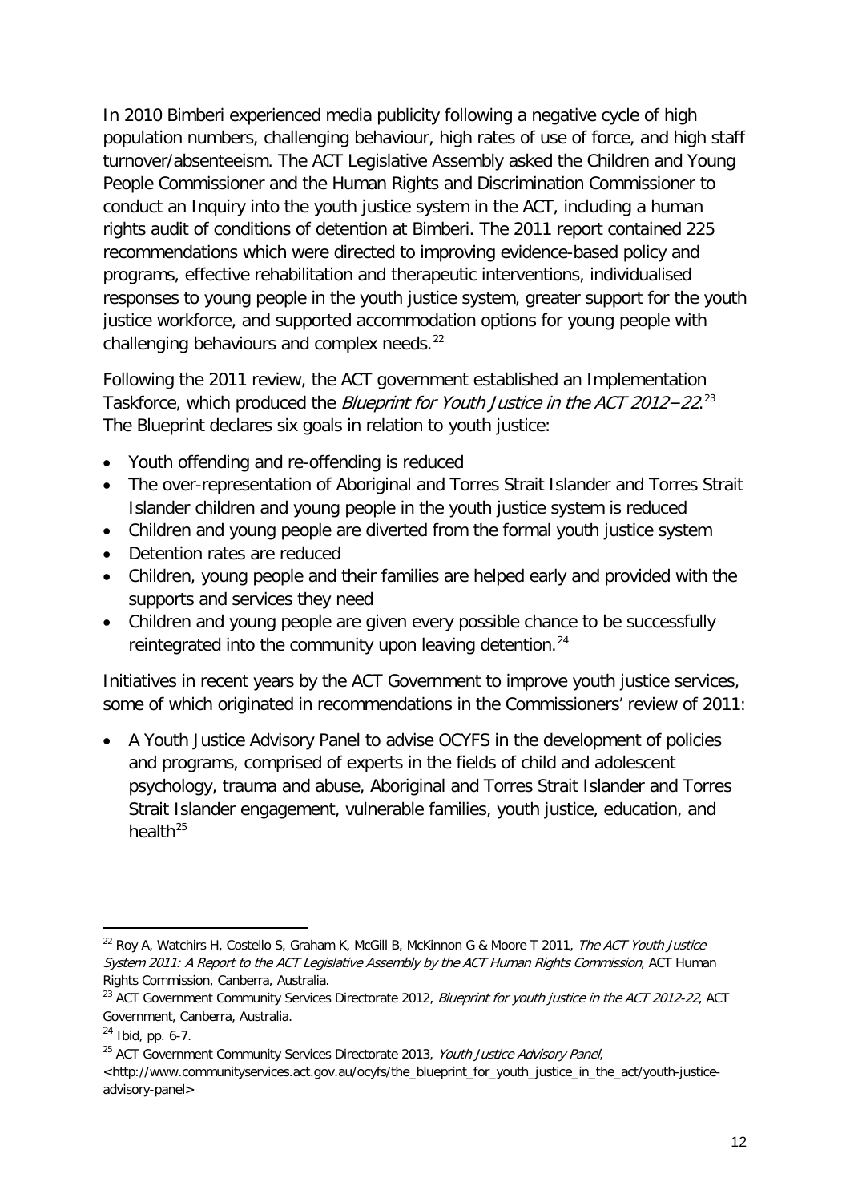In 2010 Bimberi experienced media publicity following a negative cycle of high population numbers, challenging behaviour, high rates of use of force, and high staff turnover/absenteeism. The ACT Legislative Assembly asked the Children and Young People Commissioner and the Human Rights and Discrimination Commissioner to conduct an Inquiry into the youth justice system in the ACT, including a human rights audit of conditions of detention at Bimberi. The 2011 report contained 225 recommendations which were directed to improving evidence-based policy and programs, effective rehabilitation and therapeutic interventions, individualised responses to young people in the youth justice system, greater support for the youth justice workforce, and supported accommodation options for young people with challenging behaviours and complex needs.[22]

Following the 2011 review, the ACT government established an Implementation Taskforce, which produced the *Blueprint for Youth Justice in the ACT 2012–22*.[23] The Blueprint declares six goals in relation to youth justice:

- Youth offending and re-offending is reduced
- The over-representation of Aboriginal and Torres Strait Islander and Torres Strait Islander children and young people in the youth justice system is reduced
- Children and young people are diverted from the formal youth justice system
- Detention rates are reduced
- Children, young people and their families are helped early and provided with the supports and services they need
- Children and young people are given every possible chance to be successfully reintegrated into the community upon leaving detention.[24]

Initiatives in recent years by the ACT Government to improve youth justice services, some of which originated in recommendations in the Commissioners' review of 2011:

- A Youth Justice Advisory Panel to advise OCYFS in the development of policies and programs, comprised of experts in the fields of child and adolescent psychology, trauma and abuse, Aboriginal and Torres Strait Islander and Torres Strait Islander engagement, vulnerable families, youth justice, education, and health[25]

---

[22] Roy A, Watchirs H, Costello S, Graham K, McGill B, McKinnon G & Moore T 2011, *The ACT Youth Justice System 2011: A Report to the ACT Legislative Assembly by the ACT Human Rights Commission*, ACT Human Rights Commission, Canberra, Australia.

[23] ACT Government Community Services Directorate 2012, *Blueprint for youth justice in the ACT 2012-22*, ACT Government, Canberra, Australia.

[24] Ibid, pp. 6-7.

[25] ACT Government Community Services Directorate 2013, *Youth Justice Advisory Panel*, <http://www.communityservices.act.gov.au/ocyfs/the_blueprint_for_youth_justice_in_the_act/youth-justice-advisory-panel>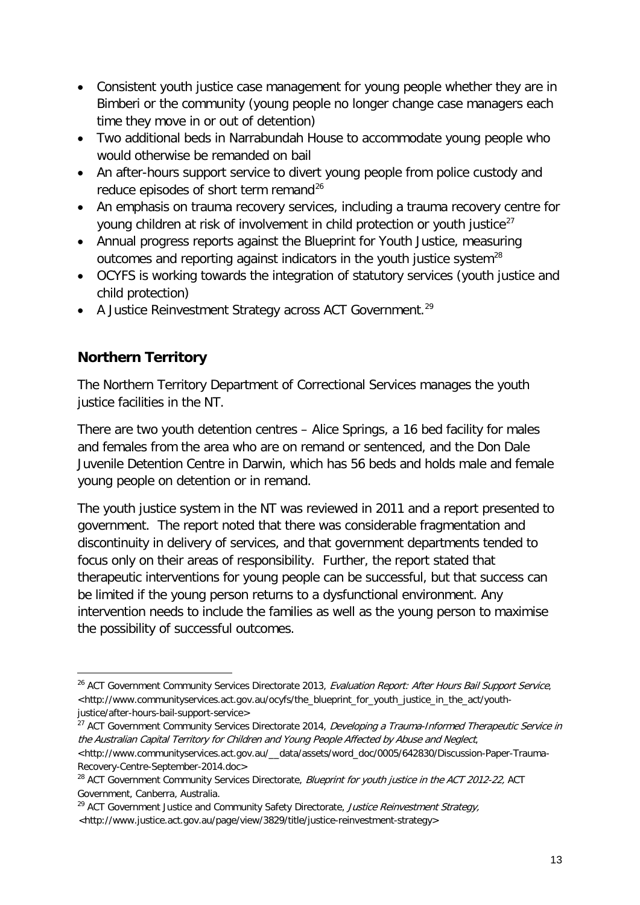- Consistent youth justice case management for young people whether they are in Bimberi or the community (young people no longer change case managers each time they move in or out of detention)
- Two additional beds in Narrabundah House to accommodate young people who would otherwise be remanded on bail
- An after-hours support service to divert young people from police custody and reduce episodes of short term remand[26]
- An emphasis on trauma recovery services, including a trauma recovery centre for young children at risk of involvement in child protection or youth justice[27]
- Annual progress reports against the Blueprint for Youth Justice, measuring outcomes and reporting against indicators in the youth justice system[28]
- OCYFS is working towards the integration of statutory services (youth justice and child protection)
- A Justice Reinvestment Strategy across ACT Government.[29]

## Northern Territory

The Northern Territory Department of Correctional Services manages the youth justice facilities in the NT.

There are two youth detention centres – Alice Springs, a 16 bed facility for males and females from the area who are on remand or sentenced, and the Don Dale Juvenile Detention Centre in Darwin, which has 56 beds and holds male and female young people on detention or in remand.

The youth justice system in the NT was reviewed in 2011 and a report presented to government. The report noted that there was considerable fragmentation and discontinuity in delivery of services, and that government departments tended to focus only on their areas of responsibility. Further, the report stated that therapeutic interventions for young people can be successful, but that success can be limited if the young person returns to a dysfunctional environment. Any intervention needs to include the families as well as the young person to maximise the possibility of successful outcomes.

---

[26] ACT Government Community Services Directorate 2013, *Evaluation Report: After Hours Bail Support Service*, <http://www.communityservices.act.gov.au/ocyfs/the_blueprint_for_youth_justice_in_the_act/youth-justice/after-hours-bail-support-service>

[27] ACT Government Community Services Directorate 2014, *Developing a Trauma-Informed Therapeutic Service in the Australian Capital Territory for Children and Young People Affected by Abuse and Neglect*, <http://www.communityservices.act.gov.au/__data/assets/word_doc/0005/642830/Discussion-Paper-Trauma-Recovery-Centre-September-2014.doc>

[28] ACT Government Community Services Directorate, *Blueprint for youth justice in the ACT 2012-22*, ACT Government, Canberra, Australia.

[29] ACT Government Justice and Community Safety Directorate, *Justice Reinvestment Strategy*, <http://www.justice.act.gov.au/page/view/3829/title/justice-reinvestment-strategy>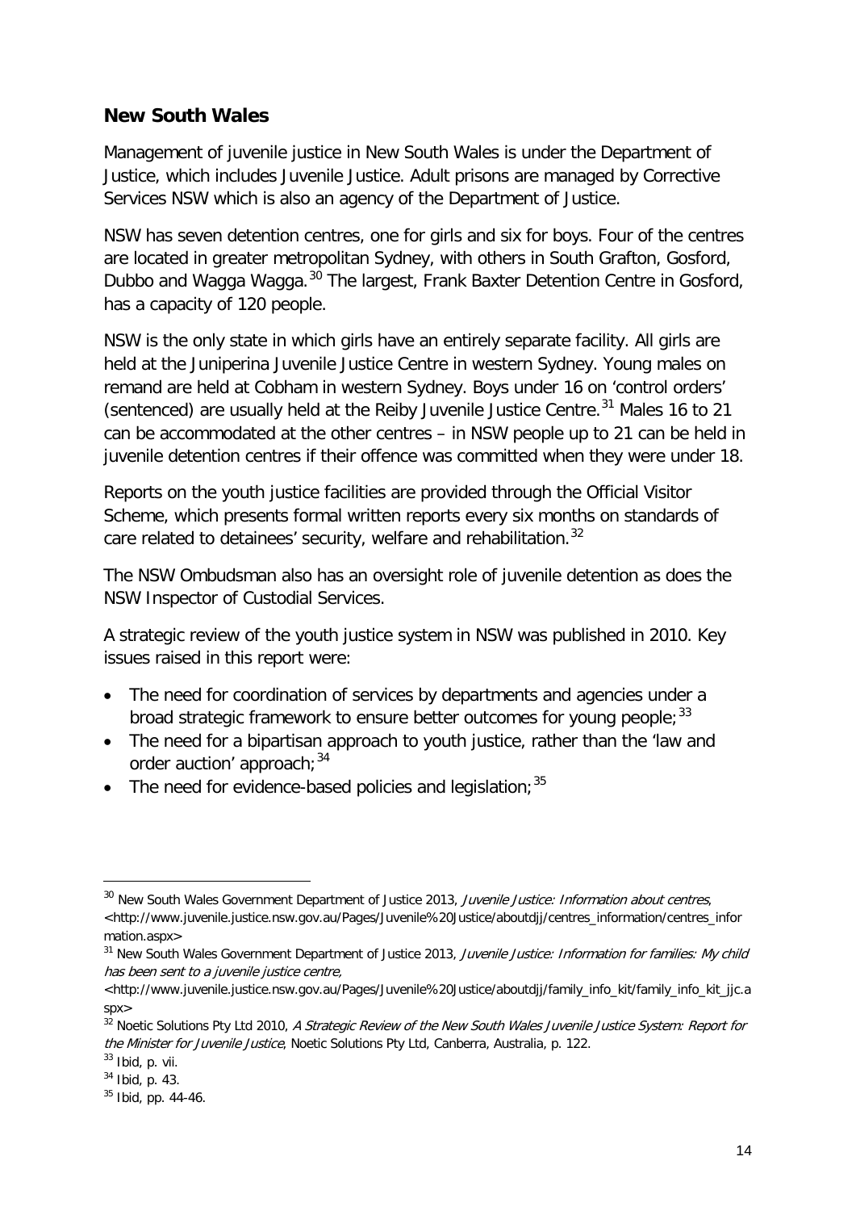## New South Wales

Management of juvenile justice in New South Wales is under the Department of Justice, which includes Juvenile Justice. Adult prisons are managed by Corrective Services NSW which is also an agency of the Department of Justice.

NSW has seven detention centres, one for girls and six for boys. Four of the centres are located in greater metropolitan Sydney, with others in South Grafton, Gosford, Dubbo and Wagga Wagga.[30] The largest, Frank Baxter Detention Centre in Gosford, has a capacity of 120 people.

NSW is the only state in which girls have an entirely separate facility. All girls are held at the Juniperina Juvenile Justice Centre in western Sydney. Young males on remand are held at Cobham in western Sydney. Boys under 16 on 'control orders' (sentenced) are usually held at the Reiby Juvenile Justice Centre.[31] Males 16 to 21 can be accommodated at the other centres – in NSW people up to 21 can be held in juvenile detention centres if their offence was committed when they were under 18.

Reports on the youth justice facilities are provided through the Official Visitor Scheme, which presents formal written reports every six months on standards of care related to detainees' security, welfare and rehabilitation.[32]

The NSW Ombudsman also has an oversight role of juvenile detention as does the NSW Inspector of Custodial Services.

A strategic review of the youth justice system in NSW was published in 2010. Key issues raised in this report were:

- The need for coordination of services by departments and agencies under a broad strategic framework to ensure better outcomes for young people;[33]
- The need for a bipartisan approach to youth justice, rather than the 'law and order auction' approach;[34]
- The need for evidence-based policies and legislation;[35]

---

[30] New South Wales Government Department of Justice 2013, *Juvenile Justice: Information about centres*, <http://www.juvenile.justice.nsw.gov.au/Pages/Juvenile%20Justice/aboutdjj/centres_information/centres_information.aspx>

[31] New South Wales Government Department of Justice 2013, *Juvenile Justice: Information for families: My child has been sent to a juvenile justice centre*, <http://www.juvenile.justice.nsw.gov.au/Pages/Juvenile%20Justice/aboutdjj/family_info_kit/family_info_kit_jjc.aspx>

[32] Noetic Solutions Pty Ltd 2010, *A Strategic Review of the New South Wales Juvenile Justice System: Report for the Minister for Juvenile Justice*, Noetic Solutions Pty Ltd, Canberra, Australia, p. 122.

[33] Ibid, p. vii.

[34] Ibid, p. 43.

[35] Ibid, pp. 44-46.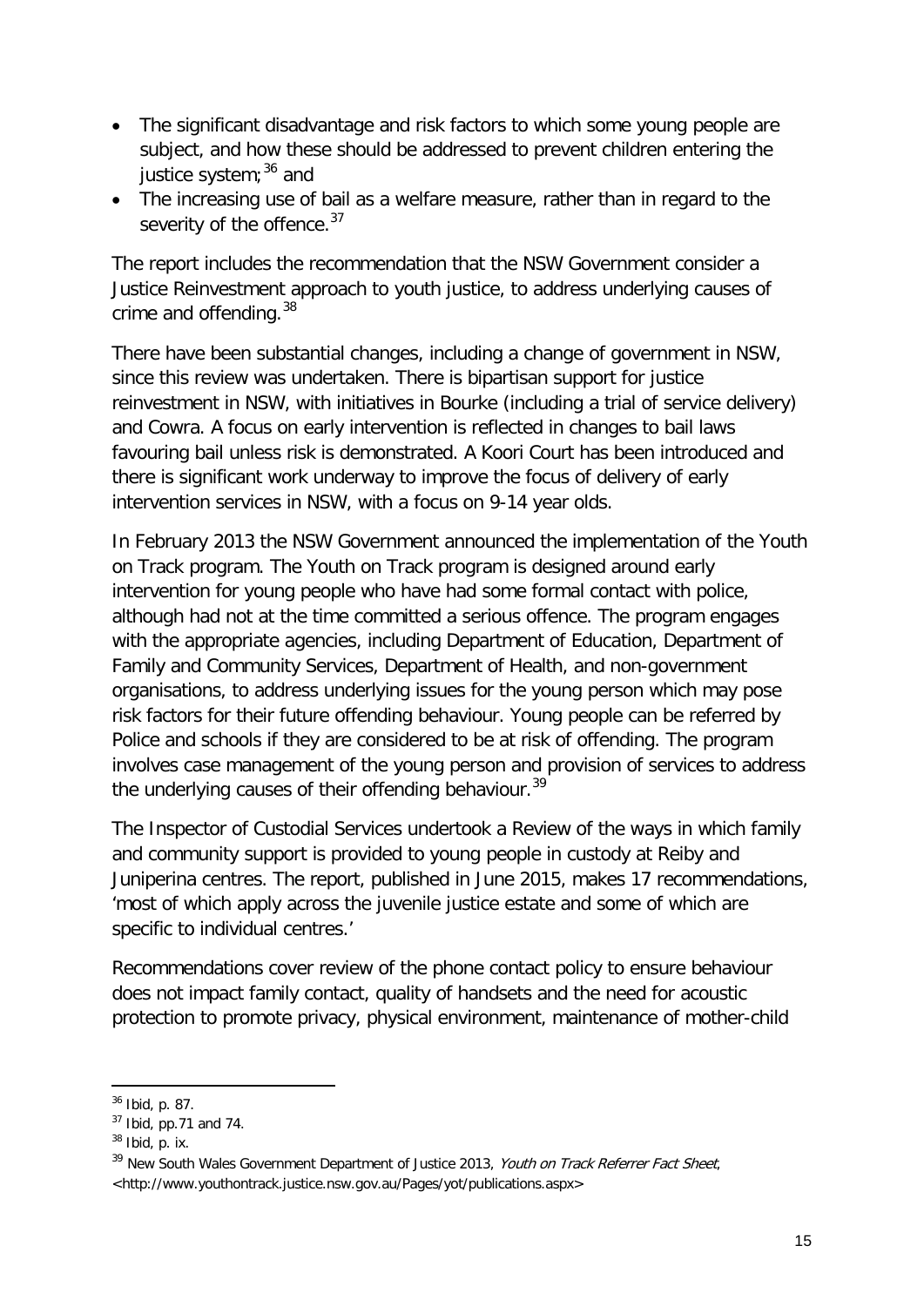- The significant disadvantage and risk factors to which some young people are subject, and how these should be addressed to prevent children entering the justice system;[36] and
- The increasing use of bail as a welfare measure, rather than in regard to the severity of the offence.[37]

The report includes the recommendation that the NSW Government consider a Justice Reinvestment approach to youth justice, to address underlying causes of crime and offending.[38]

There have been substantial changes, including a change of government in NSW, since this review was undertaken. There is bipartisan support for justice reinvestment in NSW, with initiatives in Bourke (including a trial of service delivery) and Cowra. A focus on early intervention is reflected in changes to bail laws favouring bail unless risk is demonstrated. A Koori Court has been introduced and there is significant work underway to improve the focus of delivery of early intervention services in NSW, with a focus on 9-14 year olds.

In February 2013 the NSW Government announced the implementation of the Youth on Track program. The Youth on Track program is designed around early intervention for young people who have had some formal contact with police, although had not at the time committed a serious offence. The program engages with the appropriate agencies, including Department of Education, Department of Family and Community Services, Department of Health, and non-government organisations, to address underlying issues for the young person which may pose risk factors for their future offending behaviour. Young people can be referred by Police and schools if they are considered to be at risk of offending. The program involves case management of the young person and provision of services to address the underlying causes of their offending behaviour.[39]

The Inspector of Custodial Services undertook a Review of the ways in which family and community support is provided to young people in custody at Reiby and Juniperina centres. The report, published in June 2015, makes 17 recommendations, 'most of which apply across the juvenile justice estate and some of which are specific to individual centres.'

Recommendations cover review of the phone contact policy to ensure behaviour does not impact family contact, quality of handsets and the need for acoustic protection to promote privacy, physical environment, maintenance of mother-child

---

[36] Ibid, p. 87.

[37] Ibid, pp.71 and 74.

[38] Ibid, p. ix.

[39] New South Wales Government Department of Justice 2013, *Youth on Track Referrer Fact Sheet*, <http://www.youthontrack.justice.nsw.gov.au/Pages/yot/publications.aspx>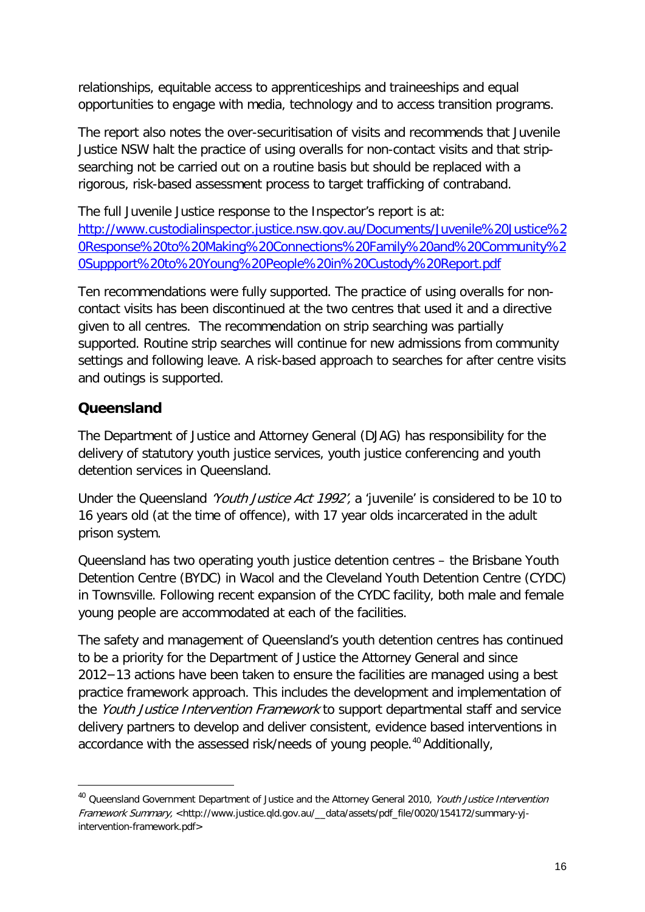relationships, equitable access to apprenticeships and traineeships and equal opportunities to engage with media, technology and to access transition programs.

The report also notes the over-securitisation of visits and recommends that Juvenile Justice NSW halt the practice of using overalls for non-contact visits and that strip-searching not be carried out on a routine basis but should be replaced with a rigorous, risk-based assessment process to target trafficking of contraband.

The full Juvenile Justice response to the Inspector's report is at: [http://www.custodialinspector.justice.nsw.gov.au/Documents/Juvenile%20Justice%20Response%20to%20Making%20Connections%20Family%20and%20Community%20Suppport%20to%20Young%20People%20in%20Custody%20Report.pdf](http://www.custodialinspector.justice.nsw.gov.au/Documents/Juvenile%20Justice%20Response%20to%20Making%20Connections%20Family%20and%20Community%20Suppport%20to%20Young%20People%20in%20Custody%20Report.pdf)

Ten recommendations were fully supported. The practice of using overalls for non-contact visits has been discontinued at the two centres that used it and a directive given to all centres. The recommendation on strip searching was partially supported. Routine strip searches will continue for new admissions from community settings and following leave. A risk-based approach to searches for after centre visits and outings is supported.

## Queensland

The Department of Justice and Attorney General (DJAG) has responsibility for the delivery of statutory youth justice services, youth justice conferencing and youth detention services in Queensland.

Under the Queensland *'Youth Justice Act 1992'*, a 'juvenile' is considered to be 10 to 16 years old (at the time of offence), with 17 year olds incarcerated in the adult prison system.

Queensland has two operating youth justice detention centres – the Brisbane Youth Detention Centre (BYDC) in Wacol and the Cleveland Youth Detention Centre (CYDC) in Townsville. Following recent expansion of the CYDC facility, both male and female young people are accommodated at each of the facilities.

The safety and management of Queensland's youth detention centres has continued to be a priority for the Department of Justice the Attorney General and since 2012−13 actions have been taken to ensure the facilities are managed using a best practice framework approach. This includes the development and implementation of the *Youth Justice Intervention Framework* to support departmental staff and service delivery partners to develop and deliver consistent, evidence based interventions in accordance with the assessed risk/needs of young people.[40] Additionally,

[40] Queensland Government Department of Justice and the Attorney General 2010, *Youth Justice Intervention Framework Summary*, <http://www.justice.qld.gov.au/__data/assets/pdf_file/0020/154172/summary-yj-intervention-framework.pdf>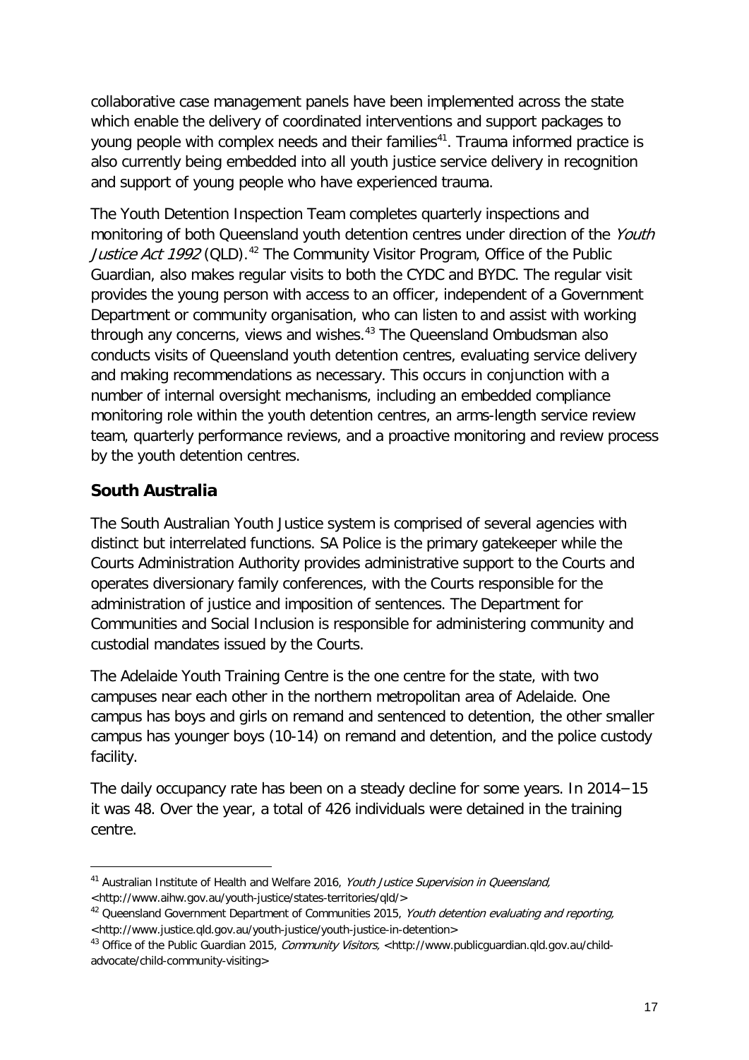collaborative case management panels have been implemented across the state which enable the delivery of coordinated interventions and support packages to young people with complex needs and their families[41]. Trauma informed practice is also currently being embedded into all youth justice service delivery in recognition and support of young people who have experienced trauma.

The Youth Detention Inspection Team completes quarterly inspections and monitoring of both Queensland youth detention centres under direction of the *Youth Justice Act 1992* (QLD).[42] The Community Visitor Program, Office of the Public Guardian, also makes regular visits to both the CYDC and BYDC. The regular visit provides the young person with access to an officer, independent of a Government Department or community organisation, who can listen to and assist with working through any concerns, views and wishes.[43] The Queensland Ombudsman also conducts visits of Queensland youth detention centres, evaluating service delivery and making recommendations as necessary. This occurs in conjunction with a number of internal oversight mechanisms, including an embedded compliance monitoring role within the youth detention centres, an arms-length service review team, quarterly performance reviews, and a proactive monitoring and review process by the youth detention centres.

## South Australia

The South Australian Youth Justice system is comprised of several agencies with distinct but interrelated functions. SA Police is the primary gatekeeper while the Courts Administration Authority provides administrative support to the Courts and operates diversionary family conferences, with the Courts responsible for the administration of justice and imposition of sentences. The Department for Communities and Social Inclusion is responsible for administering community and custodial mandates issued by the Courts.

The Adelaide Youth Training Centre is the one centre for the state, with two campuses near each other in the northern metropolitan area of Adelaide. One campus has boys and girls on remand and sentenced to detention, the other smaller campus has younger boys (10-14) on remand and detention, and the police custody facility.

The daily occupancy rate has been on a steady decline for some years. In 2014–15 it was 48. Over the year, a total of 426 individuals were detained in the training centre.

---

[41] Australian Institute of Health and Welfare 2016, *Youth Justice Supervision in Queensland,* <http://www.aihw.gov.au/youth-justice/states-territories/qld/>

[42] Queensland Government Department of Communities 2015, *Youth detention evaluating and reporting,* <http://www.justice.qld.gov.au/youth-justice/youth-justice-in-detention>

[43] Office of the Public Guardian 2015, *Community Visitors,* <http://www.publicguardian.qld.gov.au/child-advocate/child-community-visiting>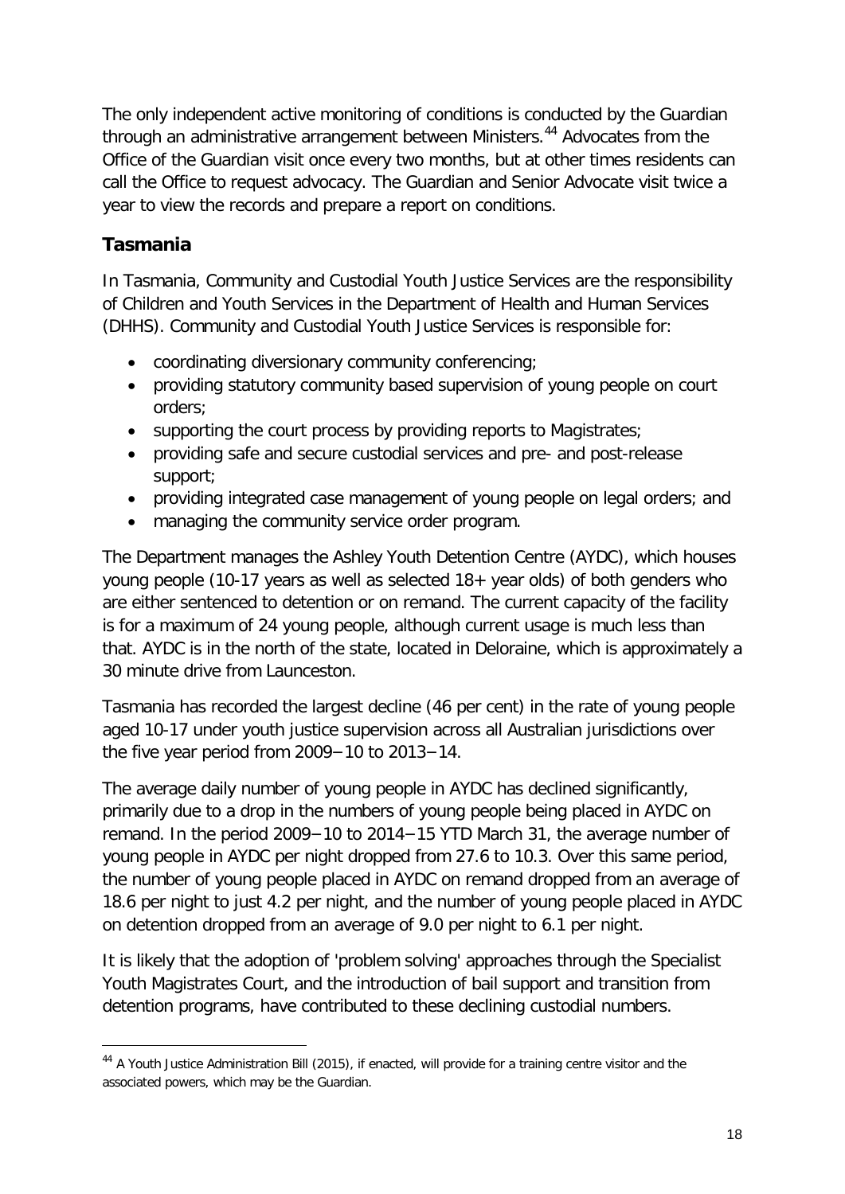The only independent active monitoring of conditions is conducted by the Guardian through an administrative arrangement between Ministers.[44] Advocates from the Office of the Guardian visit once every two months, but at other times residents can call the Office to request advocacy. The Guardian and Senior Advocate visit twice a year to view the records and prepare a report on conditions.

## Tasmania

In Tasmania, Community and Custodial Youth Justice Services are the responsibility of Children and Youth Services in the Department of Health and Human Services (DHHS). Community and Custodial Youth Justice Services is responsible for:

- coordinating diversionary community conferencing;
- providing statutory community based supervision of young people on court orders;
- supporting the court process by providing reports to Magistrates;
- providing safe and secure custodial services and pre- and post-release support;
- providing integrated case management of young people on legal orders; and
- managing the community service order program.

The Department manages the Ashley Youth Detention Centre (AYDC), which houses young people (10-17 years as well as selected 18+ year olds) of both genders who are either sentenced to detention or on remand. The current capacity of the facility is for a maximum of 24 young people, although current usage is much less than that. AYDC is in the north of the state, located in Deloraine, which is approximately a 30 minute drive from Launceston.

Tasmania has recorded the largest decline (46 per cent) in the rate of young people aged 10-17 under youth justice supervision across all Australian jurisdictions over the five year period from 2009−10 to 2013−14.

The average daily number of young people in AYDC has declined significantly, primarily due to a drop in the numbers of young people being placed in AYDC on remand. In the period 2009−10 to 2014−15 YTD March 31, the average number of young people in AYDC per night dropped from 27.6 to 10.3. Over this same period, the number of young people placed in AYDC on remand dropped from an average of 18.6 per night to just 4.2 per night, and the number of young people placed in AYDC on detention dropped from an average of 9.0 per night to 6.1 per night.

It is likely that the adoption of 'problem solving' approaches through the Specialist Youth Magistrates Court, and the introduction of bail support and transition from detention programs, have contributed to these declining custodial numbers.

[44] A Youth Justice Administration Bill (2015), if enacted, will provide for a training centre visitor and the associated powers, which may be the Guardian.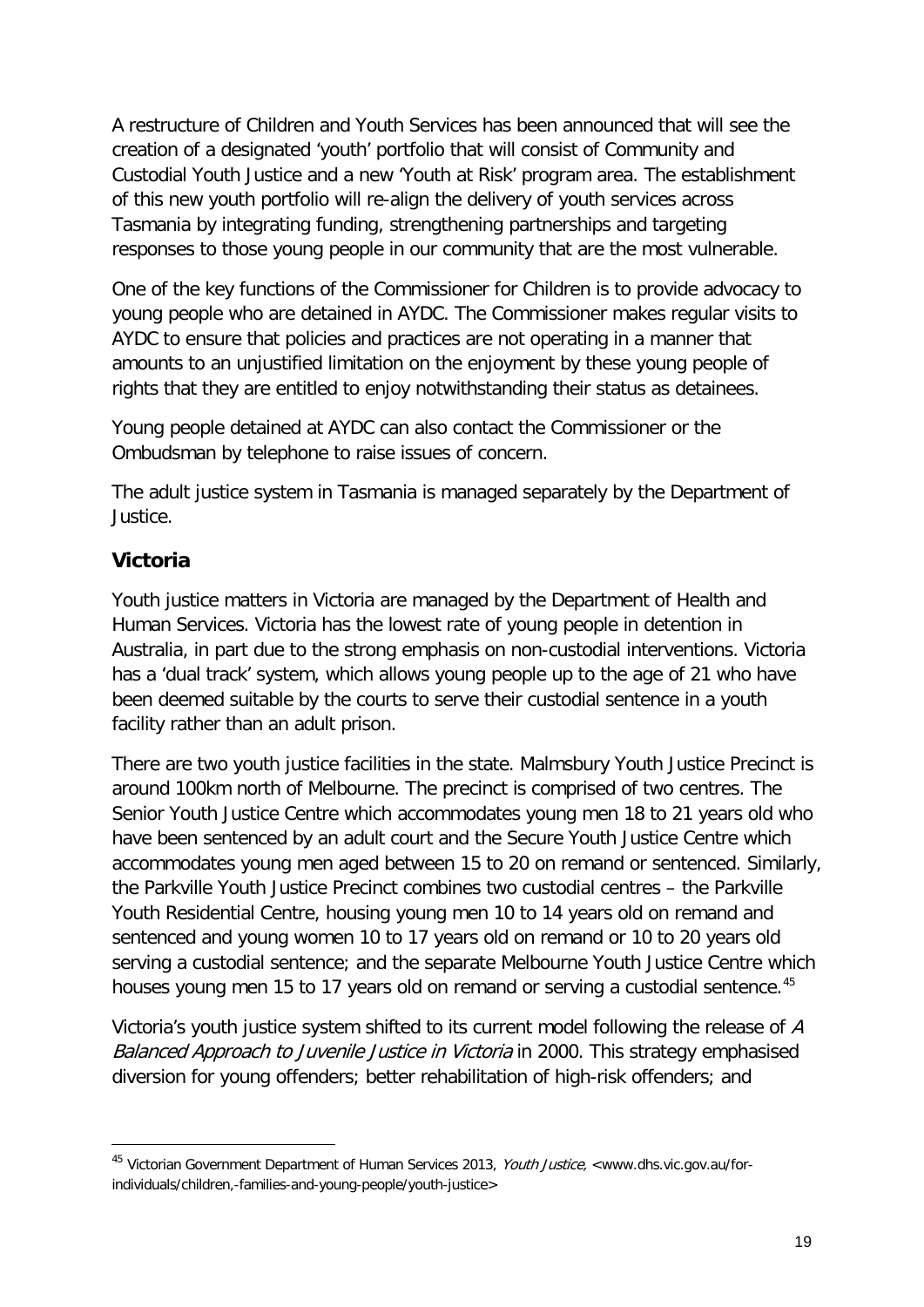A restructure of Children and Youth Services has been announced that will see the creation of a designated 'youth' portfolio that will consist of Community and Custodial Youth Justice and a new 'Youth at Risk' program area. The establishment of this new youth portfolio will re-align the delivery of youth services across Tasmania by integrating funding, strengthening partnerships and targeting responses to those young people in our community that are the most vulnerable.

One of the key functions of the Commissioner for Children is to provide advocacy to young people who are detained in AYDC. The Commissioner makes regular visits to AYDC to ensure that policies and practices are not operating in a manner that amounts to an unjustified limitation on the enjoyment by these young people of rights that they are entitled to enjoy notwithstanding their status as detainees.

Young people detained at AYDC can also contact the Commissioner or the Ombudsman by telephone to raise issues of concern.

The adult justice system in Tasmania is managed separately by the Department of Justice.

## Victoria

Youth justice matters in Victoria are managed by the Department of Health and Human Services. Victoria has the lowest rate of young people in detention in Australia, in part due to the strong emphasis on non-custodial interventions. Victoria has a 'dual track' system, which allows young people up to the age of 21 who have been deemed suitable by the courts to serve their custodial sentence in a youth facility rather than an adult prison.

There are two youth justice facilities in the state. Malmsbury Youth Justice Precinct is around 100km north of Melbourne. The precinct is comprised of two centres. The Senior Youth Justice Centre which accommodates young men 18 to 21 years old who have been sentenced by an adult court and the Secure Youth Justice Centre which accommodates young men aged between 15 to 20 on remand or sentenced. Similarly, the Parkville Youth Justice Precinct combines two custodial centres – the Parkville Youth Residential Centre, housing young men 10 to 14 years old on remand and sentenced and young women 10 to 17 years old on remand or 10 to 20 years old serving a custodial sentence; and the separate Melbourne Youth Justice Centre which houses young men 15 to 17 years old on remand or serving a custodial sentence.[45]

Victoria's youth justice system shifted to its current model following the release of *A Balanced Approach to Juvenile Justice in Victoria* in 2000. This strategy emphasised diversion for young offenders; better rehabilitation of high-risk offenders; and

---

[45] Victorian Government Department of Human Services 2013, *Youth Justice*, <www.dhs.vic.gov.au/for-individuals/children,-families-and-young-people/youth-justice>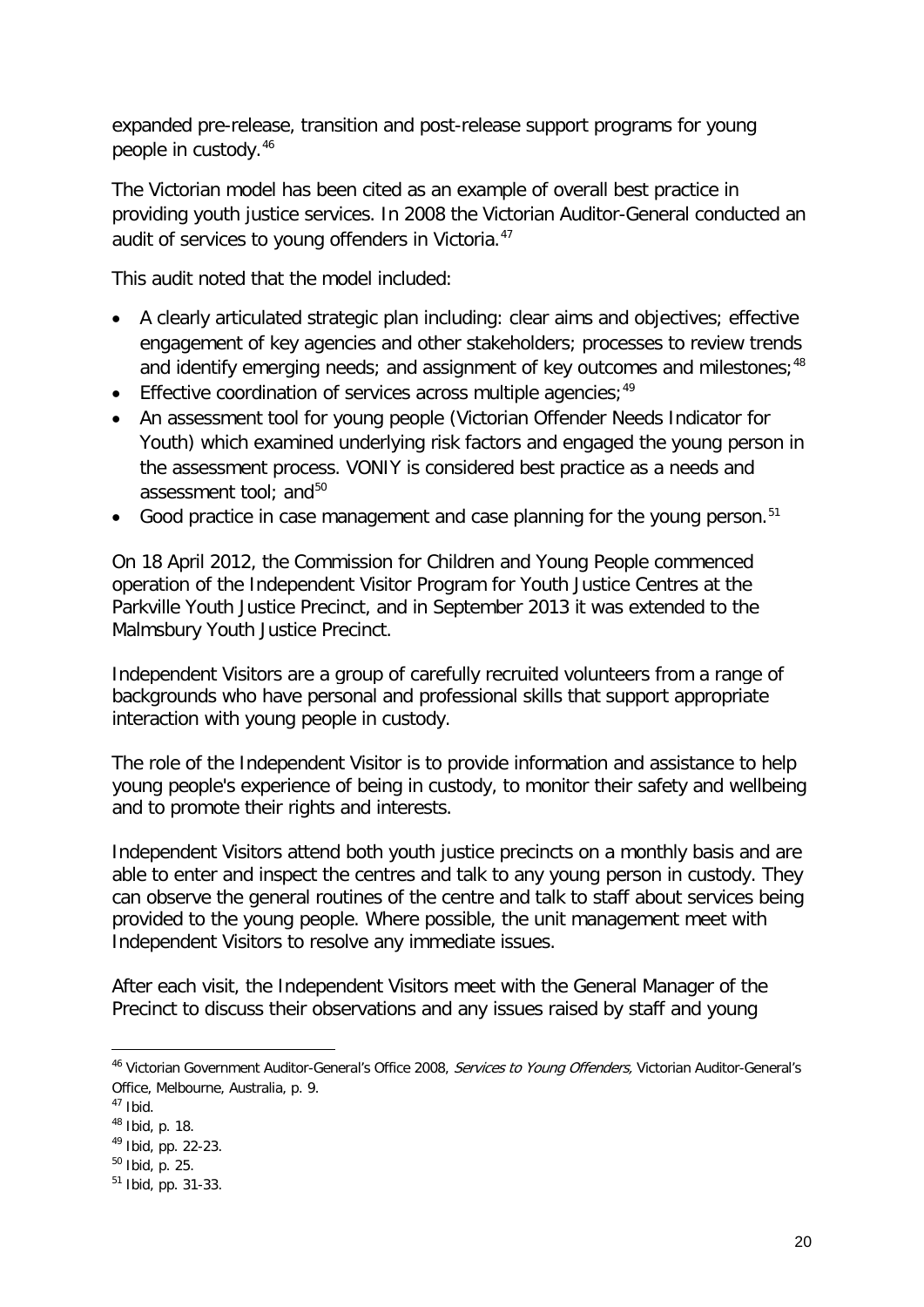expanded pre-release, transition and post-release support programs for young people in custody.[46]

The Victorian model has been cited as an example of overall best practice in providing youth justice services. In 2008 the Victorian Auditor-General conducted an audit of services to young offenders in Victoria.[47]

This audit noted that the model included:

- A clearly articulated strategic plan including: clear aims and objectives; effective engagement of key agencies and other stakeholders; processes to review trends and identify emerging needs; and assignment of key outcomes and milestones;[48]
- Effective coordination of services across multiple agencies;[49]
- An assessment tool for young people (Victorian Offender Needs Indicator for Youth) which examined underlying risk factors and engaged the young person in the assessment process. VONIY is considered best practice as a needs and assessment tool; and[50]
- Good practice in case management and case planning for the young person.[51]

On 18 April 2012, the Commission for Children and Young People commenced operation of the Independent Visitor Program for Youth Justice Centres at the Parkville Youth Justice Precinct, and in September 2013 it was extended to the Malmsbury Youth Justice Precinct.

Independent Visitors are a group of carefully recruited volunteers from a range of backgrounds who have personal and professional skills that support appropriate interaction with young people in custody.

The role of the Independent Visitor is to provide information and assistance to help young people's experience of being in custody, to monitor their safety and wellbeing and to promote their rights and interests.

Independent Visitors attend both youth justice precincts on a monthly basis and are able to enter and inspect the centres and talk to any young person in custody. They can observe the general routines of the centre and talk to staff about services being provided to the young people. Where possible, the unit management meet with Independent Visitors to resolve any immediate issues.

After each visit, the Independent Visitors meet with the General Manager of the Precinct to discuss their observations and any issues raised by staff and young

---

[46] Victorian Government Auditor-General's Office 2008, *Services to Young Offenders*, Victorian Auditor-General's Office, Melbourne, Australia, p. 9.

[47] Ibid.

[48] Ibid, p. 18.

[49] Ibid, pp. 22-23.

[50] Ibid, p. 25.

[51] Ibid, pp. 31-33.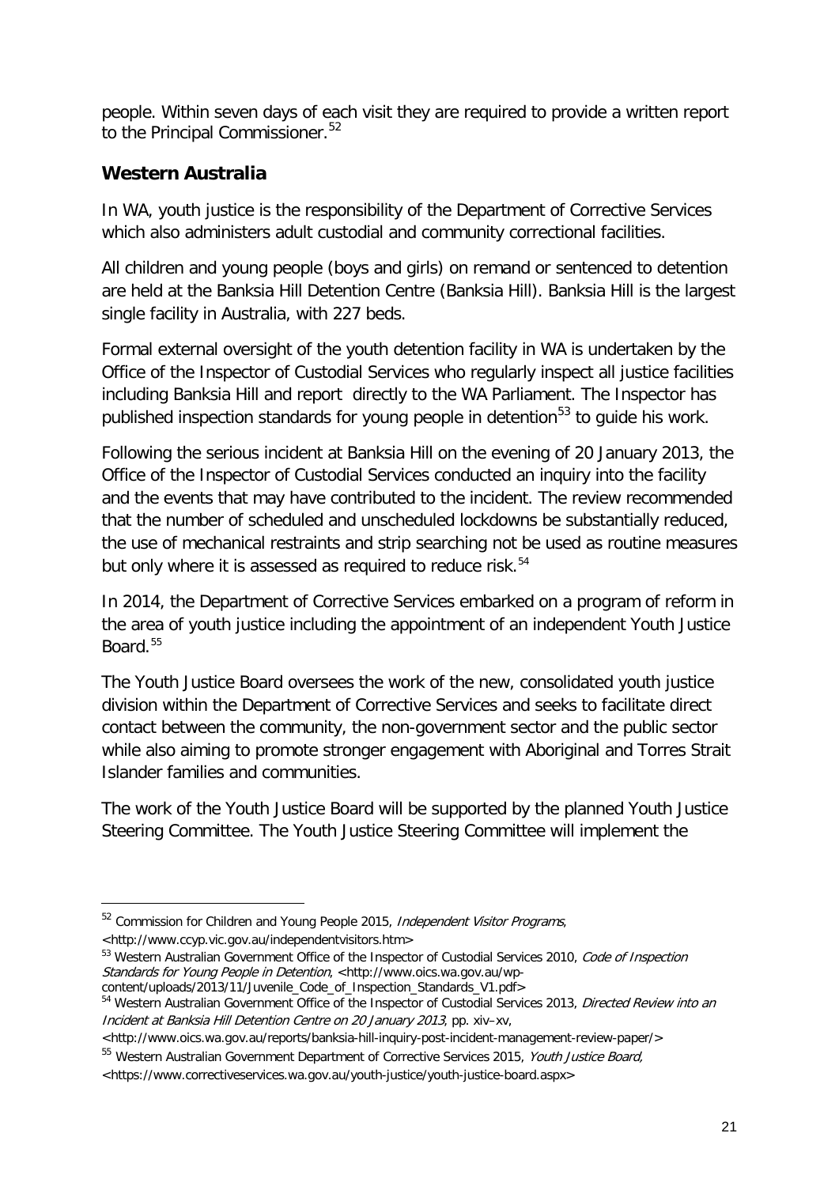people. Within seven days of each visit they are required to provide a written report to the Principal Commissioner.[52]

## Western Australia

In WA, youth justice is the responsibility of the Department of Corrective Services which also administers adult custodial and community correctional facilities.

All children and young people (boys and girls) on remand or sentenced to detention are held at the Banksia Hill Detention Centre (Banksia Hill). Banksia Hill is the largest single facility in Australia, with 227 beds.

Formal external oversight of the youth detention facility in WA is undertaken by the Office of the Inspector of Custodial Services who regularly inspect all justice facilities including Banksia Hill and report directly to the WA Parliament. The Inspector has published inspection standards for young people in detention[53] to guide his work.

Following the serious incident at Banksia Hill on the evening of 20 January 2013, the Office of the Inspector of Custodial Services conducted an inquiry into the facility and the events that may have contributed to the incident. The review recommended that the number of scheduled and unscheduled lockdowns be substantially reduced, the use of mechanical restraints and strip searching not be used as routine measures but only where it is assessed as required to reduce risk.[54]

In 2014, the Department of Corrective Services embarked on a program of reform in the area of youth justice including the appointment of an independent Youth Justice Board.[55]

The Youth Justice Board oversees the work of the new, consolidated youth justice division within the Department of Corrective Services and seeks to facilitate direct contact between the community, the non-government sector and the public sector while also aiming to promote stronger engagement with Aboriginal and Torres Strait Islander families and communities.

The work of the Youth Justice Board will be supported by the planned Youth Justice Steering Committee. The Youth Justice Steering Committee will implement the

---

[52] Commission for Children and Young People 2015, *Independent Visitor Programs*, <http://www.ccyp.vic.gov.au/independentvisitors.htm>

[53] Western Australian Government Office of the Inspector of Custodial Services 2010, *Code of Inspection Standards for Young People in Detention*, <http://www.oics.wa.gov.au/wp-content/uploads/2013/11/Juvenile_Code_of_Inspection_Standards_V1.pdf>

[54] Western Australian Government Office of the Inspector of Custodial Services 2013, *Directed Review into an Incident at Banksia Hill Detention Centre on 20 January 2013*, pp. xiv–xv, <http://www.oics.wa.gov.au/reports/banksia-hill-inquiry-post-incident-management-review-paper/>

[55] Western Australian Government Department of Corrective Services 2015, *Youth Justice Board*, <https://www.correctiveservices.wa.gov.au/youth-justice/youth-justice-board.aspx>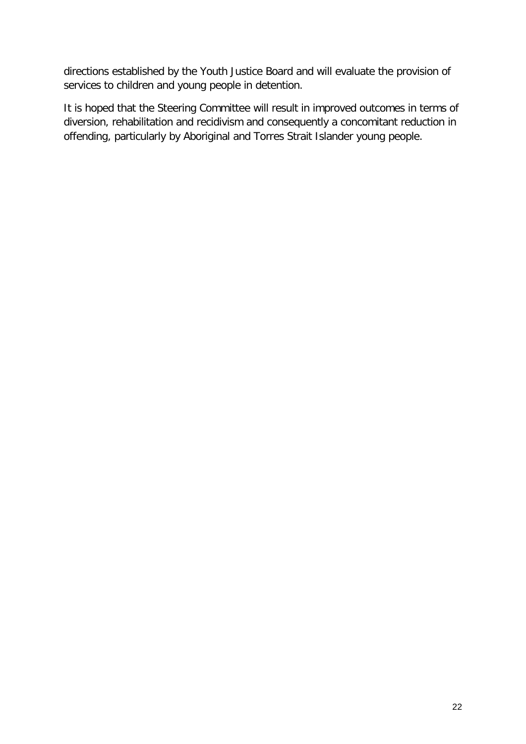directions established by the Youth Justice Board and will evaluate the provision of services to children and young people in detention.

It is hoped that the Steering Committee will result in improved outcomes in terms of diversion, rehabilitation and recidivism and consequently a concomitant reduction in offending, particularly by Aboriginal and Torres Strait Islander young people.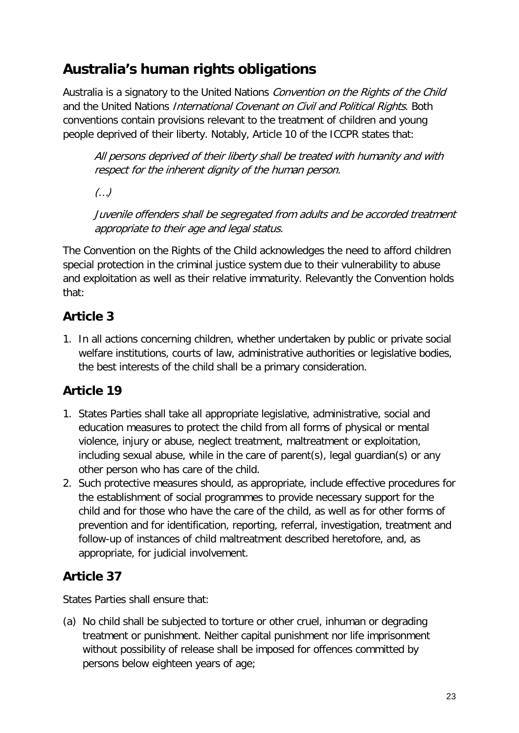## Australia's human rights obligations

Australia is a signatory to the United Nations *Convention on the Rights of the Child* and the United Nations *International Covenant on Civil and Political Rights*. Both conventions contain provisions relevant to the treatment of children and young people deprived of their liberty. Notably, Article 10 of the ICCPR states that:

> *All persons deprived of their liberty shall be treated with humanity and with respect for the inherent dignity of the human person.*
>
> *(…)*
>
> *Juvenile offenders shall be segregated from adults and be accorded treatment appropriate to their age and legal status.*

The Convention on the Rights of the Child acknowledges the need to afford children special protection in the criminal justice system due to their vulnerability to abuse and exploitation as well as their relative immaturity. Relevantly the Convention holds that:

### Article 3

1. In all actions concerning children, whether undertaken by public or private social welfare institutions, courts of law, administrative authorities or legislative bodies, the best interests of the child shall be a primary consideration.

### Article 19

1. States Parties shall take all appropriate legislative, administrative, social and education measures to protect the child from all forms of physical or mental violence, injury or abuse, neglect treatment, maltreatment or exploitation, including sexual abuse, while in the care of parent(s), legal guardian(s) or any other person who has care of the child.
2. Such protective measures should, as appropriate, include effective procedures for the establishment of social programmes to provide necessary support for the child and for those who have the care of the child, as well as for other forms of prevention and for identification, reporting, referral, investigation, treatment and follow-up of instances of child maltreatment described heretofore, and, as appropriate, for judicial involvement.

### Article 37

States Parties shall ensure that:

(a) No child shall be subjected to torture or other cruel, inhuman or degrading treatment or punishment. Neither capital punishment nor life imprisonment without possibility of release shall be imposed for offences committed by persons below eighteen years of age;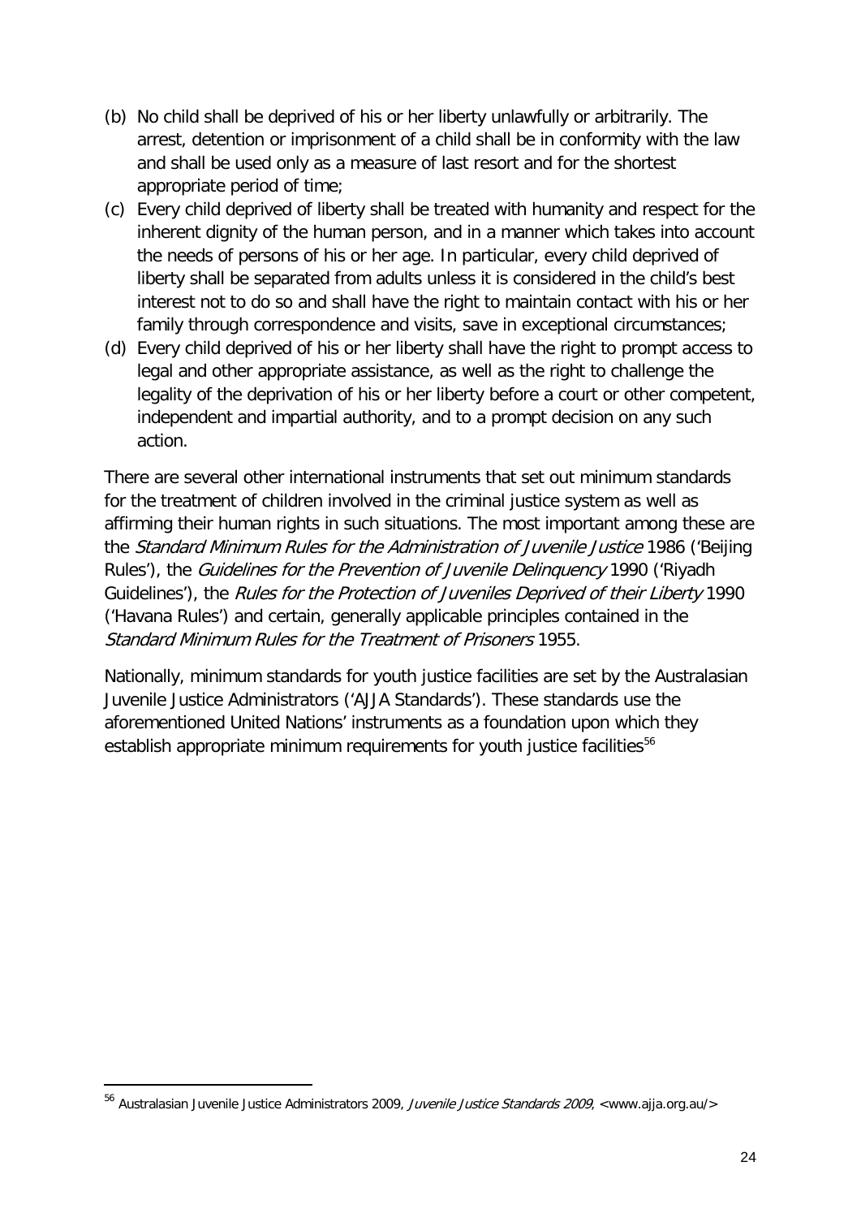(b) No child shall be deprived of his or her liberty unlawfully or arbitrarily. The arrest, detention or imprisonment of a child shall be in conformity with the law and shall be used only as a measure of last resort and for the shortest appropriate period of time;

(c) Every child deprived of liberty shall be treated with humanity and respect for the inherent dignity of the human person, and in a manner which takes into account the needs of persons of his or her age. In particular, every child deprived of liberty shall be separated from adults unless it is considered in the child's best interest not to do so and shall have the right to maintain contact with his or her family through correspondence and visits, save in exceptional circumstances;

(d) Every child deprived of his or her liberty shall have the right to prompt access to legal and other appropriate assistance, as well as the right to challenge the legality of the deprivation of his or her liberty before a court or other competent, independent and impartial authority, and to a prompt decision on any such action.

There are several other international instruments that set out minimum standards for the treatment of children involved in the criminal justice system as well as affirming their human rights in such situations. The most important among these are the *Standard Minimum Rules for the Administration of Juvenile Justice* 1986 ('Beijing Rules'), the *Guidelines for the Prevention of Juvenile Delinquency* 1990 ('Riyadh Guidelines'), the *Rules for the Protection of Juveniles Deprived of their Liberty* 1990 ('Havana Rules') and certain, generally applicable principles contained in the *Standard Minimum Rules for the Treatment of Prisoners* 1955.

Nationally, minimum standards for youth justice facilities are set by the Australasian Juvenile Justice Administrators ('AJJA Standards'). These standards use the aforementioned United Nations' instruments as a foundation upon which they establish appropriate minimum requirements for youth justice facilities[56]

[56] Australasian Juvenile Justice Administrators 2009, *Juvenile Justice Standards 2009*, <www.ajja.org.au/>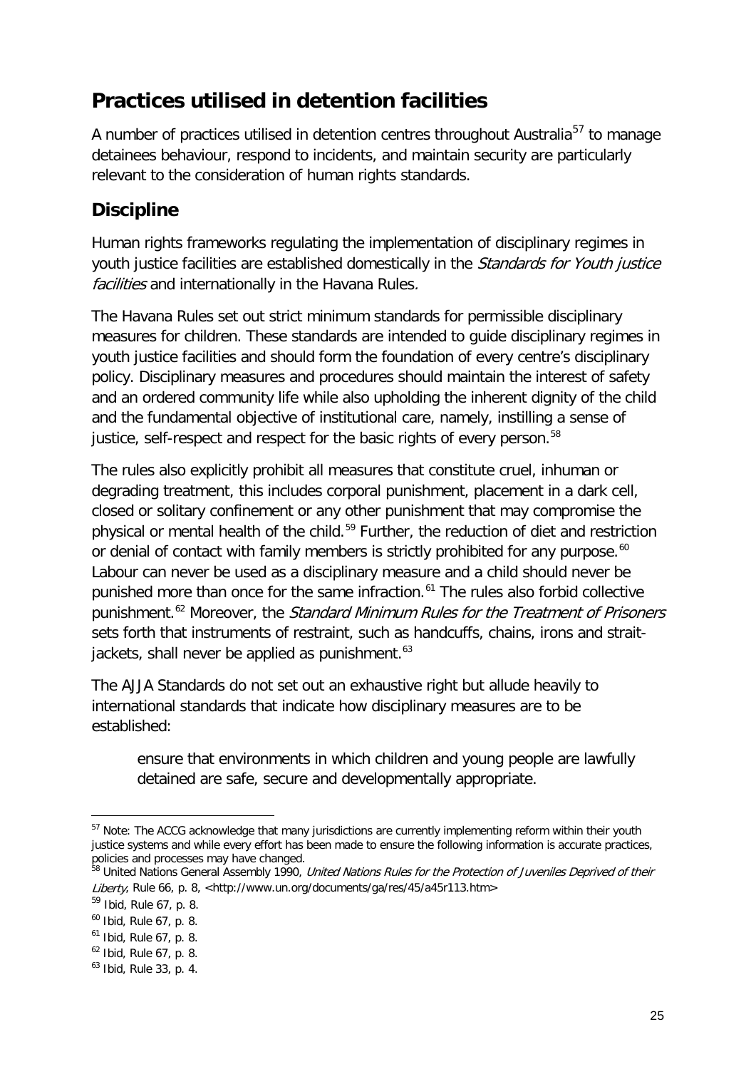## Practices utilised in detention facilities

A number of practices utilised in detention centres throughout Australia[57] to manage detainees behaviour, respond to incidents, and maintain security are particularly relevant to the consideration of human rights standards.

### Discipline

Human rights frameworks regulating the implementation of disciplinary regimes in youth justice facilities are established domestically in the *Standards for Youth justice facilities* and internationally in the Havana Rules.

The Havana Rules set out strict minimum standards for permissible disciplinary measures for children. These standards are intended to guide disciplinary regimes in youth justice facilities and should form the foundation of every centre's disciplinary policy. Disciplinary measures and procedures should maintain the interest of safety and an ordered community life while also upholding the inherent dignity of the child and the fundamental objective of institutional care, namely, instilling a sense of justice, self-respect and respect for the basic rights of every person.[58]

The rules also explicitly prohibit all measures that constitute cruel, inhuman or degrading treatment, this includes corporal punishment, placement in a dark cell, closed or solitary confinement or any other punishment that may compromise the physical or mental health of the child.[59] Further, the reduction of diet and restriction or denial of contact with family members is strictly prohibited for any purpose.[60] Labour can never be used as a disciplinary measure and a child should never be punished more than once for the same infraction.[61] The rules also forbid collective punishment.[62] Moreover, the *Standard Minimum Rules for the Treatment of Prisoners* sets forth that instruments of restraint, such as handcuffs, chains, irons and strait-jackets, shall never be applied as punishment.[63]

The AJJA Standards do not set out an exhaustive right but allude heavily to international standards that indicate how disciplinary measures are to be established:

> ensure that environments in which children and young people are lawfully detained are safe, secure and developmentally appropriate.

---

[57] Note: The ACCG acknowledge that many jurisdictions are currently implementing reform within their youth justice systems and while every effort has been made to ensure the following information is accurate practices, policies and processes may have changed.

[58] United Nations General Assembly 1990, *United Nations Rules for the Protection of Juveniles Deprived of their Liberty*, Rule 66, p. 8, <http://www.un.org/documents/ga/res/45/a45r113.htm>

[59] Ibid, Rule 67, p. 8.

[60] Ibid, Rule 67, p. 8.

[61] Ibid, Rule 67, p. 8.

[62] Ibid, Rule 67, p. 8.

[63] Ibid, Rule 33, p. 4.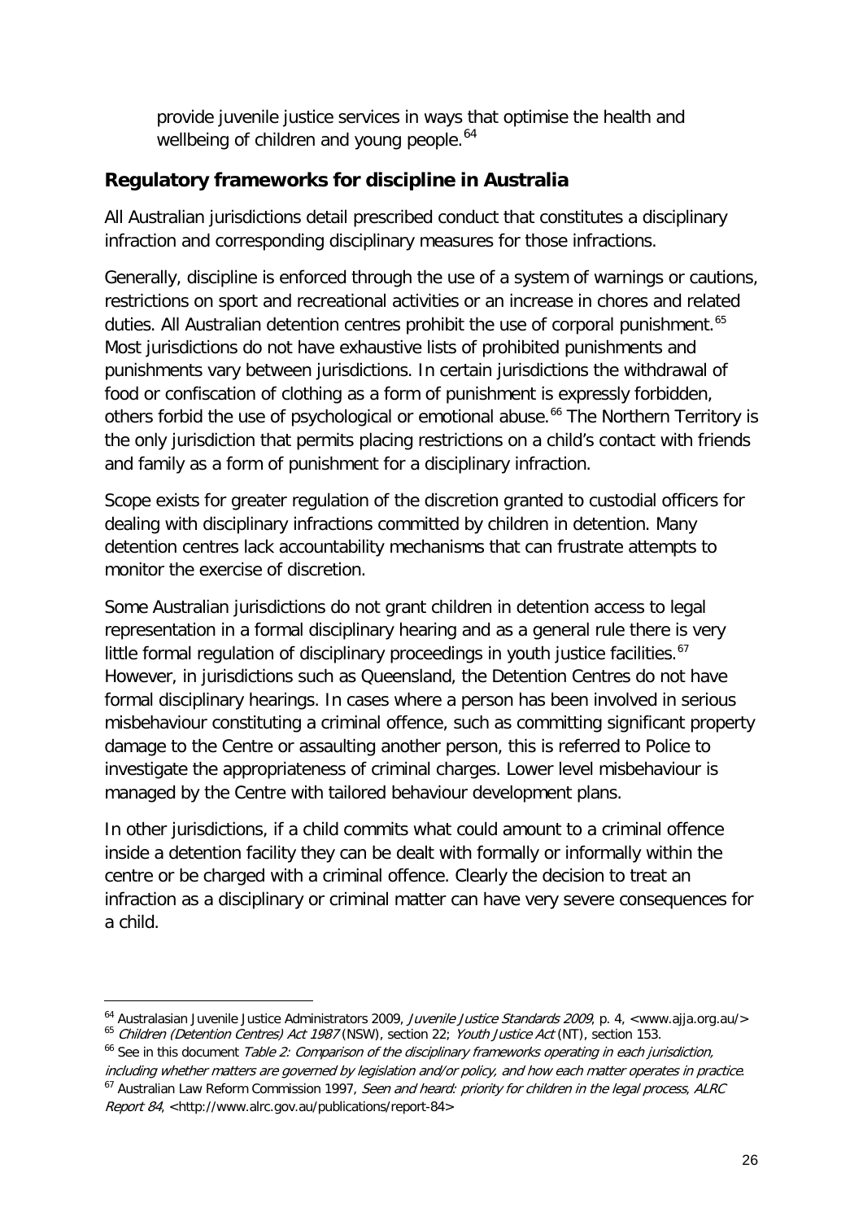provide juvenile justice services in ways that optimise the health and wellbeing of children and young people.[64]

## Regulatory frameworks for discipline in Australia

All Australian jurisdictions detail prescribed conduct that constitutes a disciplinary infraction and corresponding disciplinary measures for those infractions.

Generally, discipline is enforced through the use of a system of warnings or cautions, restrictions on sport and recreational activities or an increase in chores and related duties. All Australian detention centres prohibit the use of corporal punishment.[65] Most jurisdictions do not have exhaustive lists of prohibited punishments and punishments vary between jurisdictions. In certain jurisdictions the withdrawal of food or confiscation of clothing as a form of punishment is expressly forbidden, others forbid the use of psychological or emotional abuse.[66] The Northern Territory is the only jurisdiction that permits placing restrictions on a child's contact with friends and family as a form of punishment for a disciplinary infraction.

Scope exists for greater regulation of the discretion granted to custodial officers for dealing with disciplinary infractions committed by children in detention. Many detention centres lack accountability mechanisms that can frustrate attempts to monitor the exercise of discretion.

Some Australian jurisdictions do not grant children in detention access to legal representation in a formal disciplinary hearing and as a general rule there is very little formal regulation of disciplinary proceedings in youth justice facilities.[67] However, in jurisdictions such as Queensland, the Detention Centres do not have formal disciplinary hearings. In cases where a person has been involved in serious misbehaviour constituting a criminal offence, such as committing significant property damage to the Centre or assaulting another person, this is referred to Police to investigate the appropriateness of criminal charges. Lower level misbehaviour is managed by the Centre with tailored behaviour development plans.

In other jurisdictions, if a child commits what could amount to a criminal offence inside a detention facility they can be dealt with formally or informally within the centre or be charged with a criminal offence. Clearly the decision to treat an infraction as a disciplinary or criminal matter can have very severe consequences for a child.

---

[64] Australasian Juvenile Justice Administrators 2009, *Juvenile Justice Standards 2009*, p. 4, <www.ajja.org.au/>

[65] *Children (Detention Centres) Act 1987* (NSW), section 22; *Youth Justice Act* (NT), section 153.

[66] See in this document *Table 2: Comparison of the disciplinary frameworks operating in each jurisdiction, including whether matters are governed by legislation and/or policy, and how each matter operates in practice*.

[67] Australian Law Reform Commission 1997, *Seen and heard: priority for children in the legal process*, *ALRC Report 84*, <http://www.alrc.gov.au/publications/report-84>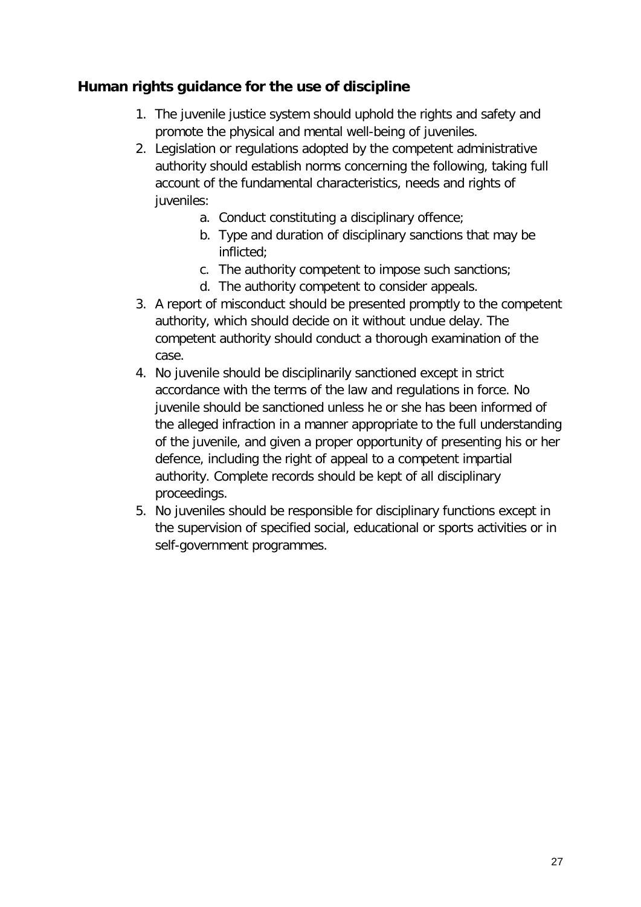### Human rights guidance for the use of discipline

1. The juvenile justice system should uphold the rights and safety and promote the physical and mental well-being of juveniles.
2. Legislation or regulations adopted by the competent administrative authority should establish norms concerning the following, taking full account of the fundamental characteristics, needs and rights of juveniles:
    a. Conduct constituting a disciplinary offence;
    b. Type and duration of disciplinary sanctions that may be inflicted;
    c. The authority competent to impose such sanctions;
    d. The authority competent to consider appeals.
3. A report of misconduct should be presented promptly to the competent authority, which should decide on it without undue delay. The competent authority should conduct a thorough examination of the case.
4. No juvenile should be disciplinarily sanctioned except in strict accordance with the terms of the law and regulations in force. No juvenile should be sanctioned unless he or she has been informed of the alleged infraction in a manner appropriate to the full understanding of the juvenile, and given a proper opportunity of presenting his or her defence, including the right of appeal to a competent impartial authority. Complete records should be kept of all disciplinary proceedings.
5. No juveniles should be responsible for disciplinary functions except in the supervision of specified social, educational or sports activities or in self-government programmes.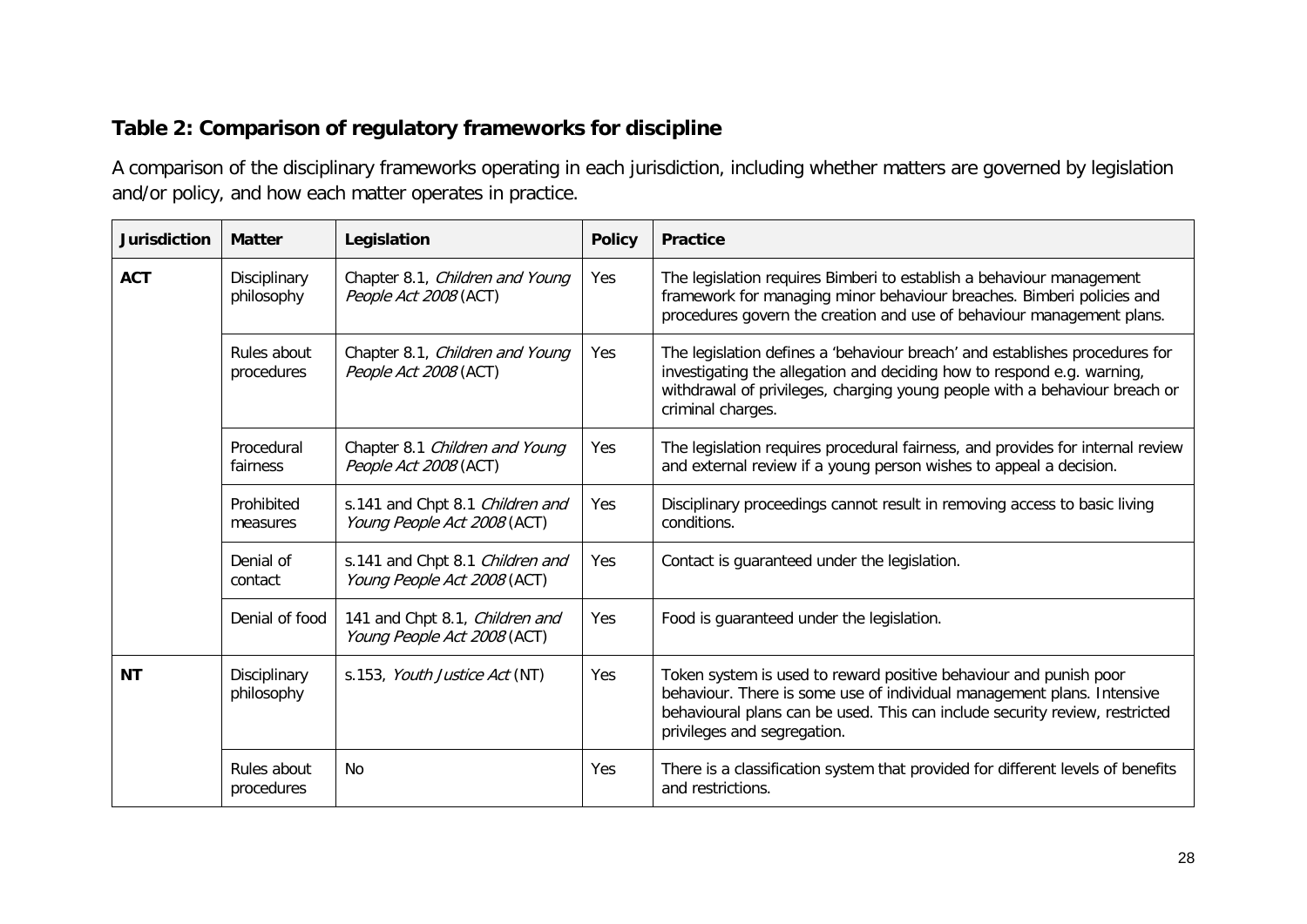## Table 2: Comparison of regulatory frameworks for discipline

A comparison of the disciplinary frameworks operating in each jurisdiction, including whether matters are governed by legislation and/or policy, and how each matter operates in practice.

| Jurisdiction | Matter | Legislation | Policy | Practice |
|---|---|---|---|---|
| **ACT** | Disciplinary philosophy | Chapter 8.1, *Children and Young People Act 2008* (ACT) | Yes | The legislation requires Bimberi to establish a behaviour management framework for managing minor behaviour breaches. Bimberi policies and procedures govern the creation and use of behaviour management plans. |
| | Rules about procedures | Chapter 8.1, *Children and Young People Act 2008* (ACT) | Yes | The legislation defines a 'behaviour breach' and establishes procedures for investigating the allegation and deciding how to respond e.g. warning, withdrawal of privileges, charging young people with a behaviour breach or criminal charges. |
| | Procedural fairness | Chapter 8.1 *Children and Young People Act 2008* (ACT) | Yes | The legislation requires procedural fairness, and provides for internal review and external review if a young person wishes to appeal a decision. |
| | Prohibited measures | s.141 and Chpt 8.1 *Children and Young People Act 2008* (ACT) | Yes | Disciplinary proceedings cannot result in removing access to basic living conditions. |
| | Denial of contact | s.141 and Chpt 8.1 *Children and Young People Act 2008* (ACT) | Yes | Contact is guaranteed under the legislation. |
| | Denial of food | 141 and Chpt 8.1, *Children and Young People Act 2008* (ACT) | Yes | Food is guaranteed under the legislation. |
| **NT** | Disciplinary philosophy | s.153, *Youth Justice Act* (NT) | Yes | Token system is used to reward positive behaviour and punish poor behaviour. There is some use of individual management plans. Intensive behavioural plans can be used. This can include security review, restricted privileges and segregation. |
| | Rules about procedures | No | Yes | There is a classification system that provided for different levels of benefits and restrictions. |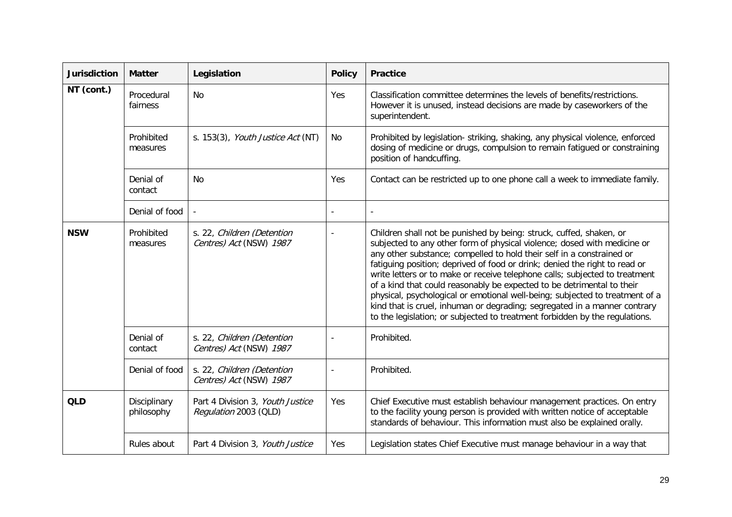| Jurisdiction | Matter | Legislation | Policy | Practice |
|---|---|---|---|---|
| **NT (cont.)** | Procedural fairness | No | Yes | Classification committee determines the levels of benefits/restrictions. However it is unused, instead decisions are made by caseworkers of the superintendent. |
| | Prohibited measures | s. 153(3), *Youth Justice Act* (NT) | No | Prohibited by legislation- striking, shaking, any physical violence, enforced dosing of medicine or drugs, compulsion to remain fatigued or constraining position of handcuffing. |
| | Denial of contact | No | Yes | Contact can be restricted up to one phone call a week to immediate family. |
| | Denial of food | - | - | - |
| **NSW** | Prohibited measures | s. 22, *Children (Detention Centres) Act* (NSW) *1987* | - | Children shall not be punished by being: struck, cuffed, shaken, or subjected to any other form of physical violence; dosed with medicine or any other substance; compelled to hold their self in a constrained or fatiguing position; deprived of food or drink; denied the right to read or write letters or to make or receive telephone calls; subjected to treatment of a kind that could reasonably be expected to be detrimental to their physical, psychological or emotional well-being; subjected to treatment of a kind that is cruel, inhuman or degrading; segregated in a manner contrary to the legislation; or subjected to treatment forbidden by the regulations. |
| | Denial of contact | s. 22, *Children (Detention Centres) Act* (NSW) *1987* | - | Prohibited. |
| | Denial of food | s. 22, *Children (Detention Centres) Act* (NSW) *1987* | - | Prohibited. |
| **QLD** | Disciplinary philosophy | Part 4 Division 3, *Youth Justice Regulation* 2003 (QLD) | Yes | Chief Executive must establish behaviour management practices. On entry to the facility young person is provided with written notice of acceptable standards of behaviour. This information must also be explained orally. |
| | Rules about | Part 4 Division 3, *Youth Justice* | Yes | Legislation states Chief Executive must manage behaviour in a way that |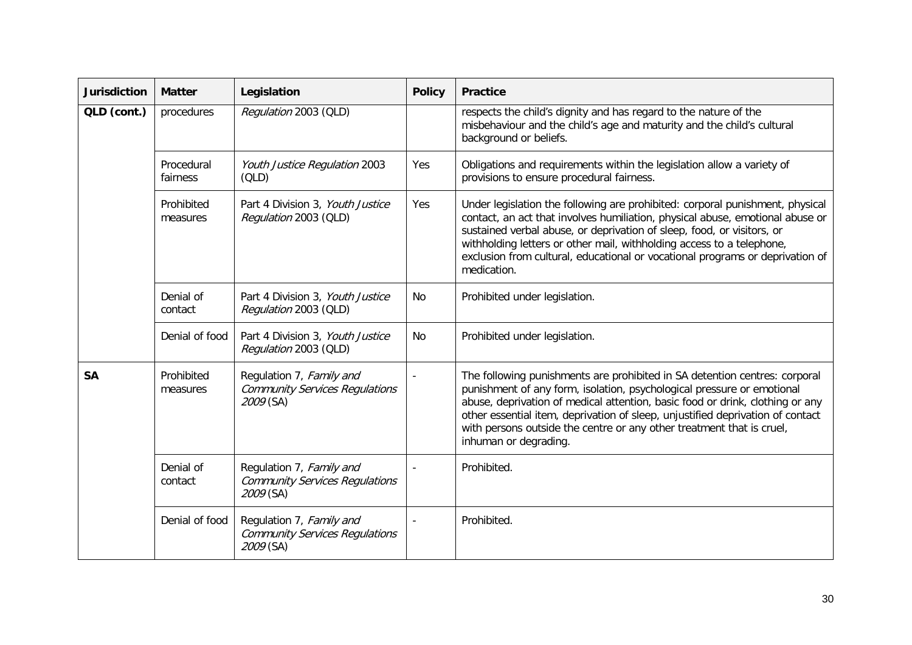| Jurisdiction | Matter | Legislation | Policy | Practice |
|---|---|---|---|---|
| **QLD (cont.)** | procedures | *Regulation* 2003 (QLD) | | respects the child's dignity and has regard to the nature of the misbehaviour and the child's age and maturity and the child's cultural background or beliefs. |
| | Procedural fairness | *Youth Justice Regulation* 2003 (QLD) | Yes | Obligations and requirements within the legislation allow a variety of provisions to ensure procedural fairness. |
| | Prohibited measures | Part 4 Division 3, *Youth Justice Regulation* 2003 (QLD) | Yes | Under legislation the following are prohibited: corporal punishment, physical contact, an act that involves humiliation, physical abuse, emotional abuse or sustained verbal abuse, or deprivation of sleep, food, or visitors, or withholding letters or other mail, withholding access to a telephone, exclusion from cultural, educational or vocational programs or deprivation of medication. |
| | Denial of contact | Part 4 Division 3, *Youth Justice Regulation* 2003 (QLD) | No | Prohibited under legislation. |
| | Denial of food | Part 4 Division 3, *Youth Justice Regulation* 2003 (QLD) | No | Prohibited under legislation. |
| **SA** | Prohibited measures | Regulation 7, *Family and Community Services Regulations 2009* (SA) | - | The following punishments are prohibited in SA detention centres: corporal punishment of any form, isolation, psychological pressure or emotional abuse, deprivation of medical attention, basic food or drink, clothing or any other essential item, deprivation of sleep, unjustified deprivation of contact with persons outside the centre or any other treatment that is cruel, inhuman or degrading. |
| | Denial of contact | Regulation 7, *Family and Community Services Regulations 2009* (SA) | - | Prohibited. |
| | Denial of food | Regulation 7, *Family and Community Services Regulations 2009* (SA) | - | Prohibited. |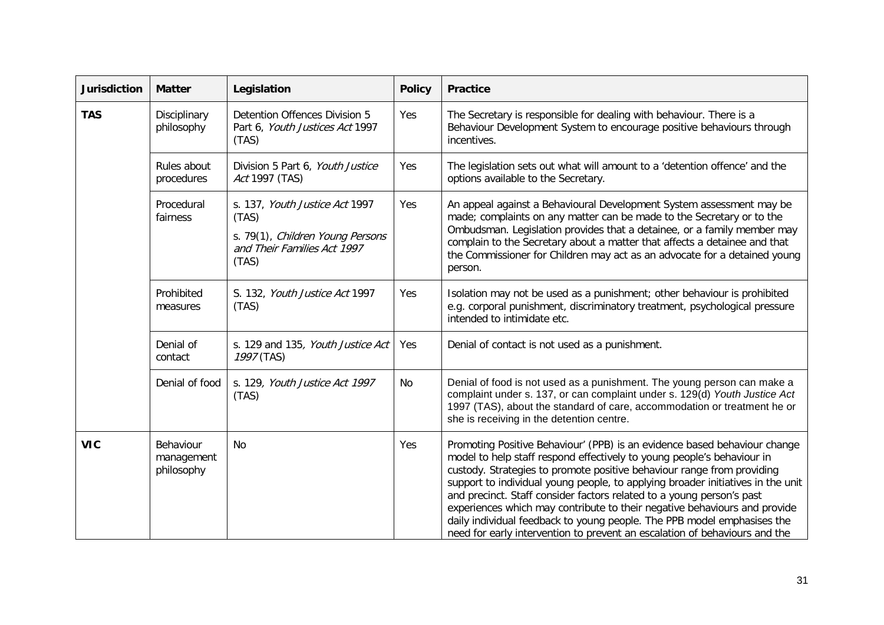| Jurisdiction | Matter | Legislation | Policy | Practice |
|---|---|---|---|---|
| **TAS** | Disciplinary philosophy | Detention Offences Division 5 Part 6, *Youth Justices Act* 1997 (TAS) | Yes | The Secretary is responsible for dealing with behaviour. There is a Behaviour Development System to encourage positive behaviours through incentives. |
| | Rules about procedures | Division 5 Part 6, *Youth Justice Act* 1997 (TAS) | Yes | The legislation sets out what will amount to a 'detention offence' and the options available to the Secretary. |
| | Procedural fairness | s. 137, *Youth Justice Act* 1997 (TAS)<br>s. 79(1), *Children Young Persons and Their Families Act 1997* (TAS) | Yes | An appeal against a Behavioural Development System assessment may be made; complaints on any matter can be made to the Secretary or to the Ombudsman. Legislation provides that a detainee, or a family member may complain to the Secretary about a matter that affects a detainee and that the Commissioner for Children may act as an advocate for a detained young person. |
| | Prohibited measures | S. 132, *Youth Justice Act* 1997 (TAS) | Yes | Isolation may not be used as a punishment; other behaviour is prohibited e.g. corporal punishment, discriminatory treatment, psychological pressure intended to intimidate etc. |
| | Denial of contact | s. 129 and 135*, Youth Justice Act 1997* (TAS) | Yes | Denial of contact is not used as a punishment. |
| | Denial of food | s. 129*, Youth Justice Act 1997* (TAS) | No | Denial of food is not used as a punishment. The young person can make a complaint under s. 137, or can complaint under s. 129(d) *Youth Justice Act* 1997 (TAS), about the standard of care, accommodation or treatment he or she is receiving in the detention centre. |
| **VIC** | Behaviour management philosophy | No | Yes | Promoting Positive Behaviour' (PPB) is an evidence based behaviour change model to help staff respond effectively to young people's behaviour in custody. Strategies to promote positive behaviour range from providing support to individual young people, to applying broader initiatives in the unit and precinct. Staff consider factors related to a young person's past experiences which may contribute to their negative behaviours and provide daily individual feedback to young people. The PPB model emphasises the need for early intervention to prevent an escalation of behaviours and the |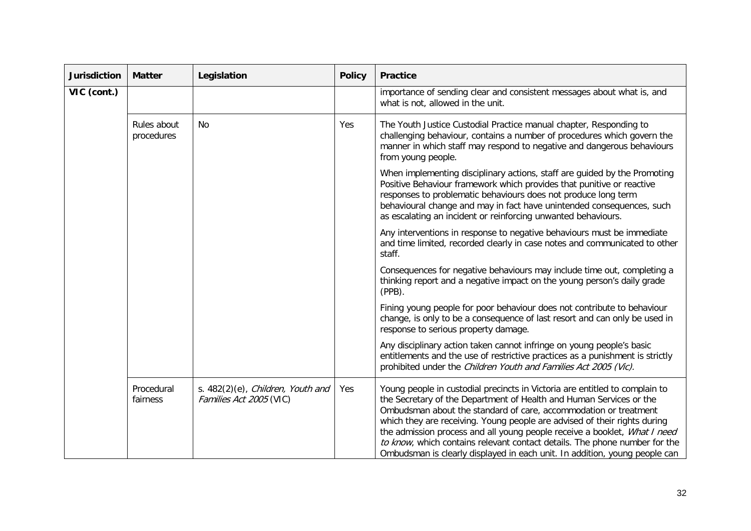| Jurisdiction | Matter | Legislation | Policy | Practice |
|---|---|---|---|---|
| VIC (cont.) | | | | importance of sending clear and consistent messages about what is, and what is not, allowed in the unit. |
| | Rules about procedures | No | Yes | The Youth Justice Custodial Practice manual chapter, Responding to challenging behaviour, contains a number of procedures which govern the manner in which staff may respond to negative and dangerous behaviours from young people.<br><br>When implementing disciplinary actions, staff are guided by the Promoting Positive Behaviour framework which provides that punitive or reactive responses to problematic behaviours does not produce long term behavioural change and may in fact have unintended consequences, such as escalating an incident or reinforcing unwanted behaviours.<br><br>Any interventions in response to negative behaviours must be immediate and time limited, recorded clearly in case notes and communicated to other staff.<br><br>Consequences for negative behaviours may include time out, completing a thinking report and a negative impact on the young person's daily grade (PPB).<br><br>Fining young people for poor behaviour does not contribute to behaviour change, is only to be a consequence of last resort and can only be used in response to serious property damage.<br><br>Any disciplinary action taken cannot infringe on young people's basic entitlements and the use of restrictive practices as a punishment is strictly prohibited under the *Children Youth and Families Act 2005 (Vic).* |
| | Procedural fairness | s. 482(2)(e), *Children, Youth and Families Act 2005* (VIC) | Yes | Young people in custodial precincts in Victoria are entitled to complain to the Secretary of the Department of Health and Human Services or the Ombudsman about the standard of care, accommodation or treatment which they are receiving. Young people are advised of their rights during the admission process and all young people receive a booklet, *What I need to know*, which contains relevant contact details. The phone number for the Ombudsman is clearly displayed in each unit. In addition, young people can |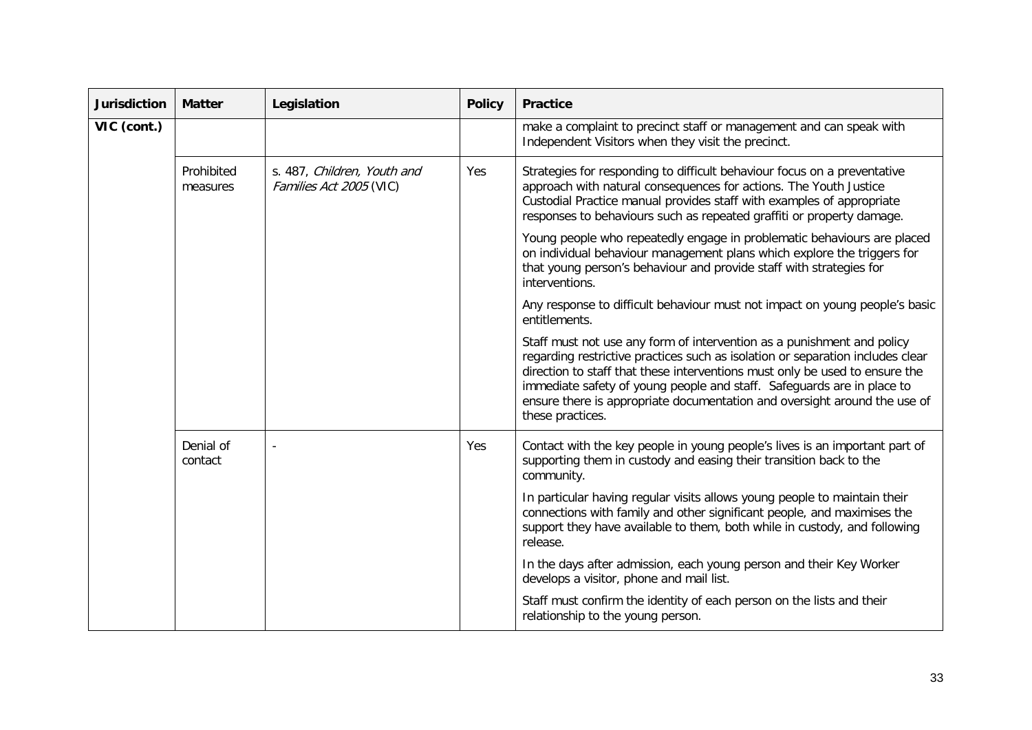| Jurisdiction | Matter | Legislation | Policy | Practice |
|---|---|---|---|---|
| VIC (cont.) | | | | make a complaint to precinct staff or management and can speak with Independent Visitors when they visit the precinct. |
| | Prohibited measures | s. 487, *Children, Youth and Families Act 2005* (VIC) | Yes | Strategies for responding to difficult behaviour focus on a preventative approach with natural consequences for actions. The Youth Justice Custodial Practice manual provides staff with examples of appropriate responses to behaviours such as repeated graffiti or property damage.<br><br>Young people who repeatedly engage in problematic behaviours are placed on individual behaviour management plans which explore the triggers for that young person's behaviour and provide staff with strategies for interventions.<br><br>Any response to difficult behaviour must not impact on young people's basic entitlements.<br><br>Staff must not use any form of intervention as a punishment and policy regarding restrictive practices such as isolation or separation includes clear direction to staff that these interventions must only be used to ensure the immediate safety of young people and staff. Safeguards are in place to ensure there is appropriate documentation and oversight around the use of these practices. |
| | Denial of contact | - | Yes | Contact with the key people in young people's lives is an important part of supporting them in custody and easing their transition back to the community.<br><br>In particular having regular visits allows young people to maintain their connections with family and other significant people, and maximises the support they have available to them, both while in custody, and following release.<br><br>In the days after admission, each young person and their Key Worker develops a visitor, phone and mail list.<br><br>Staff must confirm the identity of each person on the lists and their relationship to the young person. |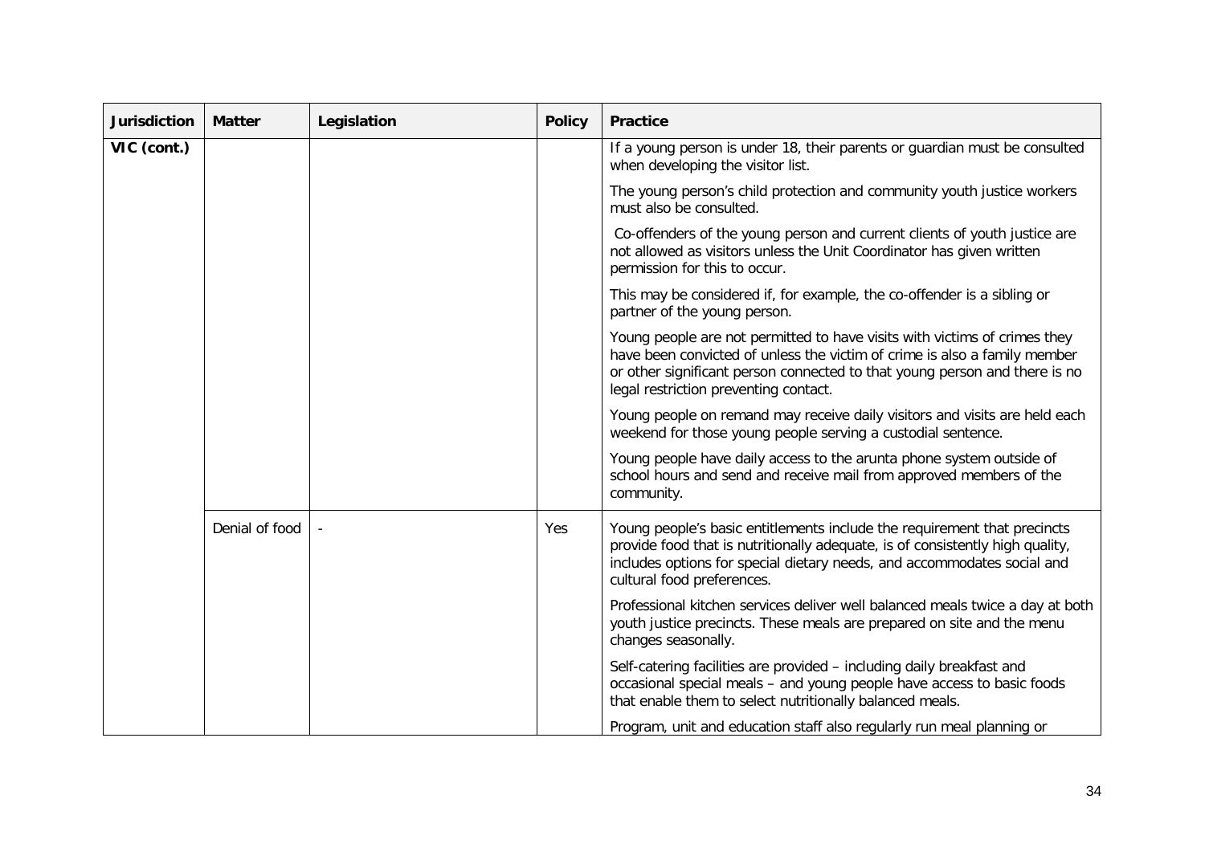| Jurisdiction | Matter | Legislation | Policy | Practice |
|---|---|---|---|---|
| VIC (cont.) | | | | If a young person is under 18, their parents or guardian must be consulted when developing the visitor list.<br><br>The young person's child protection and community youth justice workers must also be consulted.<br><br>Co-offenders of the young person and current clients of youth justice are not allowed as visitors unless the Unit Coordinator has given written permission for this to occur.<br><br>This may be considered if, for example, the co-offender is a sibling or partner of the young person.<br><br>Young people are not permitted to have visits with victims of crimes they have been convicted of unless the victim of crime is also a family member or other significant person connected to that young person and there is no legal restriction preventing contact.<br><br>Young people on remand may receive daily visitors and visits are held each weekend for those young people serving a custodial sentence.<br><br>Young people have daily access to the arunta phone system outside of school hours and send and receive mail from approved members of the community. |
| | Denial of food | - | Yes | Young people's basic entitlements include the requirement that precincts provide food that is nutritionally adequate, is of consistently high quality, includes options for special dietary needs, and accommodates social and cultural food preferences.<br><br>Professional kitchen services deliver well balanced meals twice a day at both youth justice precincts. These meals are prepared on site and the menu changes seasonally.<br><br>Self-catering facilities are provided – including daily breakfast and occasional special meals – and young people have access to basic foods that enable them to select nutritionally balanced meals.<br><br>Program, unit and education staff also regularly run meal planning or |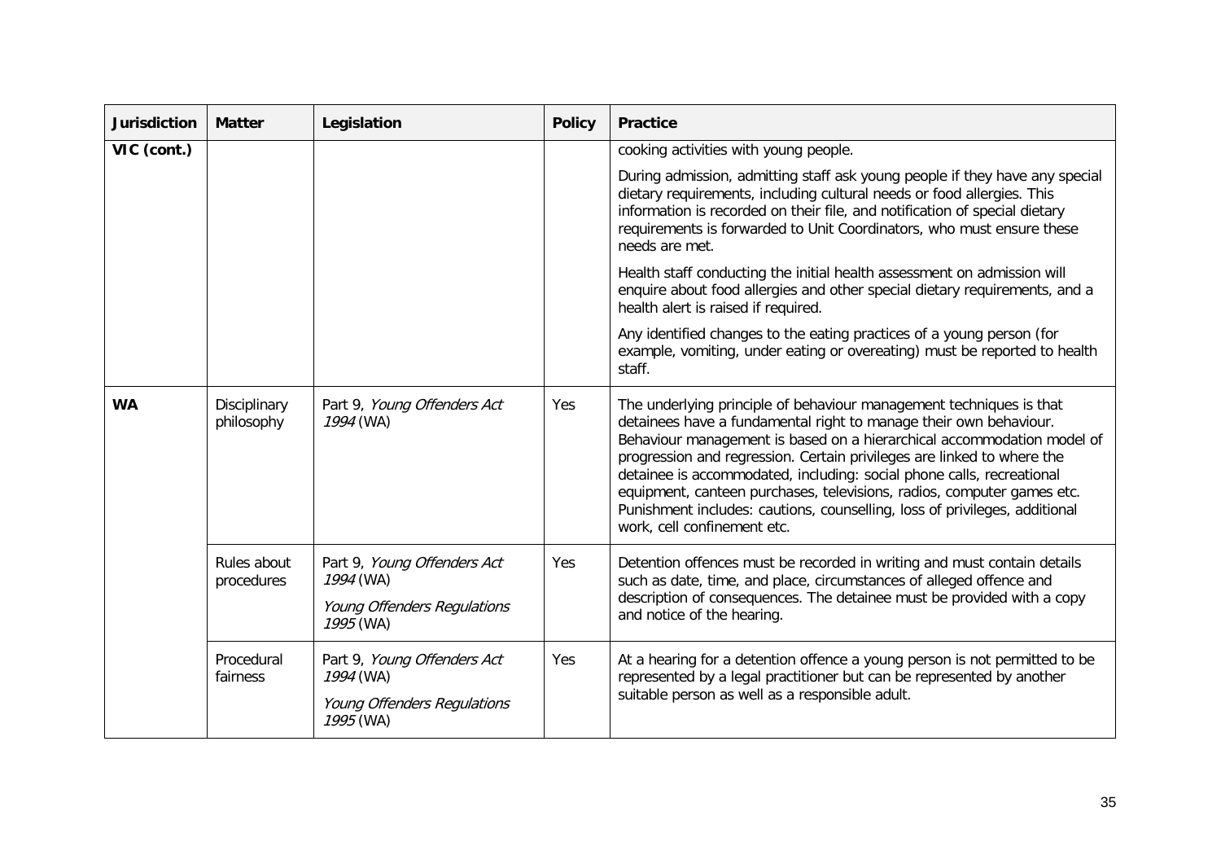| Jurisdiction | Matter | Legislation | Policy | Practice |
| --- | --- | --- | --- | --- |
| **VIC (cont.)** | | | | cooking activities with young people.<br><br>During admission, admitting staff ask young people if they have any special dietary requirements, including cultural needs or food allergies. This information is recorded on their file, and notification of special dietary requirements is forwarded to Unit Coordinators, who must ensure these needs are met.<br><br>Health staff conducting the initial health assessment on admission will enquire about food allergies and other special dietary requirements, and a health alert is raised if required.<br><br>Any identified changes to the eating practices of a young person (for example, vomiting, under eating or overeating) must be reported to health staff. |
| **WA** | Disciplinary philosophy | Part 9, *Young Offenders Act 1994* (WA) | Yes | The underlying principle of behaviour management techniques is that detainees have a fundamental right to manage their own behaviour. Behaviour management is based on a hierarchical accommodation model of progression and regression. Certain privileges are linked to where the detainee is accommodated, including: social phone calls, recreational equipment, canteen purchases, televisions, radios, computer games etc. Punishment includes: cautions, counselling, loss of privileges, additional work, cell confinement etc. |
| | Rules about procedures | Part 9, *Young Offenders Act 1994* (WA)<br><br>*Young Offenders Regulations 1995* (WA) | Yes | Detention offences must be recorded in writing and must contain details such as date, time, and place, circumstances of alleged offence and description of consequences. The detainee must be provided with a copy and notice of the hearing. |
| | Procedural fairness | Part 9, *Young Offenders Act 1994* (WA)<br><br>*Young Offenders Regulations 1995* (WA) | Yes | At a hearing for a detention offence a young person is not permitted to be represented by a legal practitioner but can be represented by another suitable person as well as a responsible adult. |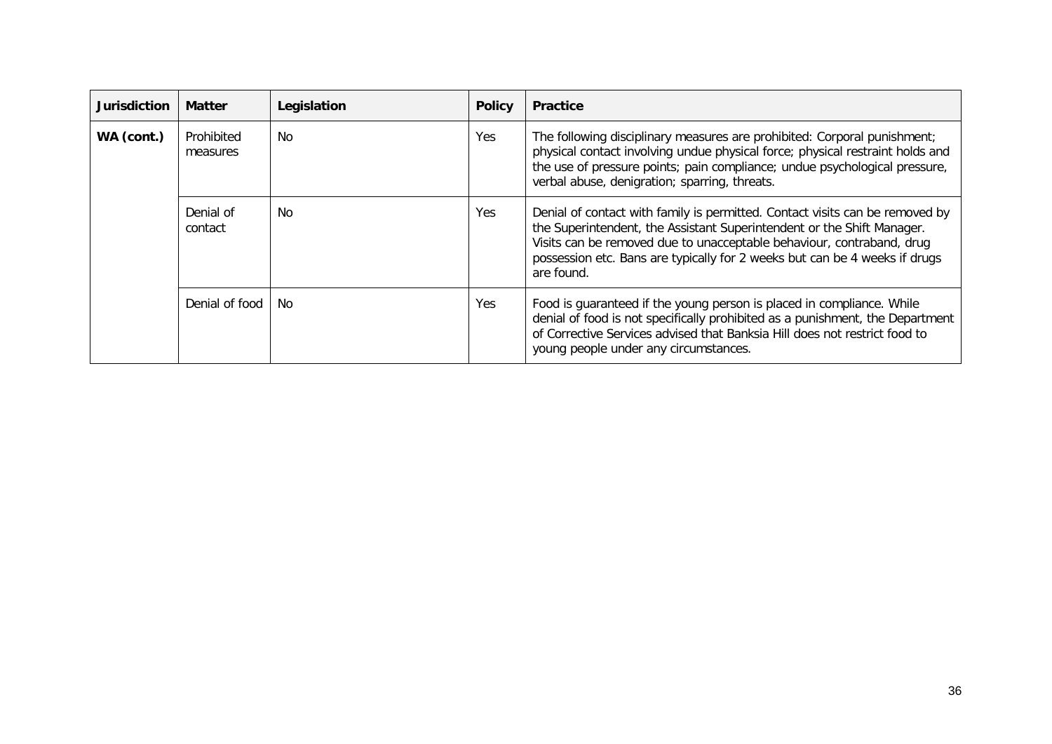| Jurisdiction | Matter | Legislation | Policy | Practice |
| --- | --- | --- | --- | --- |
| **WA (cont.)** | Prohibited measures | No | Yes | The following disciplinary measures are prohibited: Corporal punishment; physical contact involving undue physical force; physical restraint holds and the use of pressure points; pain compliance; undue psychological pressure, verbal abuse, denigration; sparring, threats. |
| | Denial of contact | No | Yes | Denial of contact with family is permitted. Contact visits can be removed by the Superintendent, the Assistant Superintendent or the Shift Manager. Visits can be removed due to unacceptable behaviour, contraband, drug possession etc. Bans are typically for 2 weeks but can be 4 weeks if drugs are found. |
| | Denial of food | No | Yes | Food is guaranteed if the young person is placed in compliance. While denial of food is not specifically prohibited as a punishment, the Department of Corrective Services advised that Banksia Hill does not restrict food to young people under any circumstances. |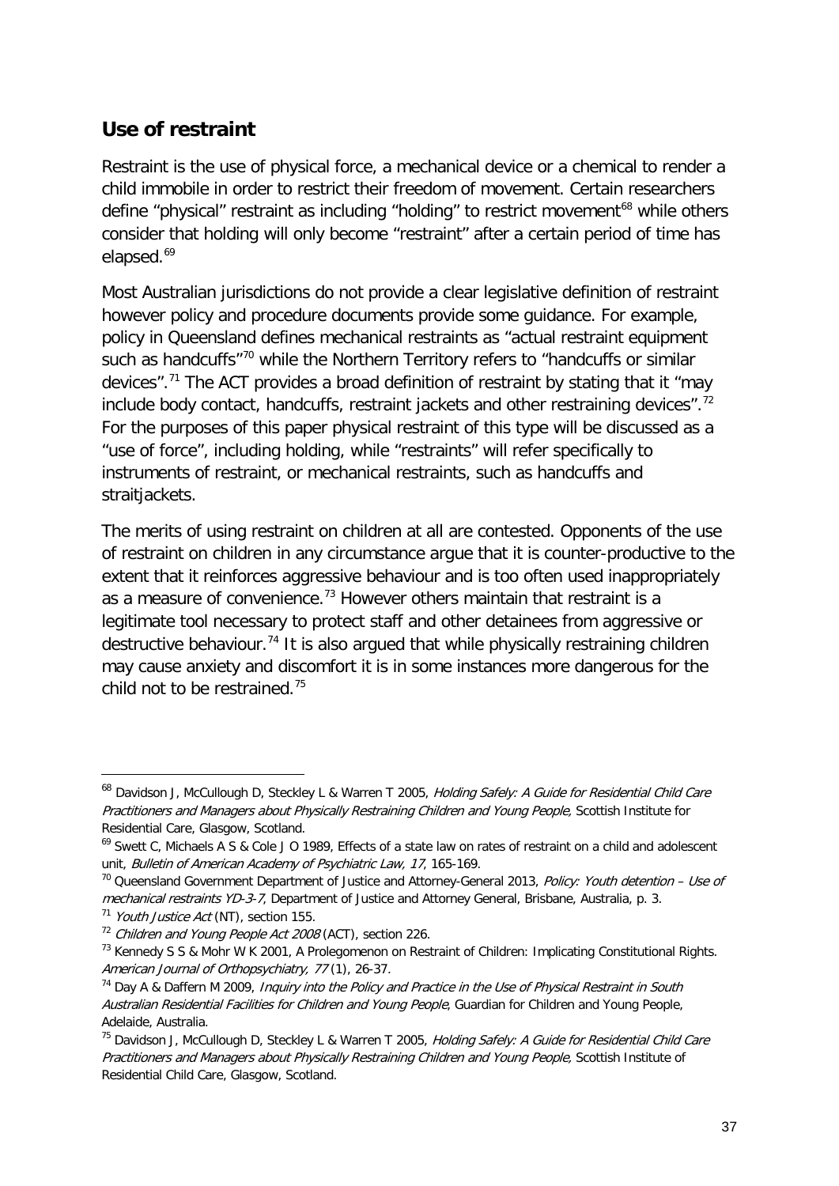## Use of restraint

Restraint is the use of physical force, a mechanical device or a chemical to render a child immobile in order to restrict their freedom of movement. Certain researchers define "physical" restraint as including "holding" to restrict movement[68] while others consider that holding will only become "restraint" after a certain period of time has elapsed.[69]

Most Australian jurisdictions do not provide a clear legislative definition of restraint however policy and procedure documents provide some guidance. For example, policy in Queensland defines mechanical restraints as "actual restraint equipment such as handcuffs"[70] while the Northern Territory refers to "handcuffs or similar devices".[71] The ACT provides a broad definition of restraint by stating that it "may include body contact, handcuffs, restraint jackets and other restraining devices".[72] For the purposes of this paper physical restraint of this type will be discussed as a "use of force", including holding, while "restraints" will refer specifically to instruments of restraint, or mechanical restraints, such as handcuffs and straitjackets.

The merits of using restraint on children at all are contested. Opponents of the use of restraint on children in any circumstance argue that it is counter-productive to the extent that it reinforces aggressive behaviour and is too often used inappropriately as a measure of convenience.[73] However others maintain that restraint is a legitimate tool necessary to protect staff and other detainees from aggressive or destructive behaviour.[74] It is also argued that while physically restraining children may cause anxiety and discomfort it is in some instances more dangerous for the child not to be restrained.[75]

---

[68] Davidson J, McCullough D, Steckley L & Warren T 2005, *Holding Safely: A Guide for Residential Child Care Practitioners and Managers about Physically Restraining Children and Young People,* Scottish Institute for Residential Care, Glasgow, Scotland.

[69] Swett C, Michaels A S & Cole J O 1989, Effects of a state law on rates of restraint on a child and adolescent unit, *Bulletin of American Academy of Psychiatric Law, 17*, 165-169.

[70] Queensland Government Department of Justice and Attorney-General 2013, *Policy: Youth detention – Use of mechanical restraints YD-3-7*, Department of Justice and Attorney General, Brisbane, Australia, p. 3.

[71] *Youth Justice Act* (NT), section 155.

[72] *Children and Young People Act 2008* (ACT), section 226.

[73] Kennedy S S & Mohr W K 2001, A Prolegomenon on Restraint of Children: Implicating Constitutional Rights. *American Journal of Orthopsychiatry, 77* (1), 26-37.

[74] Day A & Daffern M 2009, *Inquiry into the Policy and Practice in the Use of Physical Restraint in South Australian Residential Facilities for Children and Young People*, Guardian for Children and Young People, Adelaide, Australia.

[75] Davidson J, McCullough D, Steckley L & Warren T 2005, *Holding Safely: A Guide for Residential Child Care Practitioners and Managers about Physically Restraining Children and Young People,* Scottish Institute of Residential Child Care, Glasgow, Scotland.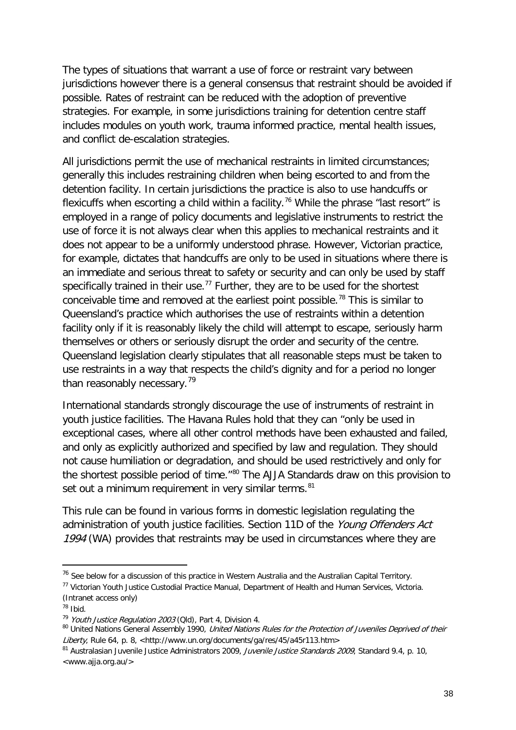The types of situations that warrant a use of force or restraint vary between jurisdictions however there is a general consensus that restraint should be avoided if possible. Rates of restraint can be reduced with the adoption of preventive strategies. For example, in some jurisdictions training for detention centre staff includes modules on youth work, trauma informed practice, mental health issues, and conflict de-escalation strategies.

All jurisdictions permit the use of mechanical restraints in limited circumstances; generally this includes restraining children when being escorted to and from the detention facility. In certain jurisdictions the practice is also to use handcuffs or flexicuffs when escorting a child within a facility.[76] While the phrase "last resort" is employed in a range of policy documents and legislative instruments to restrict the use of force it is not always clear when this applies to mechanical restraints and it does not appear to be a uniformly understood phrase. However, Victorian practice, for example, dictates that handcuffs are only to be used in situations where there is an immediate and serious threat to safety or security and can only be used by staff specifically trained in their use.[77] Further, they are to be used for the shortest conceivable time and removed at the earliest point possible.[78] This is similar to Queensland's practice which authorises the use of restraints within a detention facility only if it is reasonably likely the child will attempt to escape, seriously harm themselves or others or seriously disrupt the order and security of the centre. Queensland legislation clearly stipulates that all reasonable steps must be taken to use restraints in a way that respects the child's dignity and for a period no longer than reasonably necessary.[79]

International standards strongly discourage the use of instruments of restraint in youth justice facilities. The Havana Rules hold that they can "only be used in exceptional cases, where all other control methods have been exhausted and failed, and only as explicitly authorized and specified by law and regulation. They should not cause humiliation or degradation, and should be used restrictively and only for the shortest possible period of time."[80] The AJJA Standards draw on this provision to set out a minimum requirement in very similar terms.[81]

This rule can be found in various forms in domestic legislation regulating the administration of youth justice facilities. Section 11D of the *Young Offenders Act 1994* (WA) provides that restraints may be used in circumstances where they are

---

[76] See below for a discussion of this practice in Western Australia and the Australian Capital Territory.

[77] Victorian Youth Justice Custodial Practice Manual, Department of Health and Human Services, Victoria. (Intranet access only)

[78] Ibid.

[79] *Youth Justice Regulation 2003* (Qld), Part 4, Division 4.

[80] United Nations General Assembly 1990, *United Nations Rules for the Protection of Juveniles Deprived of their Liberty*, Rule 64, p. 8, <http://www.un.org/documents/ga/res/45/a45r113.htm>

[81] Australasian Juvenile Justice Administrators 2009, *Juvenile Justice Standards 2009*, Standard 9.4, p. 10, <www.ajja.org.au/>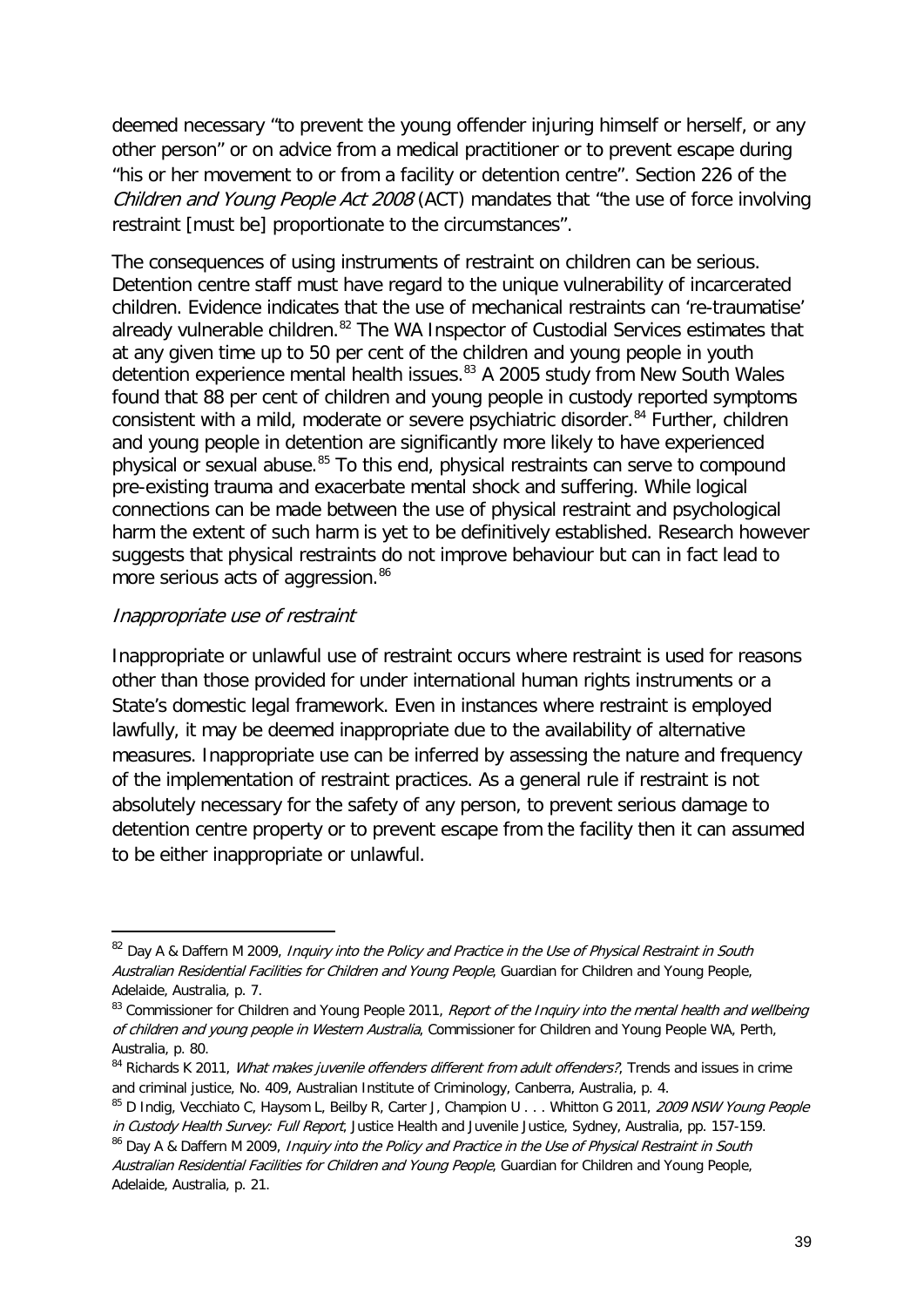deemed necessary "to prevent the young offender injuring himself or herself, or any other person" or on advice from a medical practitioner or to prevent escape during "his or her movement to or from a facility or detention centre". Section 226 of the *Children and Young People Act 2008* (ACT) mandates that "the use of force involving restraint [must be] proportionate to the circumstances".

The consequences of using instruments of restraint on children can be serious. Detention centre staff must have regard to the unique vulnerability of incarcerated children. Evidence indicates that the use of mechanical restraints can 're-traumatise' already vulnerable children.[82] The WA Inspector of Custodial Services estimates that at any given time up to 50 per cent of the children and young people in youth detention experience mental health issues.[83] A 2005 study from New South Wales found that 88 per cent of children and young people in custody reported symptoms consistent with a mild, moderate or severe psychiatric disorder.[84] Further, children and young people in detention are significantly more likely to have experienced physical or sexual abuse.[85] To this end, physical restraints can serve to compound pre-existing trauma and exacerbate mental shock and suffering. While logical connections can be made between the use of physical restraint and psychological harm the extent of such harm is yet to be definitively established. Research however suggests that physical restraints do not improve behaviour but can in fact lead to more serious acts of aggression.[86]

### *Inappropriate use of restraint*

Inappropriate or unlawful use of restraint occurs where restraint is used for reasons other than those provided for under international human rights instruments or a State's domestic legal framework. Even in instances where restraint is employed lawfully, it may be deemed inappropriate due to the availability of alternative measures. Inappropriate use can be inferred by assessing the nature and frequency of the implementation of restraint practices. As a general rule if restraint is not absolutely necessary for the safety of any person, to prevent serious damage to detention centre property or to prevent escape from the facility then it can assumed to be either inappropriate or unlawful.

---

[82] Day A & Daffern M 2009, *Inquiry into the Policy and Practice in the Use of Physical Restraint in South Australian Residential Facilities for Children and Young People*, Guardian for Children and Young People, Adelaide, Australia, p. 7.

[83] Commissioner for Children and Young People 2011, *Report of the Inquiry into the mental health and wellbeing of children and young people in Western Australia*, Commissioner for Children and Young People WA, Perth, Australia, p. 80.

[84] Richards K 2011, *What makes juvenile offenders different from adult offenders?*, Trends and issues in crime and criminal justice, No. 409, Australian Institute of Criminology, Canberra, Australia, p. 4.

[85] D Indig, Vecchiato C, Haysom L, Beilby R, Carter J, Champion U . . . Whitton G 2011, *2009 NSW Young People in Custody Health Survey: Full Report*, Justice Health and Juvenile Justice, Sydney, Australia, pp. 157-159.

[86] Day A & Daffern M 2009, *Inquiry into the Policy and Practice in the Use of Physical Restraint in South Australian Residential Facilities for Children and Young People*, Guardian for Children and Young People, Adelaide, Australia, p. 21.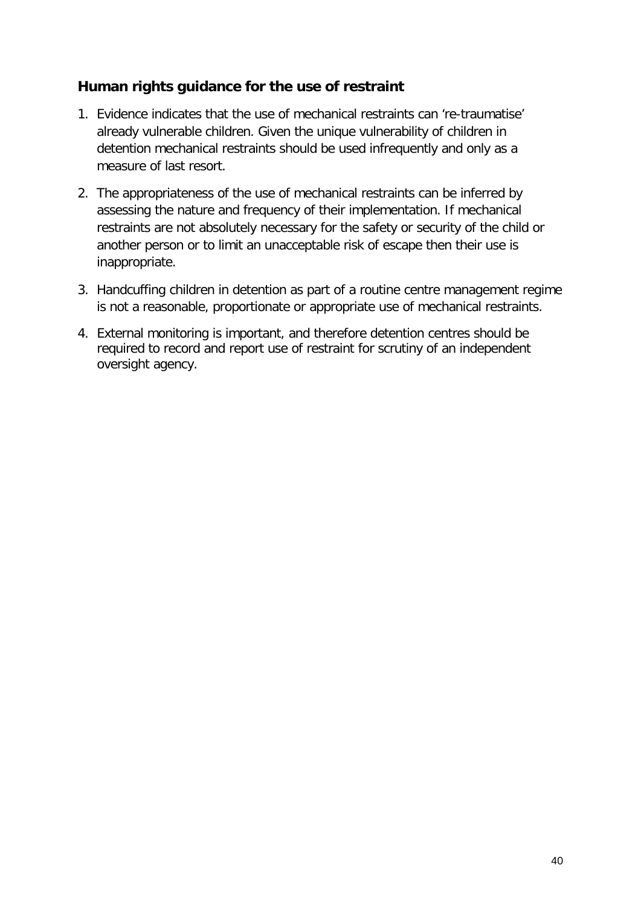### Human rights guidance for the use of restraint

1. Evidence indicates that the use of mechanical restraints can 're-traumatise' already vulnerable children. Given the unique vulnerability of children in detention mechanical restraints should be used infrequently and only as a measure of last resort.
2. The appropriateness of the use of mechanical restraints can be inferred by assessing the nature and frequency of their implementation. If mechanical restraints are not absolutely necessary for the safety or security of the child or another person or to limit an unacceptable risk of escape then their use is inappropriate.
3. Handcuffing children in detention as part of a routine centre management regime is not a reasonable, proportionate or appropriate use of mechanical restraints.
4. External monitoring is important, and therefore detention centres should be required to record and report use of restraint for scrutiny of an independent oversight agency.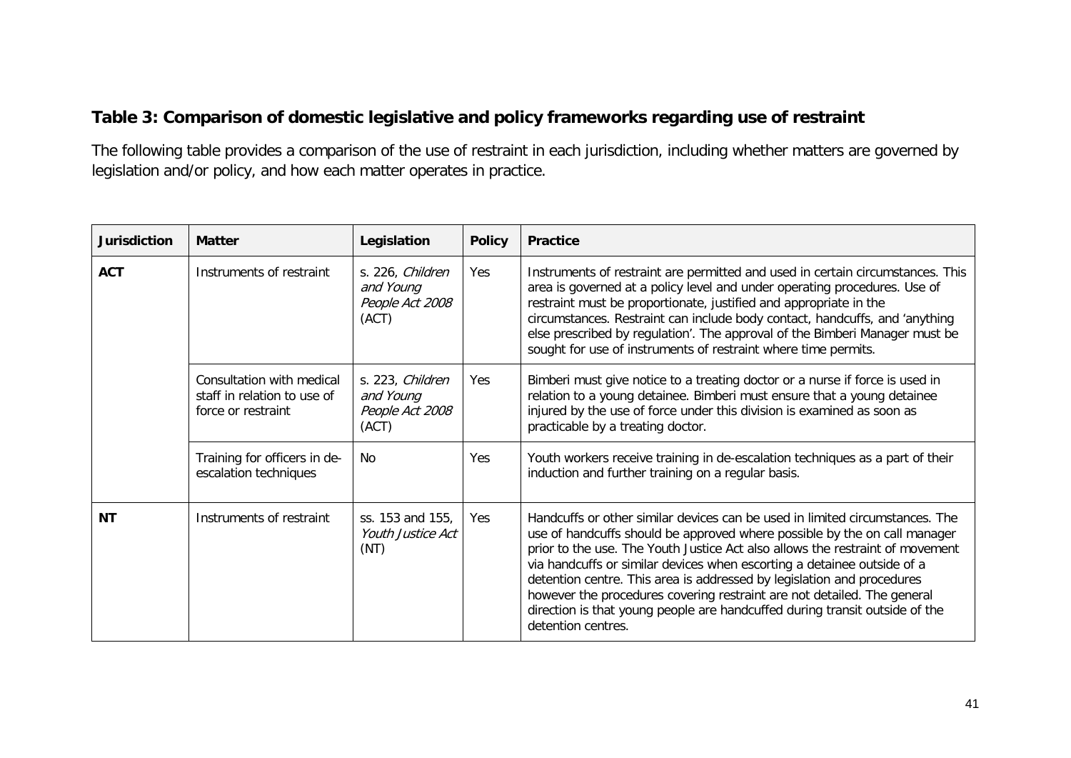### Table 3: Comparison of domestic legislative and policy frameworks regarding use of restraint

The following table provides a comparison of the use of restraint in each jurisdiction, including whether matters are governed by legislation and/or policy, and how each matter operates in practice.

| Jurisdiction | Matter | Legislation | Policy | Practice |
|---|---|---|---|---|
| **ACT** | Instruments of restraint | s. 226, *Children and Young People Act 2008* (ACT) | Yes | Instruments of restraint are permitted and used in certain circumstances. This area is governed at a policy level and under operating procedures. Use of restraint must be proportionate, justified and appropriate in the circumstances. Restraint can include body contact, handcuffs, and 'anything else prescribed by regulation'. The approval of the Bimberi Manager must be sought for use of instruments of restraint where time permits. |
| | Consultation with medical staff in relation to use of force or restraint | s. 223, *Children and Young People Act 2008* (ACT) | Yes | Bimberi must give notice to a treating doctor or a nurse if force is used in relation to a young detainee. Bimberi must ensure that a young detainee injured by the use of force under this division is examined as soon as practicable by a treating doctor. |
| | Training for officers in de-escalation techniques | No | Yes | Youth workers receive training in de-escalation techniques as a part of their induction and further training on a regular basis. |
| **NT** | Instruments of restraint | ss. 153 and 155, *Youth Justice Act* (NT) | Yes | Handcuffs or other similar devices can be used in limited circumstances. The use of handcuffs should be approved where possible by the on call manager prior to the use. The Youth Justice Act also allows the restraint of movement via handcuffs or similar devices when escorting a detainee outside of a detention centre. This area is addressed by legislation and procedures however the procedures covering restraint are not detailed. The general direction is that young people are handcuffed during transit outside of the detention centres. |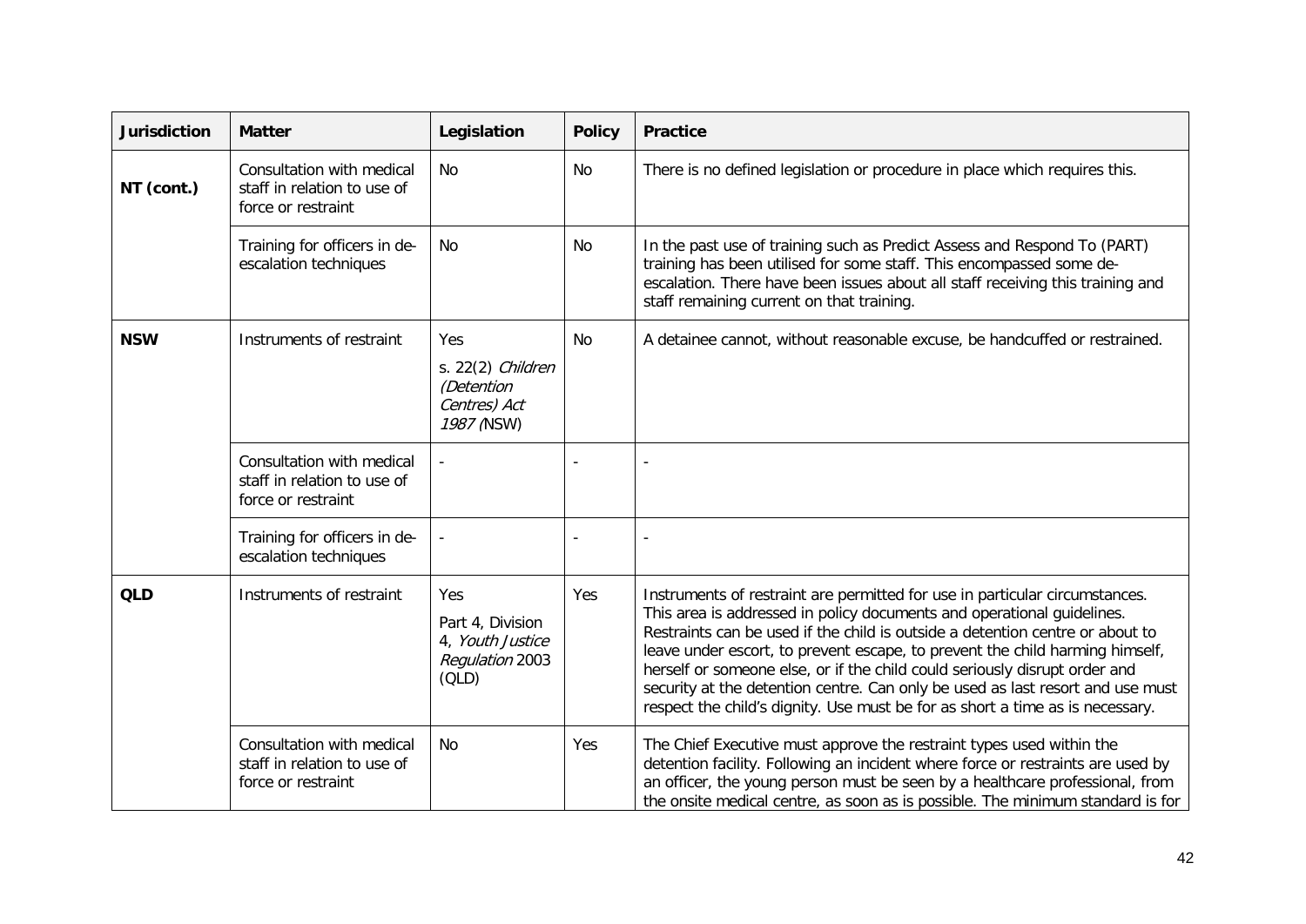| Jurisdiction | Matter | Legislation | Policy | Practice |
| --- | --- | --- | --- | --- |
| **NT (cont.)** | Consultation with medical staff in relation to use of force or restraint | No | No | There is no defined legislation or procedure in place which requires this. |
| | Training for officers in de-escalation techniques | No | No | In the past use of training such as Predict Assess and Respond To (PART) training has been utilised for some staff. This encompassed some de-escalation. There have been issues about all staff receiving this training and staff remaining current on that training. |
| **NSW** | Instruments of restraint | Yes<br>s. 22(2) *Children (Detention Centres) Act 1987* (NSW) | No | A detainee cannot, without reasonable excuse, be handcuffed or restrained. |
| | Consultation with medical staff in relation to use of force or restraint | - | - | - |
| | Training for officers in de-escalation techniques | - | - | - |
| **QLD** | Instruments of restraint | Yes<br>Part 4, Division 4, *Youth Justice Regulation* 2003 (QLD) | Yes | Instruments of restraint are permitted for use in particular circumstances. This area is addressed in policy documents and operational guidelines. Restraints can be used if the child is outside a detention centre or about to leave under escort, to prevent escape, to prevent the child harming himself, herself or someone else, or if the child could seriously disrupt order and security at the detention centre. Can only be used as last resort and use must respect the child's dignity. Use must be for as short a time as is necessary. |
| | Consultation with medical staff in relation to use of force or restraint | No | Yes | The Chief Executive must approve the restraint types used within the detention facility. Following an incident where force or restraints are used by an officer, the young person must be seen by a healthcare professional, from the onsite medical centre, as soon as is possible. The minimum standard is for |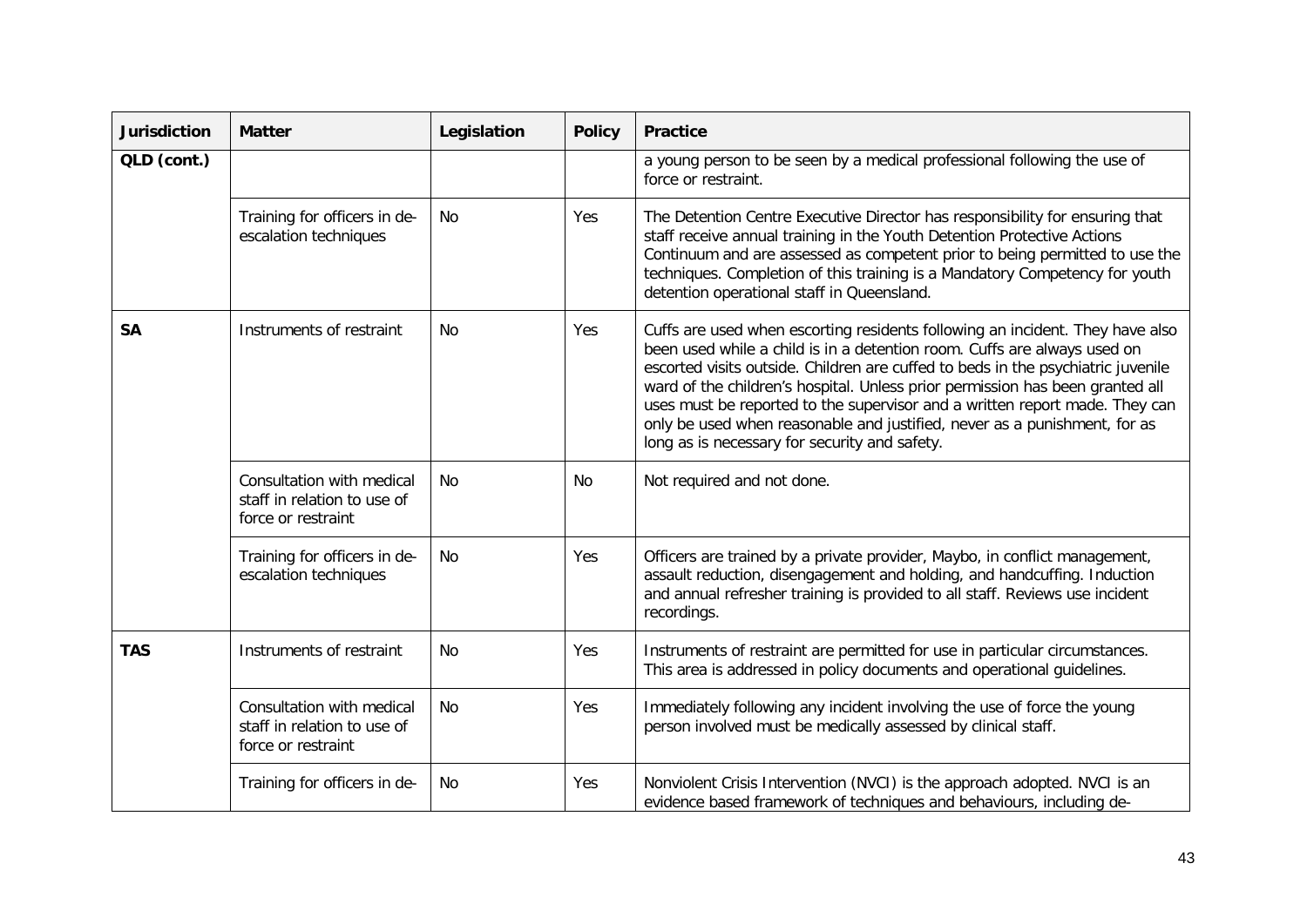| Jurisdiction | Matter | Legislation | Policy | Practice |
|---|---|---|---|---|
| QLD (cont.) | | | | a young person to be seen by a medical professional following the use of force or restraint. |
| | Training for officers in de-escalation techniques | No | Yes | The Detention Centre Executive Director has responsibility for ensuring that staff receive annual training in the Youth Detention Protective Actions Continuum and are assessed as competent prior to being permitted to use the techniques. Completion of this training is a Mandatory Competency for youth detention operational staff in Queensland. |
| **SA** | Instruments of restraint | No | Yes | Cuffs are used when escorting residents following an incident. They have also been used while a child is in a detention room. Cuffs are always used on escorted visits outside. Children are cuffed to beds in the psychiatric juvenile ward of the children's hospital. Unless prior permission has been granted all uses must be reported to the supervisor and a written report made. They can only be used when reasonable and justified, never as a punishment, for as long as is necessary for security and safety. |
| | Consultation with medical staff in relation to use of force or restraint | No | No | Not required and not done. |
| | Training for officers in de-escalation techniques | No | Yes | Officers are trained by a private provider, Maybo, in conflict management, assault reduction, disengagement and holding, and handcuffing. Induction and annual refresher training is provided to all staff. Reviews use incident recordings. |
| **TAS** | Instruments of restraint | No | Yes | Instruments of restraint are permitted for use in particular circumstances. This area is addressed in policy documents and operational guidelines. |
| | Consultation with medical staff in relation to use of force or restraint | No | Yes | Immediately following any incident involving the use of force the young person involved must be medically assessed by clinical staff. |
| | Training for officers in de- | No | Yes | Nonviolent Crisis Intervention (NVCI) is the approach adopted. NVCI is an evidence based framework of techniques and behaviours, including de- |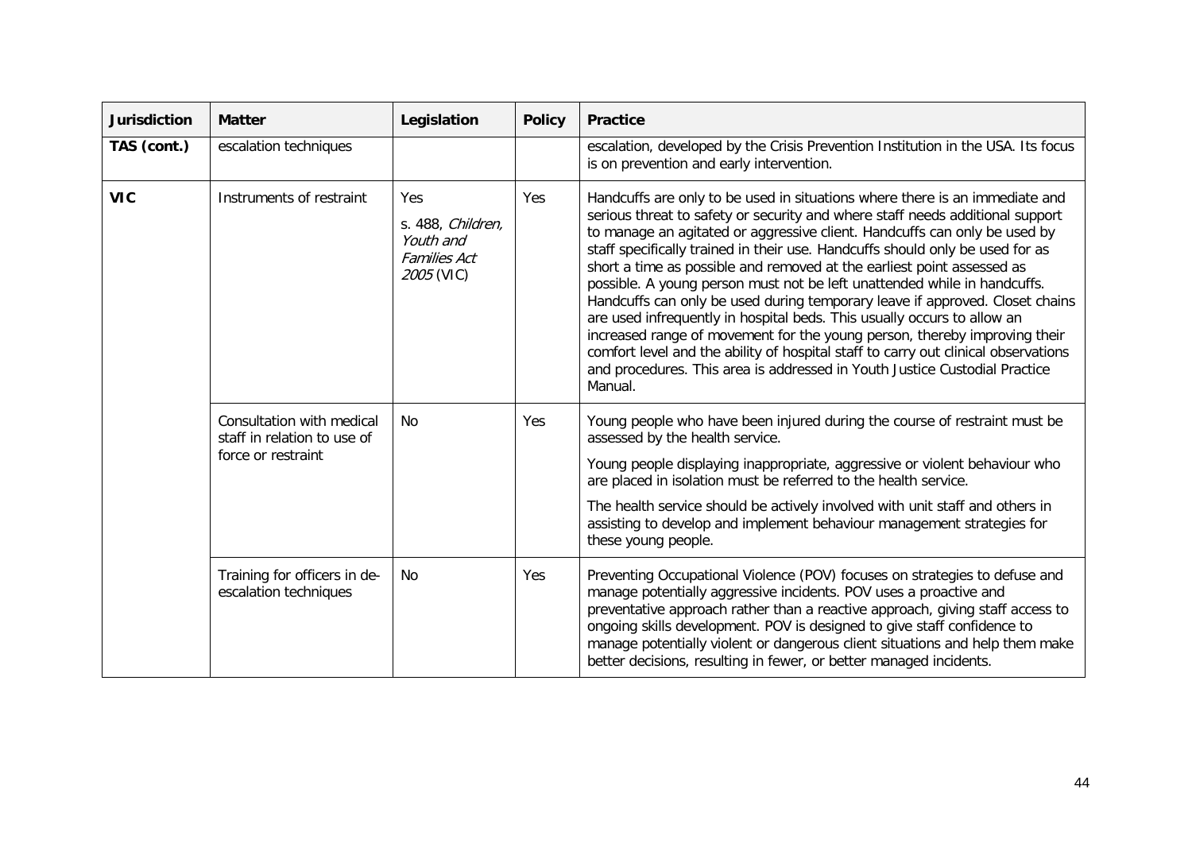| Jurisdiction | Matter | Legislation | Policy | Practice |
|---|---|---|---|---|
| **TAS (cont.)** | escalation techniques | | | escalation, developed by the Crisis Prevention Institution in the USA. Its focus is on prevention and early intervention. |
| **VIC** | Instruments of restraint | Yes<br>s. 488, *Children, Youth and Families Act 2005* (VIC) | Yes | Handcuffs are only to be used in situations where there is an immediate and serious threat to safety or security and where staff needs additional support to manage an agitated or aggressive client. Handcuffs can only be used by staff specifically trained in their use. Handcuffs should only be used for as short a time as possible and removed at the earliest point assessed as possible. A young person must not be left unattended while in handcuffs. Handcuffs can only be used during temporary leave if approved. Closet chains are used infrequently in hospital beds. This usually occurs to allow an increased range of movement for the young person, thereby improving their comfort level and the ability of hospital staff to carry out clinical observations and procedures. This area is addressed in Youth Justice Custodial Practice Manual. |
| | Consultation with medical staff in relation to use of force or restraint | No | Yes | Young people who have been injured during the course of restraint must be assessed by the health service.<br>Young people displaying inappropriate, aggressive or violent behaviour who are placed in isolation must be referred to the health service.<br>The health service should be actively involved with unit staff and others in assisting to develop and implement behaviour management strategies for these young people. |
| | Training for officers in de-escalation techniques | No | Yes | Preventing Occupational Violence (POV) focuses on strategies to defuse and manage potentially aggressive incidents. POV uses a proactive and preventative approach rather than a reactive approach, giving staff access to ongoing skills development. POV is designed to give staff confidence to manage potentially violent or dangerous client situations and help them make better decisions, resulting in fewer, or better managed incidents. |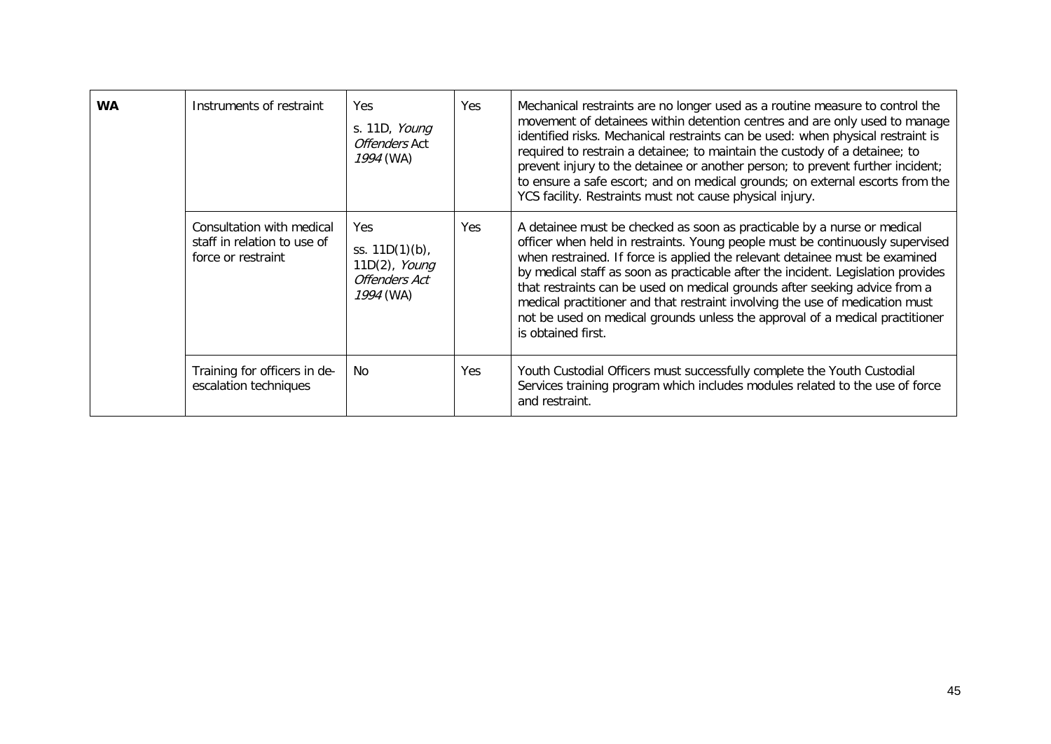| | | | | |
|---|---|---|---|---|
| **WA** | Instruments of restraint | Yes<br>s. 11D, *Young Offenders* Act *1994* (WA) | Yes | Mechanical restraints are no longer used as a routine measure to control the movement of detainees within detention centres and are only used to manage identified risks. Mechanical restraints can be used: when physical restraint is required to restrain a detainee; to maintain the custody of a detainee; to prevent injury to the detainee or another person; to prevent further incident; to ensure a safe escort; and on medical grounds; on external escorts from the YCS facility. Restraints must not cause physical injury. |
| | Consultation with medical staff in relation to use of force or restraint | Yes<br>ss. 11D(1)(b), 11D(2), *Young Offenders Act 1994* (WA) | Yes | A detainee must be checked as soon as practicable by a nurse or medical officer when held in restraints. Young people must be continuously supervised when restrained. If force is applied the relevant detainee must be examined by medical staff as soon as practicable after the incident. Legislation provides that restraints can be used on medical grounds after seeking advice from a medical practitioner and that restraint involving the use of medication must not be used on medical grounds unless the approval of a medical practitioner is obtained first. |
| | Training for officers in de-escalation techniques | No | Yes | Youth Custodial Officers must successfully complete the Youth Custodial Services training program which includes modules related to the use of force and restraint. |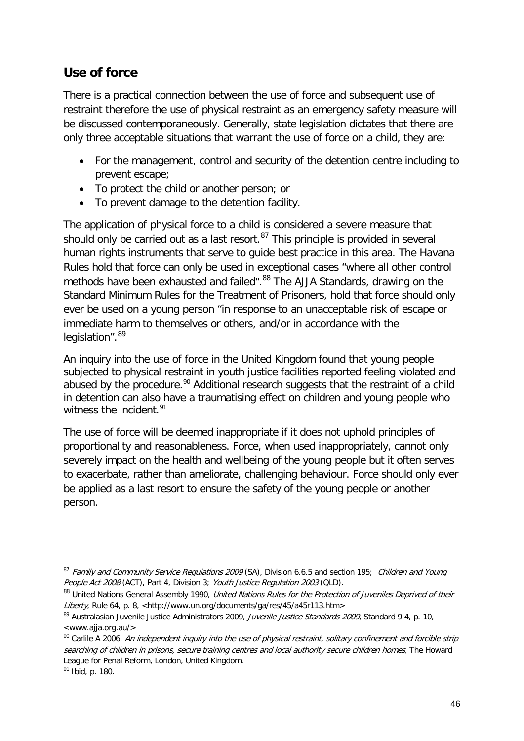## Use of force

There is a practical connection between the use of force and subsequent use of restraint therefore the use of physical restraint as an emergency safety measure will be discussed contemporaneously. Generally, state legislation dictates that there are only three acceptable situations that warrant the use of force on a child, they are:

- For the management, control and security of the detention centre including to prevent escape;
- To protect the child or another person; or
- To prevent damage to the detention facility.

The application of physical force to a child is considered a severe measure that should only be carried out as a last resort.[87] This principle is provided in several human rights instruments that serve to guide best practice in this area. The Havana Rules hold that force can only be used in exceptional cases "where all other control methods have been exhausted and failed".[88] The AJJA Standards, drawing on the Standard Minimum Rules for the Treatment of Prisoners, hold that force should only ever be used on a young person "in response to an unacceptable risk of escape or immediate harm to themselves or others, and/or in accordance with the legislation".[89]

An inquiry into the use of force in the United Kingdom found that young people subjected to physical restraint in youth justice facilities reported feeling violated and abused by the procedure.[90] Additional research suggests that the restraint of a child in detention can also have a traumatising effect on children and young people who witness the incident.[91]

The use of force will be deemed inappropriate if it does not uphold principles of proportionality and reasonableness. Force, when used inappropriately, cannot only severely impact on the health and wellbeing of the young people but it often serves to exacerbate, rather than ameliorate, challenging behaviour. Force should only ever be applied as a last resort to ensure the safety of the young people or another person.

---

[87] *Family and Community Service Regulations 2009* (SA), Division 6.6.5 and section 195; *Children and Young People Act 2008* (ACT), Part 4, Division 3; *Youth Justice Regulation 2003* (QLD).

[88] United Nations General Assembly 1990, *United Nations Rules for the Protection of Juveniles Deprived of their Liberty*, Rule 64, p. 8, <http://www.un.org/documents/ga/res/45/a45r113.htm>

[89] Australasian Juvenile Justice Administrators 2009, *Juvenile Justice Standards 2009*, Standard 9.4, p. 10, <www.ajja.org.au/>

[90] Carlile A 2006, *An independent inquiry into the use of physical restraint, solitary confinement and forcible strip searching of children in prisons, secure training centres and local authority secure children homes*, The Howard League for Penal Reform, London, United Kingdom.

[91] Ibid, p. 180.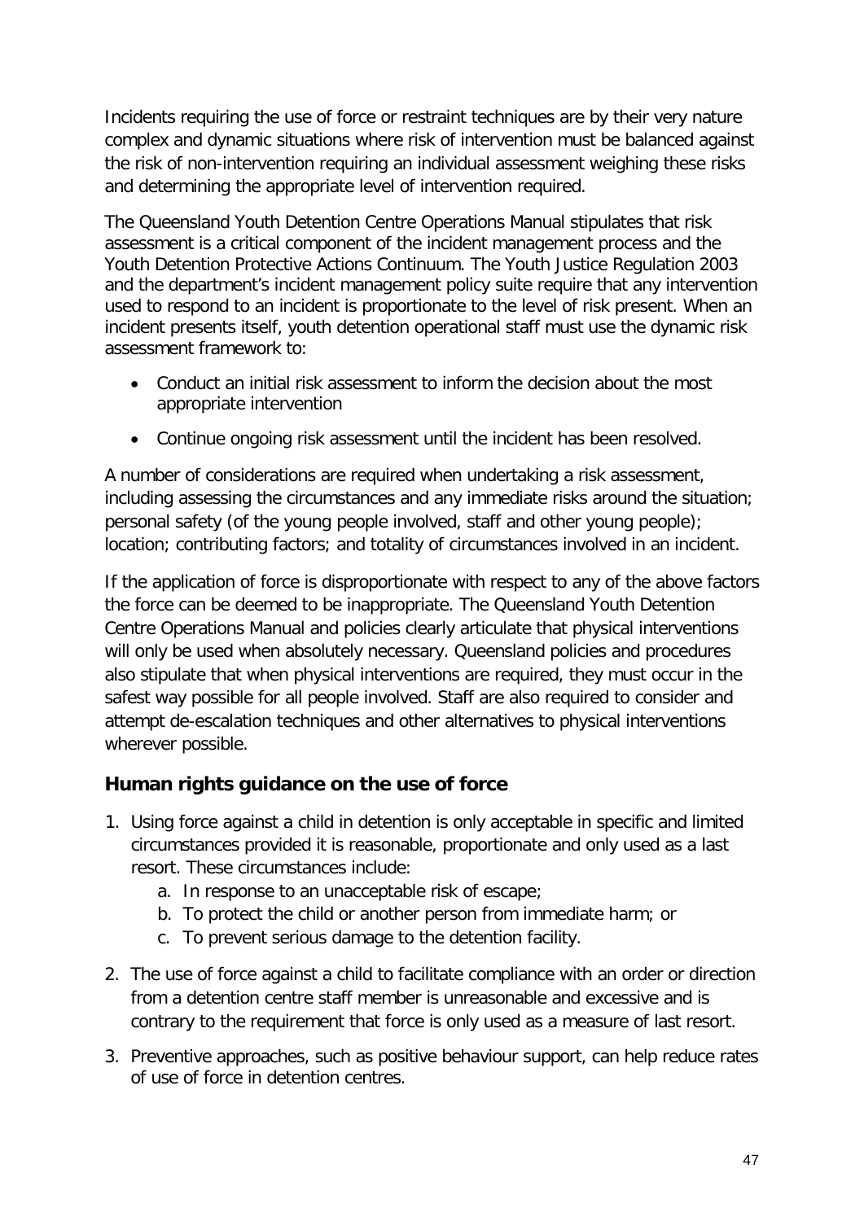Incidents requiring the use of force or restraint techniques are by their very nature complex and dynamic situations where risk of intervention must be balanced against the risk of non-intervention requiring an individual assessment weighing these risks and determining the appropriate level of intervention required.

The Queensland Youth Detention Centre Operations Manual stipulates that risk assessment is a critical component of the incident management process and the Youth Detention Protective Actions Continuum. The Youth Justice Regulation 2003 and the department's incident management policy suite require that any intervention used to respond to an incident is proportionate to the level of risk present. When an incident presents itself, youth detention operational staff must use the dynamic risk assessment framework to:

- Conduct an initial risk assessment to inform the decision about the most appropriate intervention
- Continue ongoing risk assessment until the incident has been resolved.

A number of considerations are required when undertaking a risk assessment, including assessing the circumstances and any immediate risks around the situation; personal safety (of the young people involved, staff and other young people); location; contributing factors; and totality of circumstances involved in an incident.

If the application of force is disproportionate with respect to any of the above factors the force can be deemed to be inappropriate. The Queensland Youth Detention Centre Operations Manual and policies clearly articulate that physical interventions will only be used when absolutely necessary. Queensland policies and procedures also stipulate that when physical interventions are required, they must occur in the safest way possible for all people involved. Staff are also required to consider and attempt de-escalation techniques and other alternatives to physical interventions wherever possible.

## Human rights guidance on the use of force

1. Using force against a child in detention is only acceptable in specific and limited circumstances provided it is reasonable, proportionate and only used as a last resort. These circumstances include:
   a. In response to an unacceptable risk of escape;
   b. To protect the child or another person from immediate harm; or
   c. To prevent serious damage to the detention facility.
2. The use of force against a child to facilitate compliance with an order or direction from a detention centre staff member is unreasonable and excessive and is contrary to the requirement that force is only used as a measure of last resort.
3. Preventive approaches, such as positive behaviour support, can help reduce rates of use of force in detention centres.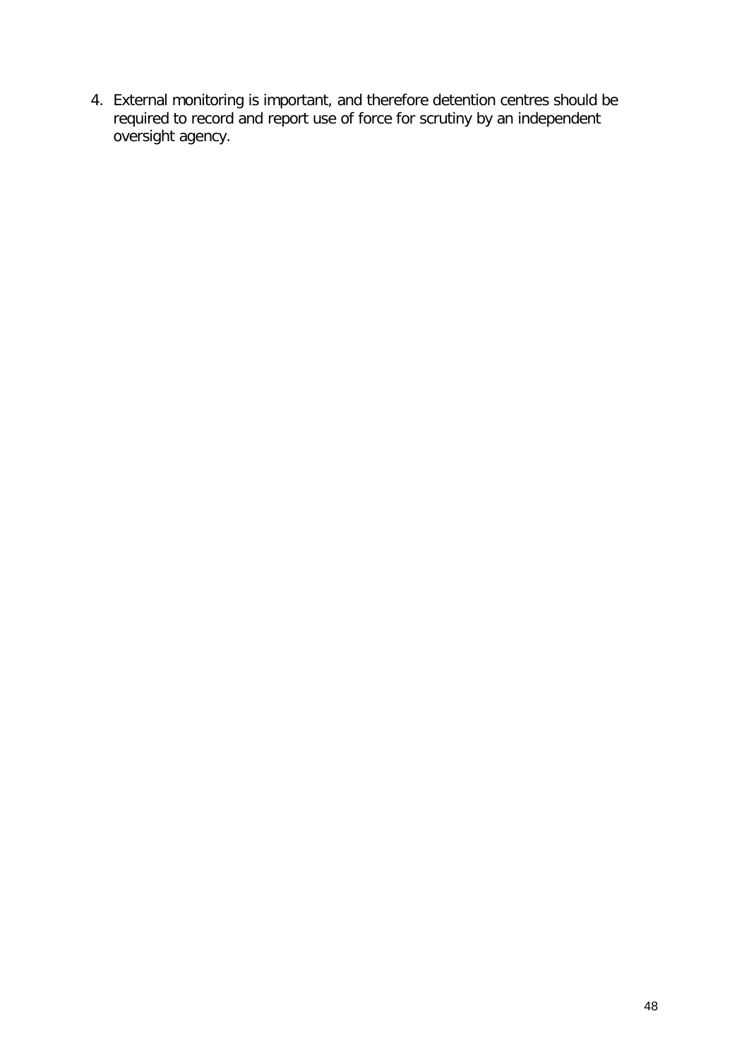4. External monitoring is important, and therefore detention centres should be required to record and report use of force for scrutiny by an independent oversight agency.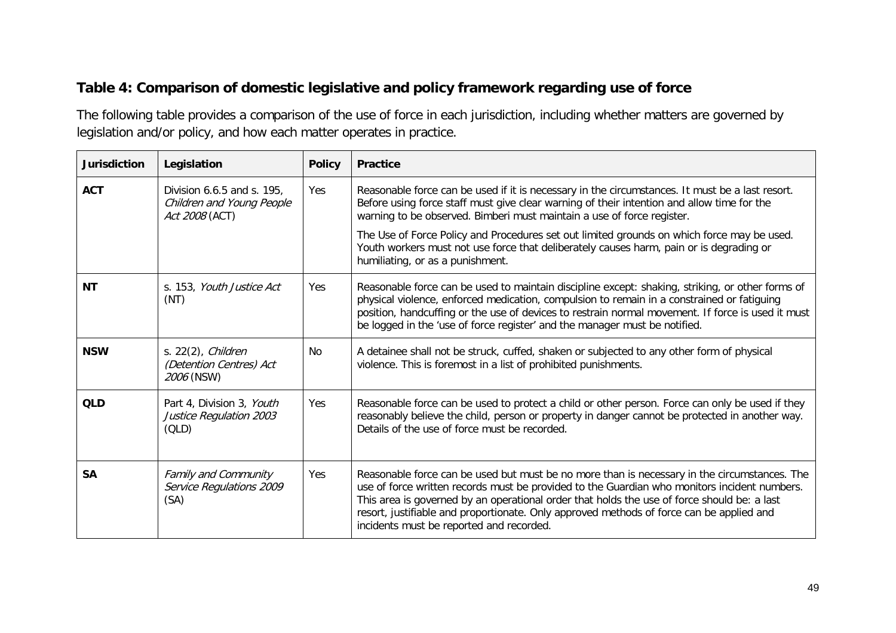## Table 4: Comparison of domestic legislative and policy framework regarding use of force

The following table provides a comparison of the use of force in each jurisdiction, including whether matters are governed by legislation and/or policy, and how each matter operates in practice.

| Jurisdiction | Legislation | Policy | Practice |
|---|---|---|---|
| **ACT** | Division 6.6.5 and s. 195, *Children and Young People Act 2008* (ACT) | Yes | Reasonable force can be used if it is necessary in the circumstances. It must be a last resort. Before using force staff must give clear warning of their intention and allow time for the warning to be observed. Bimberi must maintain a use of force register.<br><br>The Use of Force Policy and Procedures set out limited grounds on which force may be used. Youth workers must not use force that deliberately causes harm, pain or is degrading or humiliating, or as a punishment. |
| **NT** | s. 153, *Youth Justice Act* (NT) | Yes | Reasonable force can be used to maintain discipline except: shaking, striking, or other forms of physical violence, enforced medication, compulsion to remain in a constrained or fatiguing position, handcuffing or the use of devices to restrain normal movement. If force is used it must be logged in the 'use of force register' and the manager must be notified. |
| **NSW** | s. 22(2), *Children (Detention Centres) Act 2006* (NSW) | No | A detainee shall not be struck, cuffed, shaken or subjected to any other form of physical violence. This is foremost in a list of prohibited punishments. |
| **QLD** | Part 4, Division 3, *Youth Justice Regulation 2003* (QLD) | Yes | Reasonable force can be used to protect a child or other person. Force can only be used if they reasonably believe the child, person or property in danger cannot be protected in another way. Details of the use of force must be recorded. |
| **SA** | *Family and Community Service Regulations 2009* (SA) | Yes | Reasonable force can be used but must be no more than is necessary in the circumstances. The use of force written records must be provided to the Guardian who monitors incident numbers. This area is governed by an operational order that holds the use of force should be: a last resort, justifiable and proportionate. Only approved methods of force can be applied and incidents must be reported and recorded. |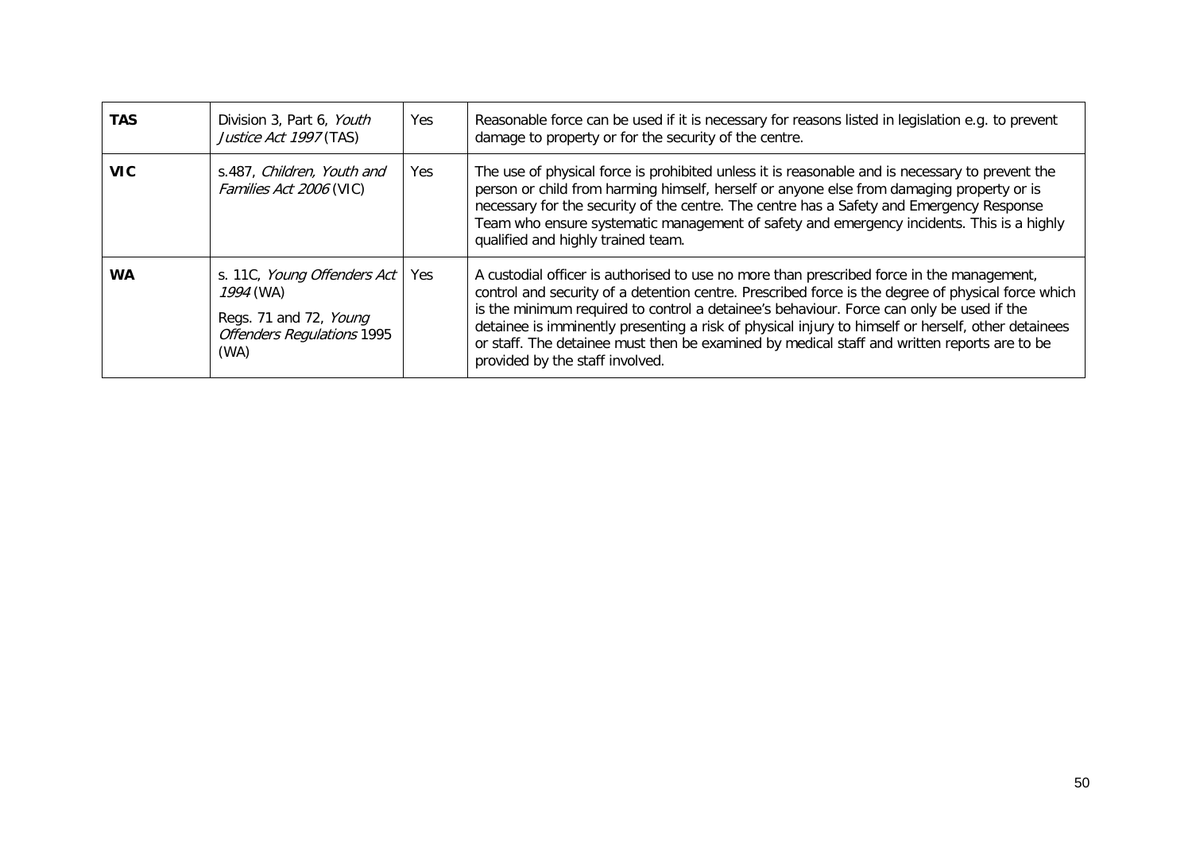| | | | |
|---|---|---|---|
| **TAS** | Division 3, Part 6, *Youth Justice Act 1997* (TAS) | Yes | Reasonable force can be used if it is necessary for reasons listed in legislation e.g. to prevent damage to property or for the security of the centre. |
| **VIC** | s.487, *Children, Youth and Families Act 2006* (VIC) | Yes | The use of physical force is prohibited unless it is reasonable and is necessary to prevent the person or child from harming himself, herself or anyone else from damaging property or is necessary for the security of the centre. The centre has a Safety and Emergency Response Team who ensure systematic management of safety and emergency incidents. This is a highly qualified and highly trained team. |
| **WA** | s. 11C, *Young Offenders Act 1994* (WA)<br><br>Regs. 71 and 72, *Young Offenders Regulations* 1995 (WA) | Yes | A custodial officer is authorised to use no more than prescribed force in the management, control and security of a detention centre. Prescribed force is the degree of physical force which is the minimum required to control a detainee's behaviour. Force can only be used if the detainee is imminently presenting a risk of physical injury to himself or herself, other detainees or staff. The detainee must then be examined by medical staff and written reports are to be provided by the staff involved. |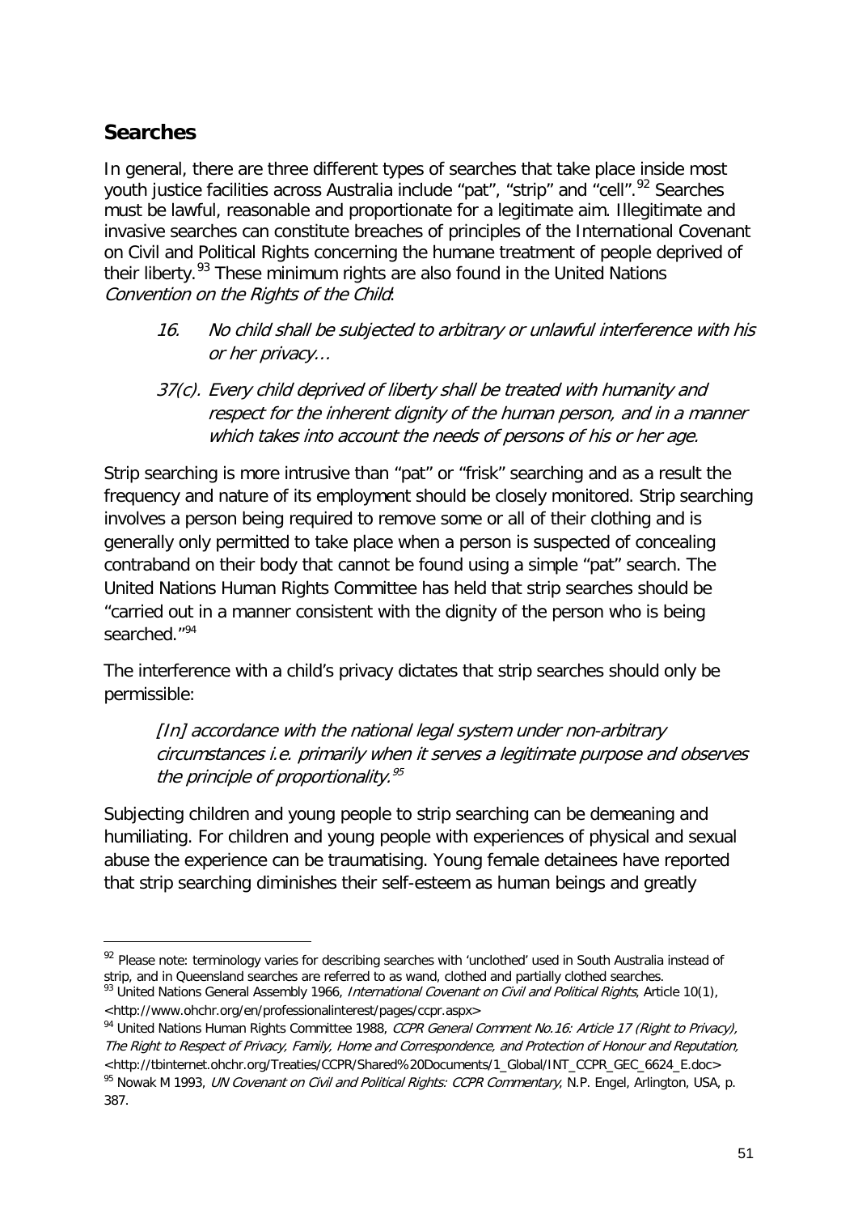## Searches

In general, there are three different types of searches that take place inside most youth justice facilities across Australia include "pat", "strip" and "cell".[92] Searches must be lawful, reasonable and proportionate for a legitimate aim. Illegitimate and invasive searches can constitute breaches of principles of the International Covenant on Civil and Political Rights concerning the humane treatment of people deprived of their liberty.[93] These minimum rights are also found in the United Nations *Convention on the Rights of the Child*:

> 16. *No child shall be subjected to arbitrary or unlawful interference with his or her privacy…*
>
> 37(c). *Every child deprived of liberty shall be treated with humanity and respect for the inherent dignity of the human person, and in a manner which takes into account the needs of persons of his or her age.*

Strip searching is more intrusive than "pat" or "frisk" searching and as a result the frequency and nature of its employment should be closely monitored. Strip searching involves a person being required to remove some or all of their clothing and is generally only permitted to take place when a person is suspected of concealing contraband on their body that cannot be found using a simple "pat" search. The United Nations Human Rights Committee has held that strip searches should be "carried out in a manner consistent with the dignity of the person who is being searched."[94]

The interference with a child's privacy dictates that strip searches should only be permissible:

> *[In] accordance with the national legal system under non-arbitrary circumstances i.e. primarily when it serves a legitimate purpose and observes the principle of proportionality.*[95]

Subjecting children and young people to strip searching can be demeaning and humiliating. For children and young people with experiences of physical and sexual abuse the experience can be traumatising. Young female detainees have reported that strip searching diminishes their self-esteem as human beings and greatly

---

[92] Please note: terminology varies for describing searches with 'unclothed' used in South Australia instead of strip, and in Queensland searches are referred to as wand, clothed and partially clothed searches.

[93] United Nations General Assembly 1966, *International Covenant on Civil and Political Rights*, Article 10(1), <http://www.ohchr.org/en/professionalinterest/pages/ccpr.aspx>

[94] United Nations Human Rights Committee 1988, *CCPR General Comment No.16: Article 17 (Right to Privacy), The Right to Respect of Privacy, Family, Home and Correspondence, and Protection of Honour and Reputation*, <http://tbinternet.ohchr.org/Treaties/CCPR/Shared%20Documents/1_Global/INT_CCPR_GEC_6624_E.doc>

[95] Nowak M 1993, *UN Covenant on Civil and Political Rights: CCPR Commentary*, N.P. Engel, Arlington, USA, p. 387.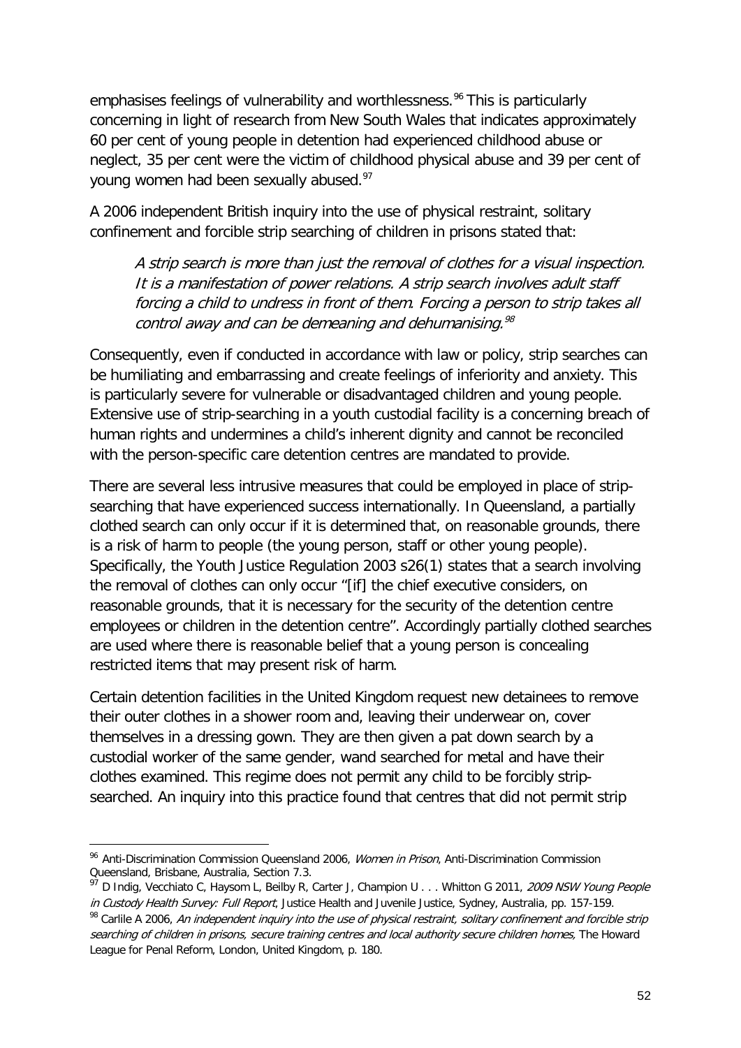emphasises feelings of vulnerability and worthlessness.[96] This is particularly concerning in light of research from New South Wales that indicates approximately 60 per cent of young people in detention had experienced childhood abuse or neglect, 35 per cent were the victim of childhood physical abuse and 39 per cent of young women had been sexually abused.[97]

A 2006 independent British inquiry into the use of physical restraint, solitary confinement and forcible strip searching of children in prisons stated that:

> *A strip search is more than just the removal of clothes for a visual inspection. It is a manifestation of power relations. A strip search involves adult staff forcing a child to undress in front of them. Forcing a person to strip takes all control away and can be demeaning and dehumanising.*[98]

Consequently, even if conducted in accordance with law or policy, strip searches can be humiliating and embarrassing and create feelings of inferiority and anxiety. This is particularly severe for vulnerable or disadvantaged children and young people. Extensive use of strip-searching in a youth custodial facility is a concerning breach of human rights and undermines a child's inherent dignity and cannot be reconciled with the person-specific care detention centres are mandated to provide.

There are several less intrusive measures that could be employed in place of strip-searching that have experienced success internationally. In Queensland, a partially clothed search can only occur if it is determined that, on reasonable grounds, there is a risk of harm to people (the young person, staff or other young people). Specifically, the Youth Justice Regulation 2003 s26(1) states that a search involving the removal of clothes can only occur "[if] the chief executive considers, on reasonable grounds, that it is necessary for the security of the detention centre employees or children in the detention centre". Accordingly partially clothed searches are used where there is reasonable belief that a young person is concealing restricted items that may present risk of harm.

Certain detention facilities in the United Kingdom request new detainees to remove their outer clothes in a shower room and, leaving their underwear on, cover themselves in a dressing gown. They are then given a pat down search by a custodial worker of the same gender, wand searched for metal and have their clothes examined. This regime does not permit any child to be forcibly strip-searched. An inquiry into this practice found that centres that did not permit strip

---

[96] Anti-Discrimination Commission Queensland 2006, *Women in Prison*, Anti-Discrimination Commission Queensland, Brisbane, Australia, Section 7.3.

[97] D Indig, Vecchiato C, Haysom L, Beilby R, Carter J, Champion U . . . Whitton G 2011, *2009 NSW Young People in Custody Health Survey: Full Report*, Justice Health and Juvenile Justice, Sydney, Australia, pp. 157-159.

[98] Carlile A 2006, *An independent inquiry into the use of physical restraint, solitary confinement and forcible strip searching of children in prisons, secure training centres and local authority secure children homes,* The Howard League for Penal Reform, London, United Kingdom, p. 180.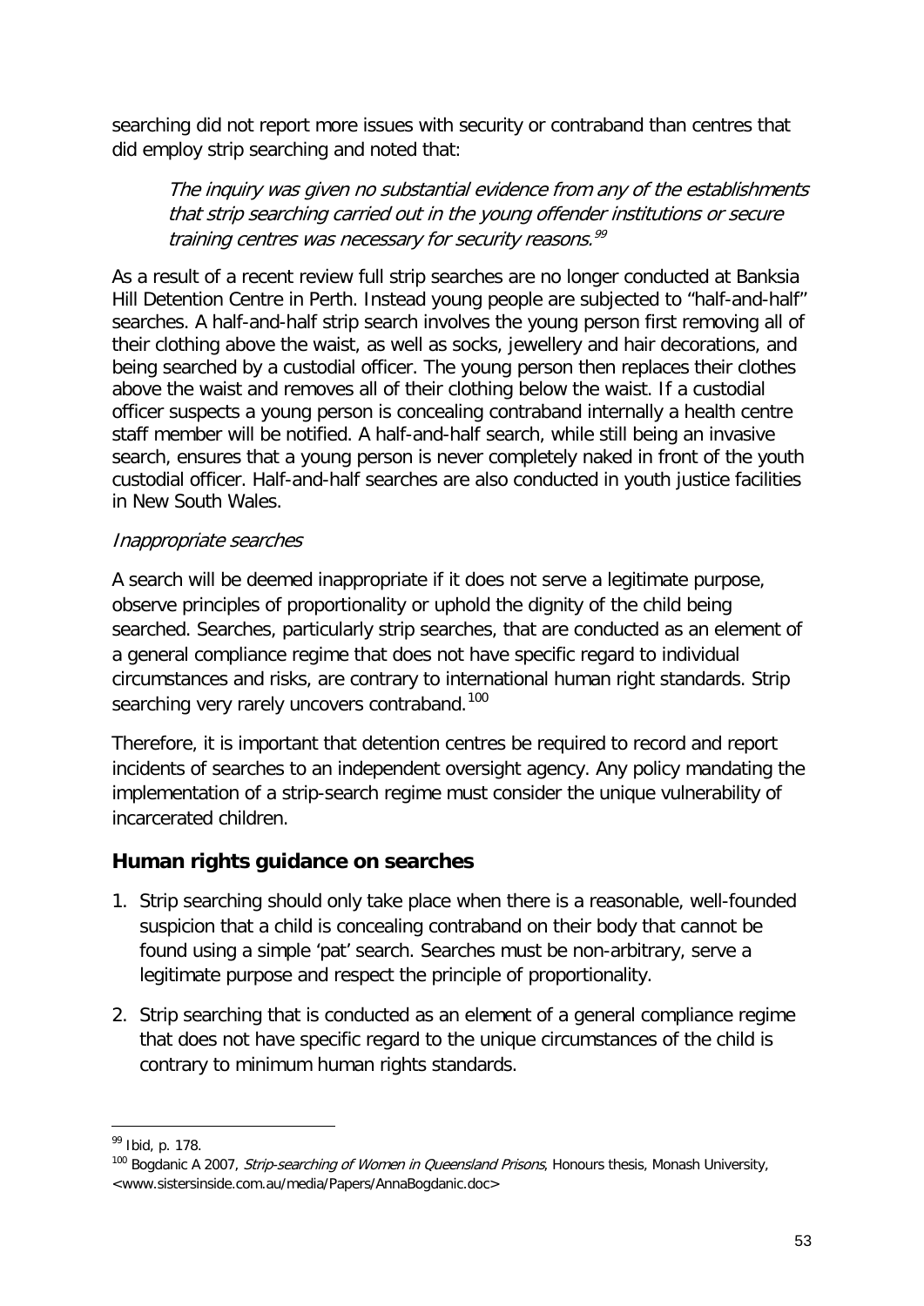searching did not report more issues with security or contraband than centres that did employ strip searching and noted that:

> *The inquiry was given no substantial evidence from any of the establishments that strip searching carried out in the young offender institutions or secure training centres was necessary for security reasons.*[99]

As a result of a recent review full strip searches are no longer conducted at Banksia Hill Detention Centre in Perth. Instead young people are subjected to "half-and-half" searches. A half-and-half strip search involves the young person first removing all of their clothing above the waist, as well as socks, jewellery and hair decorations, and being searched by a custodial officer. The young person then replaces their clothes above the waist and removes all of their clothing below the waist. If a custodial officer suspects a young person is concealing contraband internally a health centre staff member will be notified. A half-and-half search, while still being an invasive search, ensures that a young person is never completely naked in front of the youth custodial officer. Half-and-half searches are also conducted in youth justice facilities in New South Wales.

*Inappropriate searches*

A search will be deemed inappropriate if it does not serve a legitimate purpose, observe principles of proportionality or uphold the dignity of the child being searched. Searches, particularly strip searches, that are conducted as an element of a general compliance regime that does not have specific regard to individual circumstances and risks, are contrary to international human right standards. Strip searching very rarely uncovers contraband.[100]

Therefore, it is important that detention centres be required to record and report incidents of searches to an independent oversight agency. Any policy mandating the implementation of a strip-search regime must consider the unique vulnerability of incarcerated children.

## Human rights guidance on searches

1. Strip searching should only take place when there is a reasonable, well-founded suspicion that a child is concealing contraband on their body that cannot be found using a simple 'pat' search. Searches must be non-arbitrary, serve a legitimate purpose and respect the principle of proportionality.

2. Strip searching that is conducted as an element of a general compliance regime that does not have specific regard to the unique circumstances of the child is contrary to minimum human rights standards.

---

[99] Ibid, p. 178.

[100] Bogdanic A 2007, *Strip-searching of Women in Queensland Prisons*, Honours thesis, Monash University, <www.sistersinside.com.au/media/Papers/AnnaBogdanic.doc>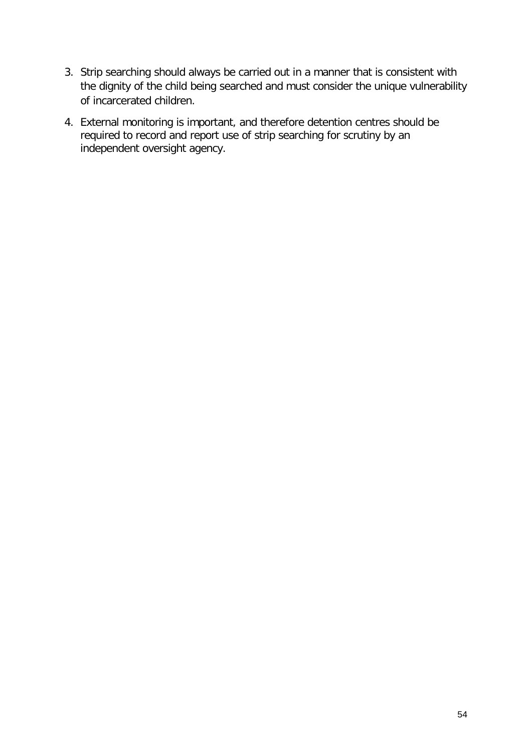3. Strip searching should always be carried out in a manner that is consistent with the dignity of the child being searched and must consider the unique vulnerability of incarcerated children.
4. External monitoring is important, and therefore detention centres should be required to record and report use of strip searching for scrutiny by an independent oversight agency.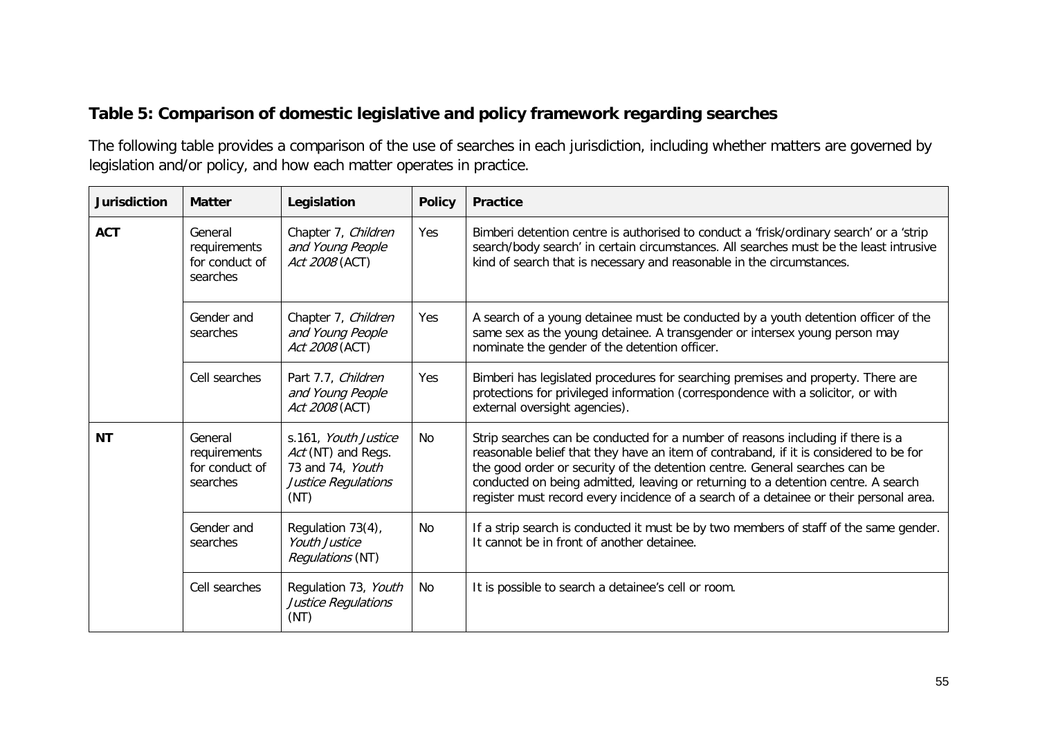### Table 5: Comparison of domestic legislative and policy framework regarding searches

The following table provides a comparison of the use of searches in each jurisdiction, including whether matters are governed by legislation and/or policy, and how each matter operates in practice.

| Jurisdiction | Matter | Legislation | Policy | Practice |
|---|---|---|---|---|
| **ACT** | General requirements for conduct of searches | Chapter 7, *Children and Young People Act 2008* (ACT) | Yes | Bimberi detention centre is authorised to conduct a 'frisk/ordinary search' or a 'strip search/body search' in certain circumstances. All searches must be the least intrusive kind of search that is necessary and reasonable in the circumstances. |
| | Gender and searches | Chapter 7, *Children and Young People Act 2008* (ACT) | Yes | A search of a young detainee must be conducted by a youth detention officer of the same sex as the young detainee. A transgender or intersex young person may nominate the gender of the detention officer. |
| | Cell searches | Part 7.7, *Children and Young People Act 2008* (ACT) | Yes | Bimberi has legislated procedures for searching premises and property. There are protections for privileged information (correspondence with a solicitor, or with external oversight agencies). |
| **NT** | General requirements for conduct of searches | s.161, *Youth Justice Act* (NT) and Regs. 73 and 74, *Youth Justice Regulations* (NT) | No | Strip searches can be conducted for a number of reasons including if there is a reasonable belief that they have an item of contraband, if it is considered to be for the good order or security of the detention centre. General searches can be conducted on being admitted, leaving or returning to a detention centre. A search register must record every incidence of a search of a detainee or their personal area. |
| | Gender and searches | Regulation 73(4), *Youth Justice Regulations* (NT) | No | If a strip search is conducted it must be by two members of staff of the same gender. It cannot be in front of another detainee. |
| | Cell searches | Regulation 73, *Youth Justice Regulations* (NT) | No | It is possible to search a detainee's cell or room. |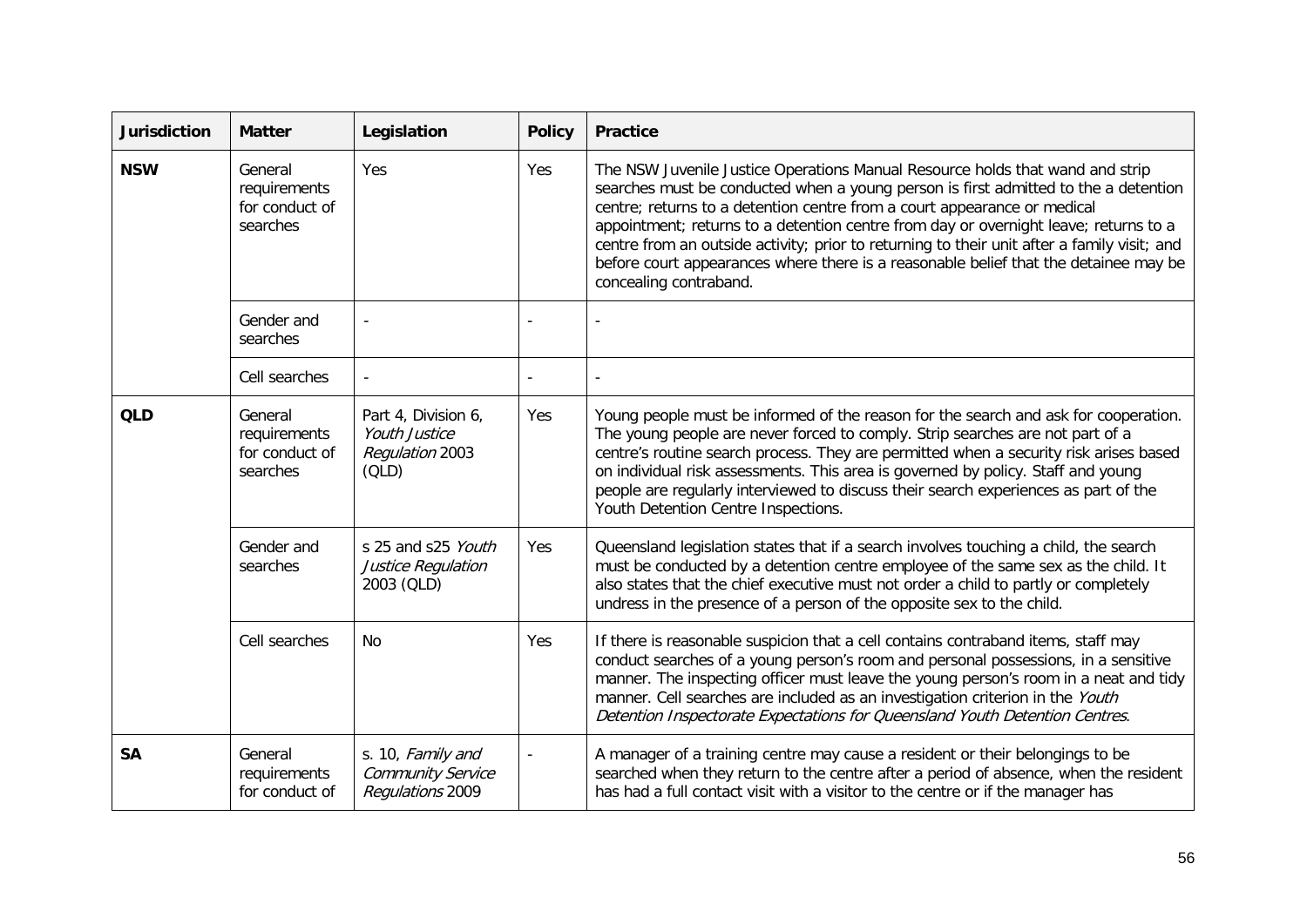| Jurisdiction | Matter | Legislation | Policy | Practice |
|---|---|---|---|---|
| **NSW** | General requirements for conduct of searches | Yes | Yes | The NSW Juvenile Justice Operations Manual Resource holds that wand and strip searches must be conducted when a young person is first admitted to the a detention centre; returns to a detention centre from a court appearance or medical appointment; returns to a detention centre from day or overnight leave; returns to a centre from an outside activity; prior to returning to their unit after a family visit; and before court appearances where there is a reasonable belief that the detainee may be concealing contraband. |
| | Gender and searches | - | - | - |
| | Cell searches | - | - | - |
| **QLD** | General requirements for conduct of searches | Part 4, Division 6, *Youth Justice Regulation* 2003 (QLD) | Yes | Young people must be informed of the reason for the search and ask for cooperation. The young people are never forced to comply. Strip searches are not part of a centre's routine search process. They are permitted when a security risk arises based on individual risk assessments. This area is governed by policy. Staff and young people are regularly interviewed to discuss their search experiences as part of the Youth Detention Centre Inspections. |
| | Gender and searches | s 25 and s25 *Youth Justice Regulation* 2003 (QLD) | Yes | Queensland legislation states that if a search involves touching a child, the search must be conducted by a detention centre employee of the same sex as the child. It also states that the chief executive must not order a child to partly or completely undress in the presence of a person of the opposite sex to the child. |
| | Cell searches | No | Yes | If there is reasonable suspicion that a cell contains contraband items, staff may conduct searches of a young person's room and personal possessions, in a sensitive manner. The inspecting officer must leave the young person's room in a neat and tidy manner. Cell searches are included as an investigation criterion in the *Youth Detention Inspectorate Expectations for Queensland Youth Detention Centres*. |
| **SA** | General requirements for conduct of | s. 10, *Family and Community Service Regulations* 2009 | - | A manager of a training centre may cause a resident or their belongings to be searched when they return to the centre after a period of absence, when the resident has had a full contact visit with a visitor to the centre or if the manager has |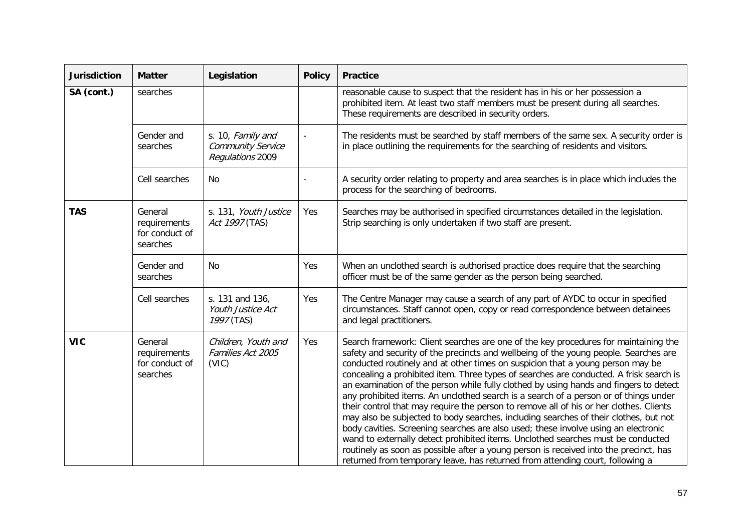| Jurisdiction | Matter | Legislation | Policy | Practice |
|---|---|---|---|---|
| **SA (cont.)** | searches | | | reasonable cause to suspect that the resident has in his or her possession a prohibited item. At least two staff members must be present during all searches. These requirements are described in security orders. |
| | Gender and searches | s. 10, *Family and Community Service Regulations* 2009 | - | The residents must be searched by staff members of the same sex. A security order is in place outlining the requirements for the searching of residents and visitors. |
| | Cell searches | No | - | A security order relating to property and area searches is in place which includes the process for the searching of bedrooms. |
| **TAS** | General requirements for conduct of searches | s. 131, *Youth Justice Act 1997* (TAS) | Yes | Searches may be authorised in specified circumstances detailed in the legislation. Strip searching is only undertaken if two staff are present. |
| | Gender and searches | No | Yes | When an unclothed search is authorised practice does require that the searching officer must be of the same gender as the person being searched. |
| | Cell searches | s. 131 and 136, *Youth Justice Act 1997* (TAS) | Yes | The Centre Manager may cause a search of any part of AYDC to occur in specified circumstances. Staff cannot open, copy or read correspondence between detainees and legal practitioners. |
| **VIC** | General requirements for conduct of searches | *Children, Youth and Families Act 2005* (VIC) | Yes | Search framework: Client searches are one of the key procedures for maintaining the safety and security of the precincts and wellbeing of the young people. Searches are conducted routinely and at other times on suspicion that a young person may be concealing a prohibited item. Three types of searches are conducted. A frisk search is an examination of the person while fully clothed by using hands and fingers to detect any prohibited items. An unclothed search is a search of a person or of things under their control that may require the person to remove all of his or her clothes. Clients may also be subjected to body searches, including searches of their clothes, but not body cavities. Screening searches are also used; these involve using an electronic wand to externally detect prohibited items. Unclothed searches must be conducted routinely as soon as possible after a young person is received into the precinct, has returned from temporary leave, has returned from attending court, following a |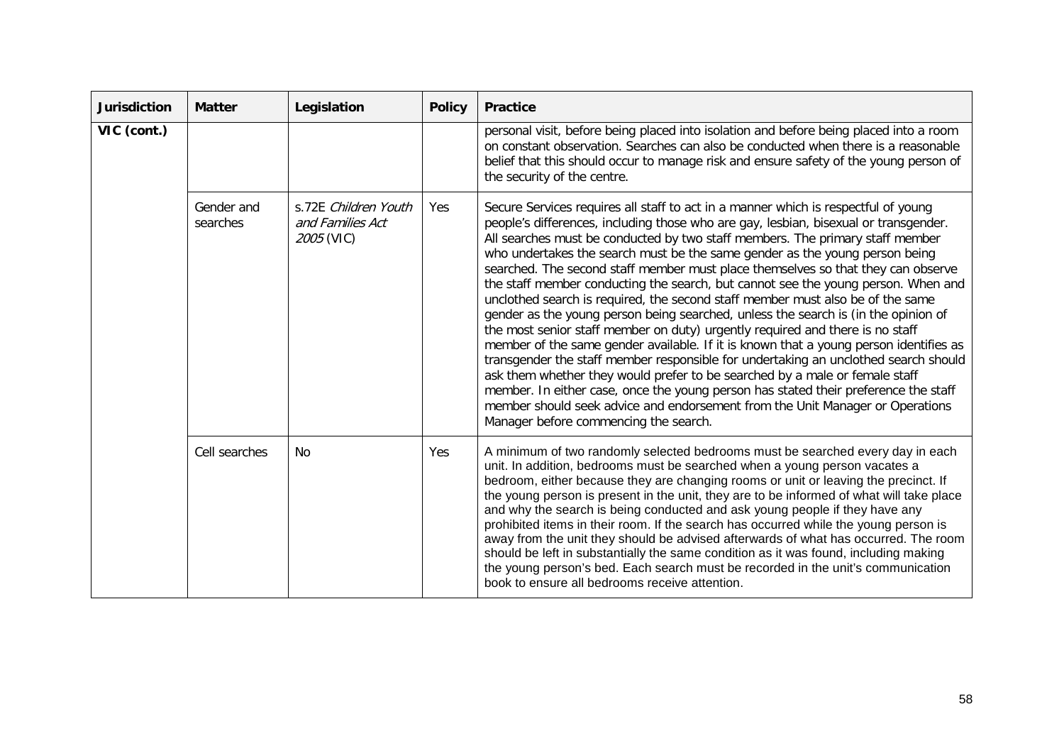| Jurisdiction | Matter | Legislation | Policy | Practice |
|---|---|---|---|---|
| **VIC (cont.)** | | | | personal visit, before being placed into isolation and before being placed into a room on constant observation. Searches can also be conducted when there is a reasonable belief that this should occur to manage risk and ensure safety of the young person of the security of the centre. |
| | Gender and searches | s.72E *Children Youth and Families Act 2005* (VIC) | Yes | Secure Services requires all staff to act in a manner which is respectful of young people's differences, including those who are gay, lesbian, bisexual or transgender. All searches must be conducted by two staff members. The primary staff member who undertakes the search must be the same gender as the young person being searched. The second staff member must place themselves so that they can observe the staff member conducting the search, but cannot see the young person. When and unclothed search is required, the second staff member must also be of the same gender as the young person being searched, unless the search is (in the opinion of the most senior staff member on duty) urgently required and there is no staff member of the same gender available. If it is known that a young person identifies as transgender the staff member responsible for undertaking an unclothed search should ask them whether they would prefer to be searched by a male or female staff member. In either case, once the young person has stated their preference the staff member should seek advice and endorsement from the Unit Manager or Operations Manager before commencing the search. |
| | Cell searches | No | Yes | A minimum of two randomly selected bedrooms must be searched every day in each unit. In addition, bedrooms must be searched when a young person vacates a bedroom, either because they are changing rooms or unit or leaving the precinct. If the young person is present in the unit, they are to be informed of what will take place and why the search is being conducted and ask young people if they have any prohibited items in their room. If the search has occurred while the young person is away from the unit they should be advised afterwards of what has occurred. The room should be left in substantially the same condition as it was found, including making the young person's bed. Each search must be recorded in the unit's communication book to ensure all bedrooms receive attention. |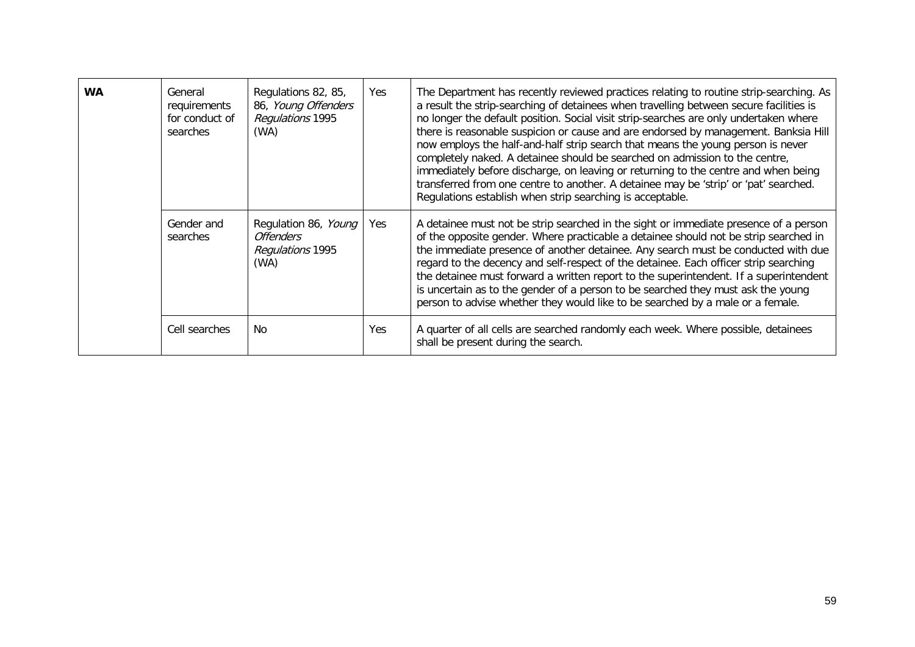| | | | | |
|---|---|---|---|---|
| **WA** | General requirements for conduct of searches | Regulations 82, 85, 86, *Young Offenders Regulations* 1995 (WA) | Yes | The Department has recently reviewed practices relating to routine strip-searching. As a result the strip-searching of detainees when travelling between secure facilities is no longer the default position. Social visit strip-searches are only undertaken where there is reasonable suspicion or cause and are endorsed by management. Banksia Hill now employs the half-and-half strip search that means the young person is never completely naked. A detainee should be searched on admission to the centre, immediately before discharge, on leaving or returning to the centre and when being transferred from one centre to another. A detainee may be 'strip' or 'pat' searched. Regulations establish when strip searching is acceptable. |
| | Gender and searches | Regulation 86, *Young Offenders Regulations* 1995 (WA) | Yes | A detainee must not be strip searched in the sight or immediate presence of a person of the opposite gender. Where practicable a detainee should not be strip searched in the immediate presence of another detainee. Any search must be conducted with due regard to the decency and self-respect of the detainee. Each officer strip searching the detainee must forward a written report to the superintendent. If a superintendent is uncertain as to the gender of a person to be searched they must ask the young person to advise whether they would like to be searched by a male or a female. |
| | Cell searches | No | Yes | A quarter of all cells are searched randomly each week. Where possible, detainees shall be present during the search. |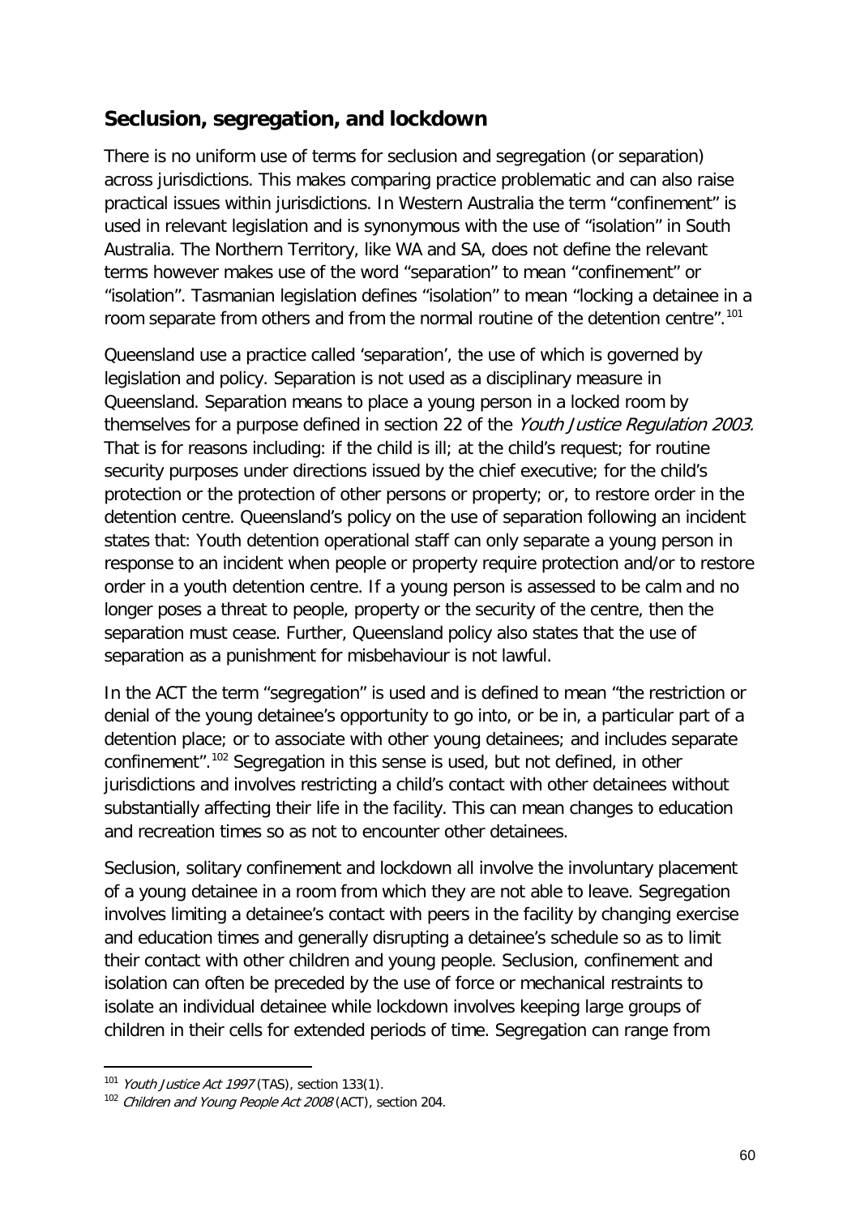## Seclusion, segregation, and lockdown

There is no uniform use of terms for seclusion and segregation (or separation) across jurisdictions. This makes comparing practice problematic and can also raise practical issues within jurisdictions. In Western Australia the term "confinement" is used in relevant legislation and is synonymous with the use of "isolation" in South Australia. The Northern Territory, like WA and SA, does not define the relevant terms however makes use of the word "separation" to mean "confinement" or "isolation". Tasmanian legislation defines "isolation" to mean "locking a detainee in a room separate from others and from the normal routine of the detention centre".[101]

Queensland use a practice called 'separation', the use of which is governed by legislation and policy. Separation is not used as a disciplinary measure in Queensland. Separation means to place a young person in a locked room by themselves for a purpose defined in section 22 of the *Youth Justice Regulation 2003.* That is for reasons including: if the child is ill; at the child's request; for routine security purposes under directions issued by the chief executive; for the child's protection or the protection of other persons or property; or, to restore order in the detention centre. Queensland's policy on the use of separation following an incident states that: Youth detention operational staff can only separate a young person in response to an incident when people or property require protection and/or to restore order in a youth detention centre. If a young person is assessed to be calm and no longer poses a threat to people, property or the security of the centre, then the separation must cease. Further, Queensland policy also states that the use of separation as a punishment for misbehaviour is not lawful.

In the ACT the term "segregation" is used and is defined to mean "the restriction or denial of the young detainee's opportunity to go into, or be in, a particular part of a detention place; or to associate with other young detainees; and includes separate confinement".[102] Segregation in this sense is used, but not defined, in other jurisdictions and involves restricting a child's contact with other detainees without substantially affecting their life in the facility. This can mean changes to education and recreation times so as not to encounter other detainees.

Seclusion, solitary confinement and lockdown all involve the involuntary placement of a young detainee in a room from which they are not able to leave. Segregation involves limiting a detainee's contact with peers in the facility by changing exercise and education times and generally disrupting a detainee's schedule so as to limit their contact with other children and young people. Seclusion, confinement and isolation can often be preceded by the use of force or mechanical restraints to isolate an individual detainee while lockdown involves keeping large groups of children in their cells for extended periods of time. Segregation can range from

---

[101] *Youth Justice Act 1997* (TAS), section 133(1).

[102] *Children and Young People Act 2008* (ACT), section 204.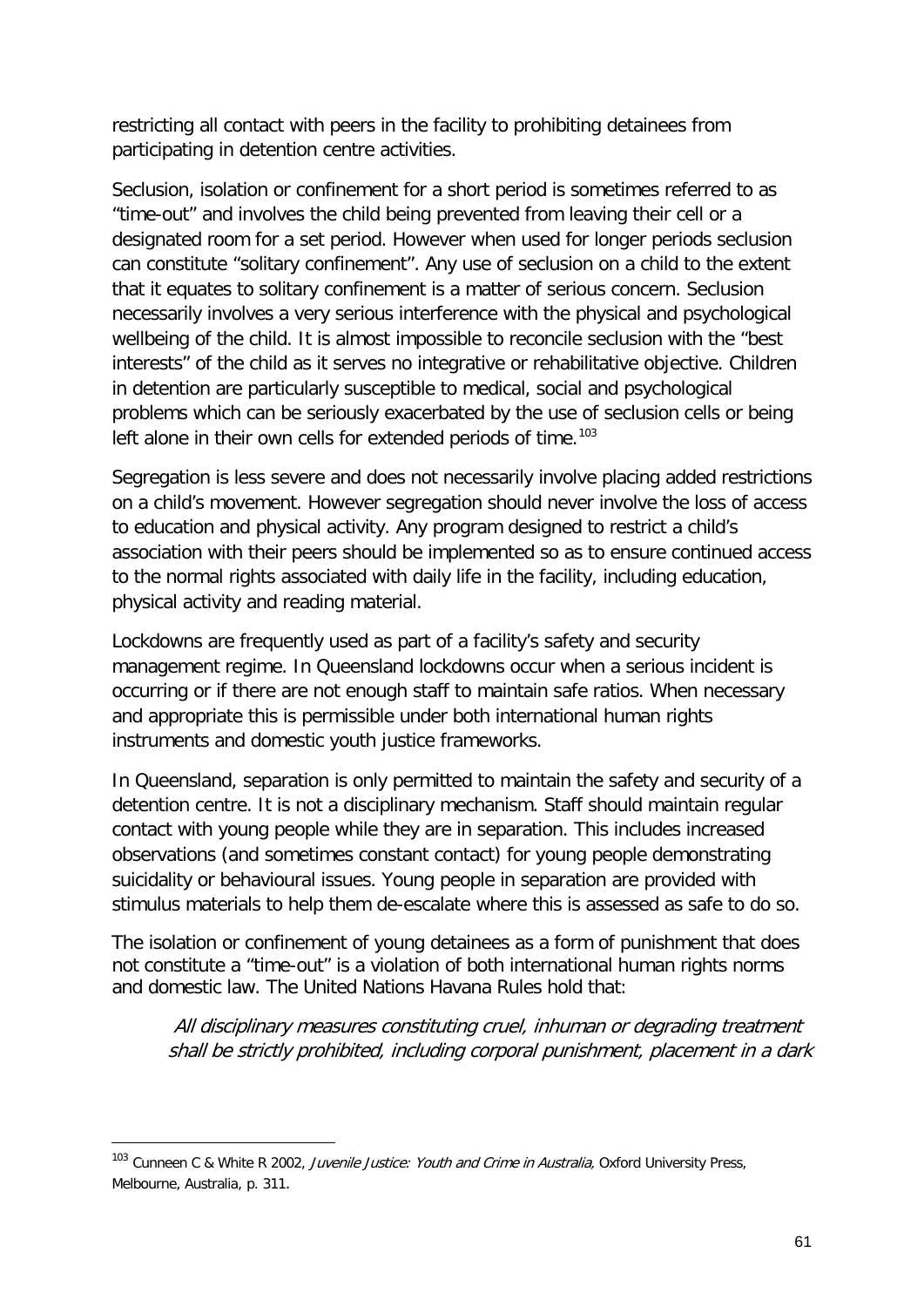restricting all contact with peers in the facility to prohibiting detainees from participating in detention centre activities.

Seclusion, isolation or confinement for a short period is sometimes referred to as "time-out" and involves the child being prevented from leaving their cell or a designated room for a set period. However when used for longer periods seclusion can constitute "solitary confinement". Any use of seclusion on a child to the extent that it equates to solitary confinement is a matter of serious concern. Seclusion necessarily involves a very serious interference with the physical and psychological wellbeing of the child. It is almost impossible to reconcile seclusion with the "best interests" of the child as it serves no integrative or rehabilitative objective. Children in detention are particularly susceptible to medical, social and psychological problems which can be seriously exacerbated by the use of seclusion cells or being left alone in their own cells for extended periods of time.[103]

Segregation is less severe and does not necessarily involve placing added restrictions on a child's movement. However segregation should never involve the loss of access to education and physical activity. Any program designed to restrict a child's association with their peers should be implemented so as to ensure continued access to the normal rights associated with daily life in the facility, including education, physical activity and reading material.

Lockdowns are frequently used as part of a facility's safety and security management regime. In Queensland lockdowns occur when a serious incident is occurring or if there are not enough staff to maintain safe ratios. When necessary and appropriate this is permissible under both international human rights instruments and domestic youth justice frameworks.

In Queensland, separation is only permitted to maintain the safety and security of a detention centre. It is not a disciplinary mechanism. Staff should maintain regular contact with young people while they are in separation. This includes increased observations (and sometimes constant contact) for young people demonstrating suicidality or behavioural issues. Young people in separation are provided with stimulus materials to help them de-escalate where this is assessed as safe to do so.

The isolation or confinement of young detainees as a form of punishment that does not constitute a "time-out" is a violation of both international human rights norms and domestic law. The United Nations Havana Rules hold that:

> *All disciplinary measures constituting cruel, inhuman or degrading treatment shall be strictly prohibited, including corporal punishment, placement in a dark*

[103] Cunneen C & White R 2002, *Juvenile Justice: Youth and Crime in Australia*, Oxford University Press, Melbourne, Australia, p. 311.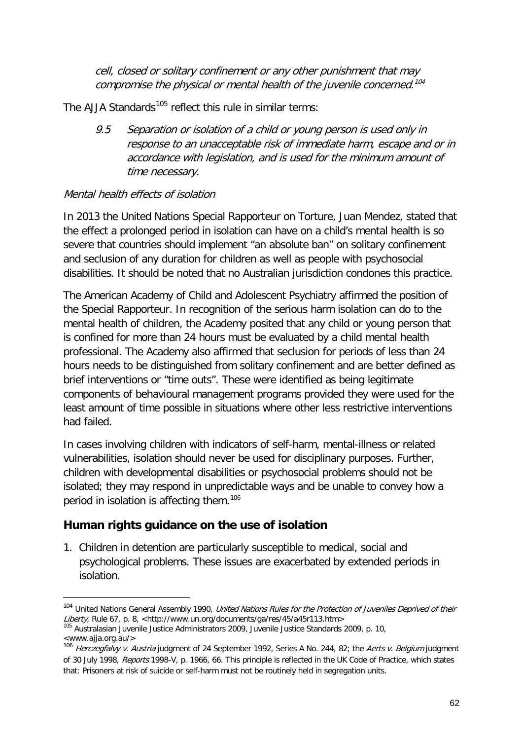*cell, closed or solitary confinement or any other punishment that may compromise the physical or mental health of the juvenile concerned.*[104]

The AJJA Standards[105] reflect this rule in similar terms:

> 9.5 *Separation or isolation of a child or young person is used only in response to an unacceptable risk of immediate harm, escape and or in accordance with legislation, and is used for the minimum amount of time necessary.*

*Mental health effects of isolation*

In 2013 the United Nations Special Rapporteur on Torture, Juan Mendez, stated that the effect a prolonged period in isolation can have on a child's mental health is so severe that countries should implement "an absolute ban" on solitary confinement and seclusion of any duration for children as well as people with psychosocial disabilities. It should be noted that no Australian jurisdiction condones this practice.

The American Academy of Child and Adolescent Psychiatry affirmed the position of the Special Rapporteur. In recognition of the serious harm isolation can do to the mental health of children, the Academy posited that any child or young person that is confined for more than 24 hours must be evaluated by a child mental health professional. The Academy also affirmed that seclusion for periods of less than 24 hours needs to be distinguished from solitary confinement and are better defined as brief interventions or "time outs". These were identified as being legitimate components of behavioural management programs provided they were used for the least amount of time possible in situations where other less restrictive interventions had failed.

In cases involving children with indicators of self-harm, mental-illness or related vulnerabilities, isolation should never be used for disciplinary purposes. Further, children with developmental disabilities or psychosocial problems should not be isolated; they may respond in unpredictable ways and be unable to convey how a period in isolation is affecting them.[106]

### Human rights guidance on the use of isolation

1. Children in detention are particularly susceptible to medical, social and psychological problems. These issues are exacerbated by extended periods in isolation.

---

[104] United Nations General Assembly 1990, *United Nations Rules for the Protection of Juveniles Deprived of their Liberty*, Rule 67, p. 8, <http://www.un.org/documents/ga/res/45/a45r113.htm>

[105] Australasian Juvenile Justice Administrators 2009, Juvenile Justice Standards 2009, p. 10, <www.ajja.org.au/>

[106] *Herczegfalvy v. Austria* judgment of 24 September 1992, Series A No. 244, 82; the *Aerts v. Belgium* judgment of 30 July 1998, *Reports* 1998-V, p. 1966, 66. This principle is reflected in the UK Code of Practice, which states that: Prisoners at risk of suicide or self-harm must not be routinely held in segregation units.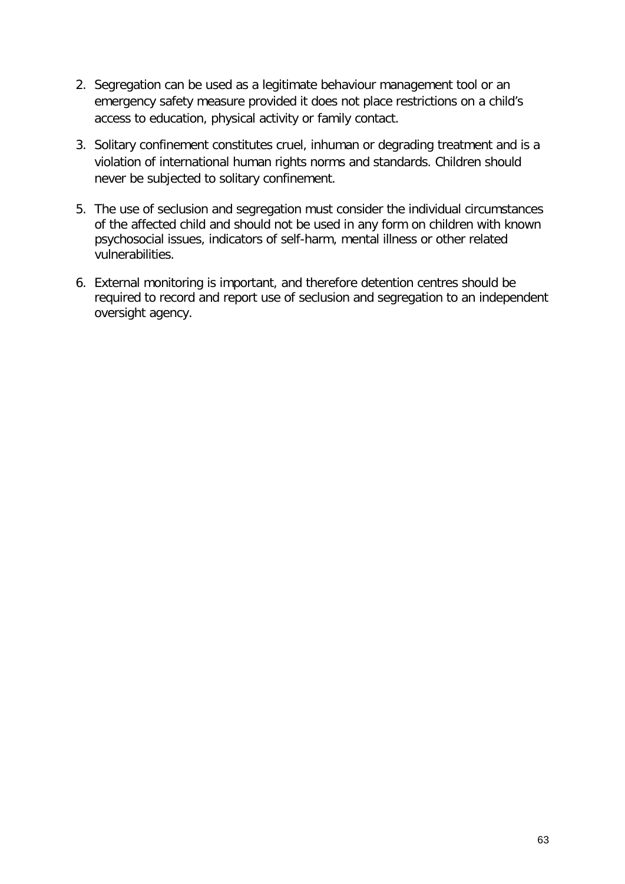2. Segregation can be used as a legitimate behaviour management tool or an emergency safety measure provided it does not place restrictions on a child's access to education, physical activity or family contact.

3. Solitary confinement constitutes cruel, inhuman or degrading treatment and is a violation of international human rights norms and standards. Children should never be subjected to solitary confinement.

5. The use of seclusion and segregation must consider the individual circumstances of the affected child and should not be used in any form on children with known psychosocial issues, indicators of self-harm, mental illness or other related vulnerabilities.

6. External monitoring is important, and therefore detention centres should be required to record and report use of seclusion and segregation to an independent oversight agency.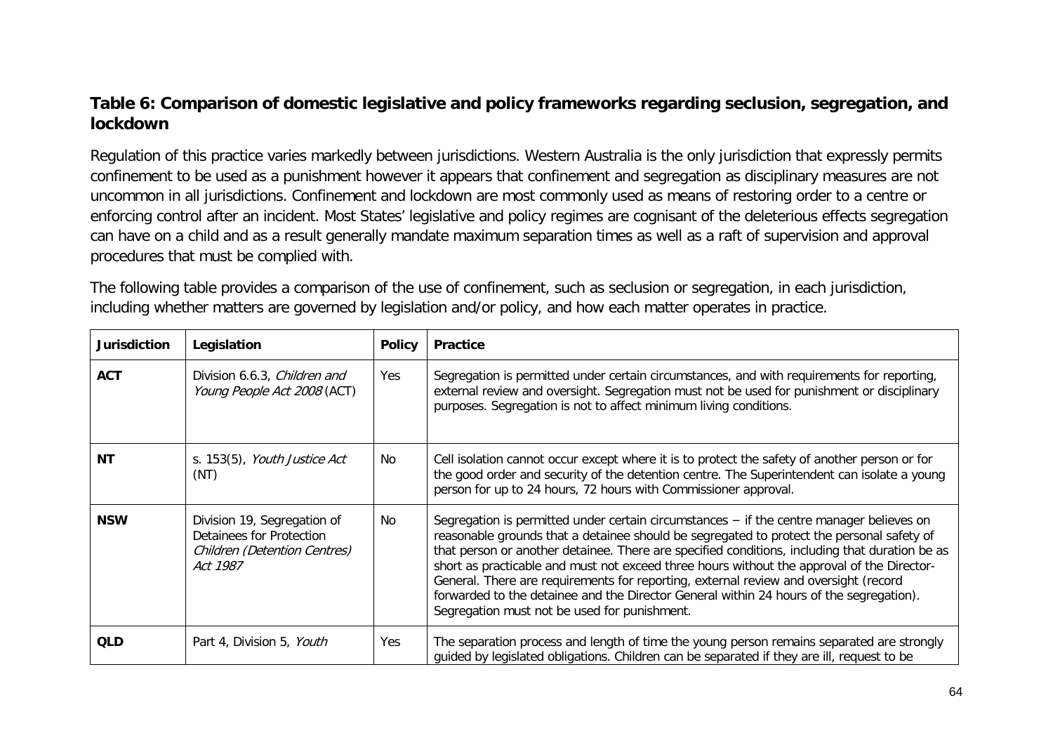### Table 6: Comparison of domestic legislative and policy frameworks regarding seclusion, segregation, and lockdown

Regulation of this practice varies markedly between jurisdictions. Western Australia is the only jurisdiction that expressly permits confinement to be used as a punishment however it appears that confinement and segregation as disciplinary measures are not uncommon in all jurisdictions. Confinement and lockdown are most commonly used as means of restoring order to a centre or enforcing control after an incident. Most States' legislative and policy regimes are cognisant of the deleterious effects segregation can have on a child and as a result generally mandate maximum separation times as well as a raft of supervision and approval procedures that must be complied with.

The following table provides a comparison of the use of confinement, such as seclusion or segregation, in each jurisdiction, including whether matters are governed by legislation and/or policy, and how each matter operates in practice.

| Jurisdiction | Legislation | Policy | Practice |
|---|---|---|---|
| **ACT** | Division 6.6.3, *Children and Young People Act 2008* (ACT) | Yes | Segregation is permitted under certain circumstances, and with requirements for reporting, external review and oversight. Segregation must not be used for punishment or disciplinary purposes. Segregation is not to affect minimum living conditions. |
| **NT** | s. 153(5), *Youth Justice Act* (NT) | No | Cell isolation cannot occur except where it is to protect the safety of another person or for the good order and security of the detention centre. The Superintendent can isolate a young person for up to 24 hours, 72 hours with Commissioner approval. |
| **NSW** | Division 19, Segregation of Detainees for Protection *Children (Detention Centres) Act 1987* | No | Segregation is permitted under certain circumstances – if the centre manager believes on reasonable grounds that a detainee should be segregated to protect the personal safety of that person or another detainee. There are specified conditions, including that duration be as short as practicable and must not exceed three hours without the approval of the Director-General. There are requirements for reporting, external review and oversight (record forwarded to the detainee and the Director General within 24 hours of the segregation). Segregation must not be used for punishment. |
| **QLD** | Part 4, Division 5, *Youth* | Yes | The separation process and length of time the young person remains separated are strongly guided by legislated obligations. Children can be separated if they are ill, request to be |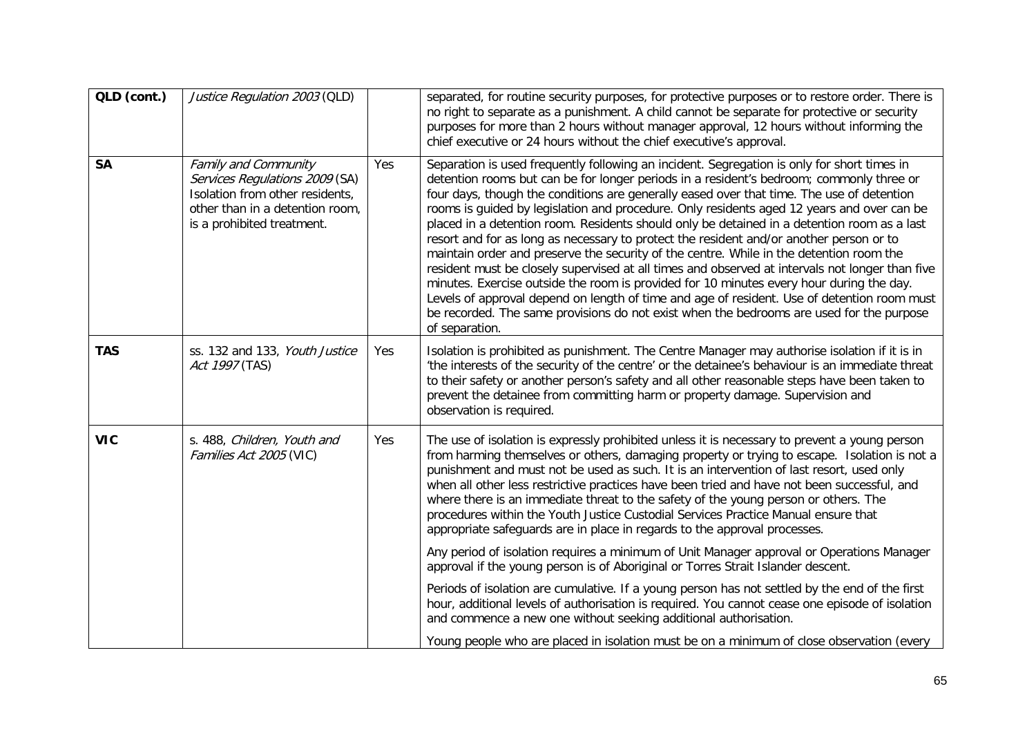| QLD (cont.) | *Justice Regulation 2003* (QLD) | | separated, for routine security purposes, for protective purposes or to restore order. There is no right to separate as a punishment. A child cannot be separate for protective or security purposes for more than 2 hours without manager approval, 12 hours without informing the chief executive or 24 hours without the chief executive's approval. |
|---|---|---|---|
| **SA** | *Family and Community Services Regulations 2009* (SA) Isolation from other residents, other than in a detention room, is a prohibited treatment. | Yes | Separation is used frequently following an incident. Segregation is only for short times in detention rooms but can be for longer periods in a resident's bedroom; commonly three or four days, though the conditions are generally eased over that time. The use of detention rooms is guided by legislation and procedure. Only residents aged 12 years and over can be placed in a detention room. Residents should only be detained in a detention room as a last resort and for as long as necessary to protect the resident and/or another person or to maintain order and preserve the security of the centre. While in the detention room the resident must be closely supervised at all times and observed at intervals not longer than five minutes. Exercise outside the room is provided for 10 minutes every hour during the day. Levels of approval depend on length of time and age of resident. Use of detention room must be recorded. The same provisions do not exist when the bedrooms are used for the purpose of separation. |
| **TAS** | ss. 132 and 133, *Youth Justice Act 1997* (TAS) | Yes | Isolation is prohibited as punishment. The Centre Manager may authorise isolation if it is in 'the interests of the security of the centre' or the detainee's behaviour is an immediate threat to their safety or another person's safety and all other reasonable steps have been taken to prevent the detainee from committing harm or property damage. Supervision and observation is required. |
| **VIC** | s. 488, *Children, Youth and Families Act 2005* (VIC) | Yes | The use of isolation is expressly prohibited unless it is necessary to prevent a young person from harming themselves or others, damaging property or trying to escape. Isolation is not a punishment and must not be used as such. It is an intervention of last resort, used only when all other less restrictive practices have been tried and have not been successful, and where there is an immediate threat to the safety of the young person or others. The procedures within the Youth Justice Custodial Services Practice Manual ensure that appropriate safeguards are in place in regards to the approval processes.<br><br>Any period of isolation requires a minimum of Unit Manager approval or Operations Manager approval if the young person is of Aboriginal or Torres Strait Islander descent.<br><br>Periods of isolation are cumulative. If a young person has not settled by the end of the first hour, additional levels of authorisation is required. You cannot cease one episode of isolation and commence a new one without seeking additional authorisation.<br><br>Young people who are placed in isolation must be on a minimum of close observation (every |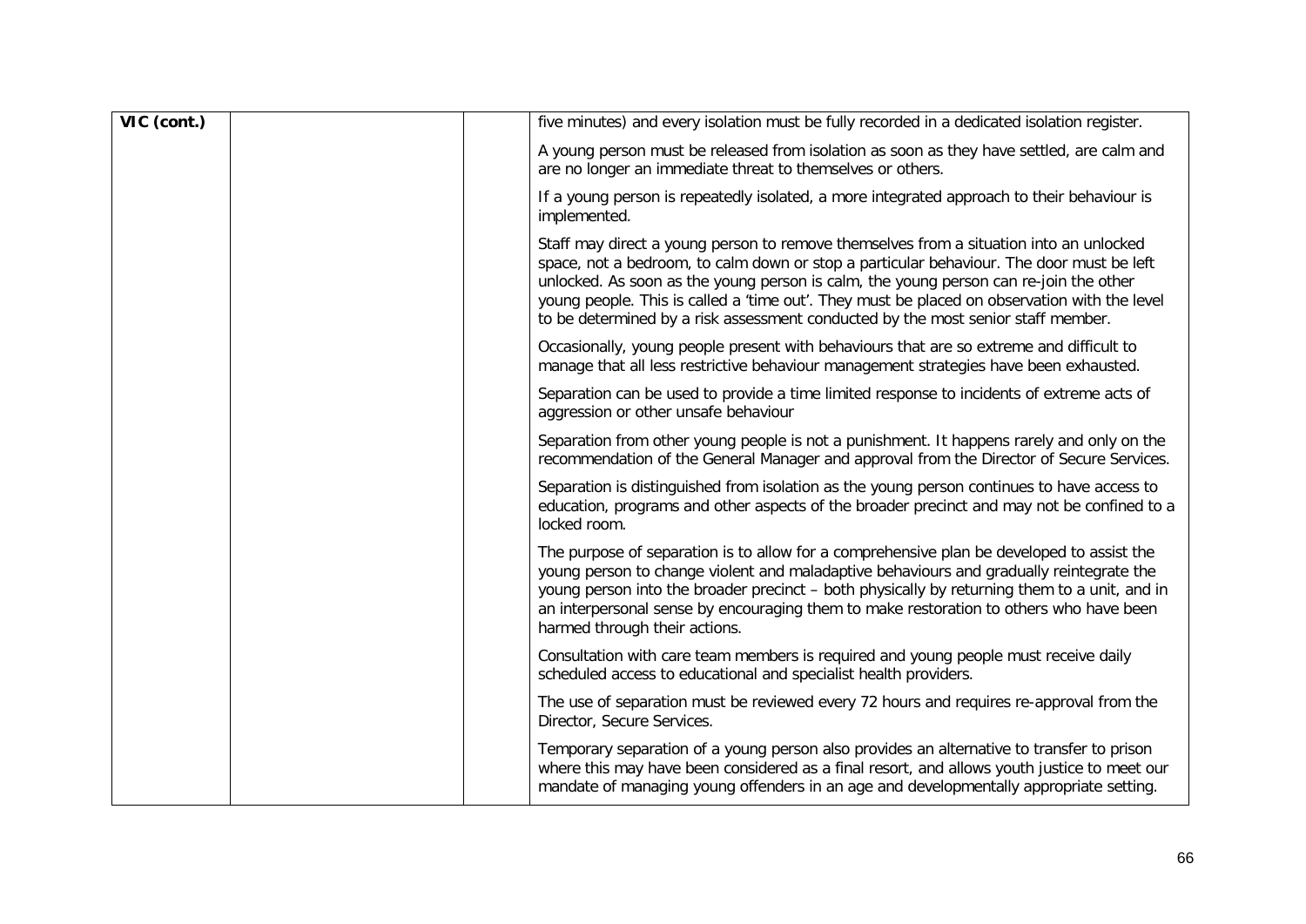| VIC (cont.) | | | five minutes) and every isolation must be fully recorded in a dedicated isolation register.<br><br>A young person must be released from isolation as soon as they have settled, are calm and are no longer an immediate threat to themselves or others.<br><br>If a young person is repeatedly isolated, a more integrated approach to their behaviour is implemented.<br><br>Staff may direct a young person to remove themselves from a situation into an unlocked space, not a bedroom, to calm down or stop a particular behaviour. The door must be left unlocked. As soon as the young person is calm, the young person can re-join the other young people. This is called a 'time out'. They must be placed on observation with the level to be determined by a risk assessment conducted by the most senior staff member.<br><br>Occasionally, young people present with behaviours that are so extreme and difficult to manage that all less restrictive behaviour management strategies have been exhausted.<br><br>Separation can be used to provide a time limited response to incidents of extreme acts of aggression or other unsafe behaviour<br><br>Separation from other young people is not a punishment. It happens rarely and only on the recommendation of the General Manager and approval from the Director of Secure Services.<br><br>Separation is distinguished from isolation as the young person continues to have access to education, programs and other aspects of the broader precinct and may not be confined to a locked room.<br><br>The purpose of separation is to allow for a comprehensive plan be developed to assist the young person to change violent and maladaptive behaviours and gradually reintegrate the young person into the broader precinct – both physically by returning them to a unit, and in an interpersonal sense by encouraging them to make restoration to others who have been harmed through their actions.<br><br>Consultation with care team members is required and young people must receive daily scheduled access to educational and specialist health providers.<br><br>The use of separation must be reviewed every 72 hours and requires re-approval from the Director, Secure Services.<br><br>Temporary separation of a young person also provides an alternative to transfer to prison where this may have been considered as a final resort, and allows youth justice to meet our mandate of managing young offenders in an age and developmentally appropriate setting. |
|---|---|---|---|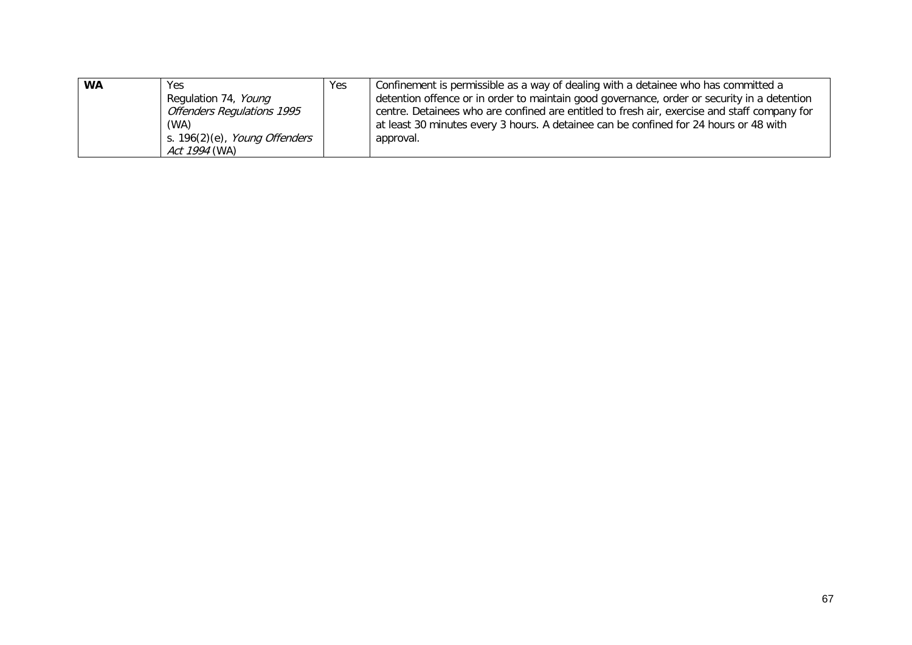| **WA** | Yes<br>Regulation 74, *Young Offenders Regulations 1995* (WA)<br>s. 196(2)(e), *Young Offenders Act 1994* (WA) | Yes | Confinement is permissible as a way of dealing with a detainee who has committed a detention offence or in order to maintain good governance, order or security in a detention centre. Detainees who are confined are entitled to fresh air, exercise and staff company for at least 30 minutes every 3 hours. A detainee can be confined for 24 hours or 48 with approval. |
|---|---|---|---|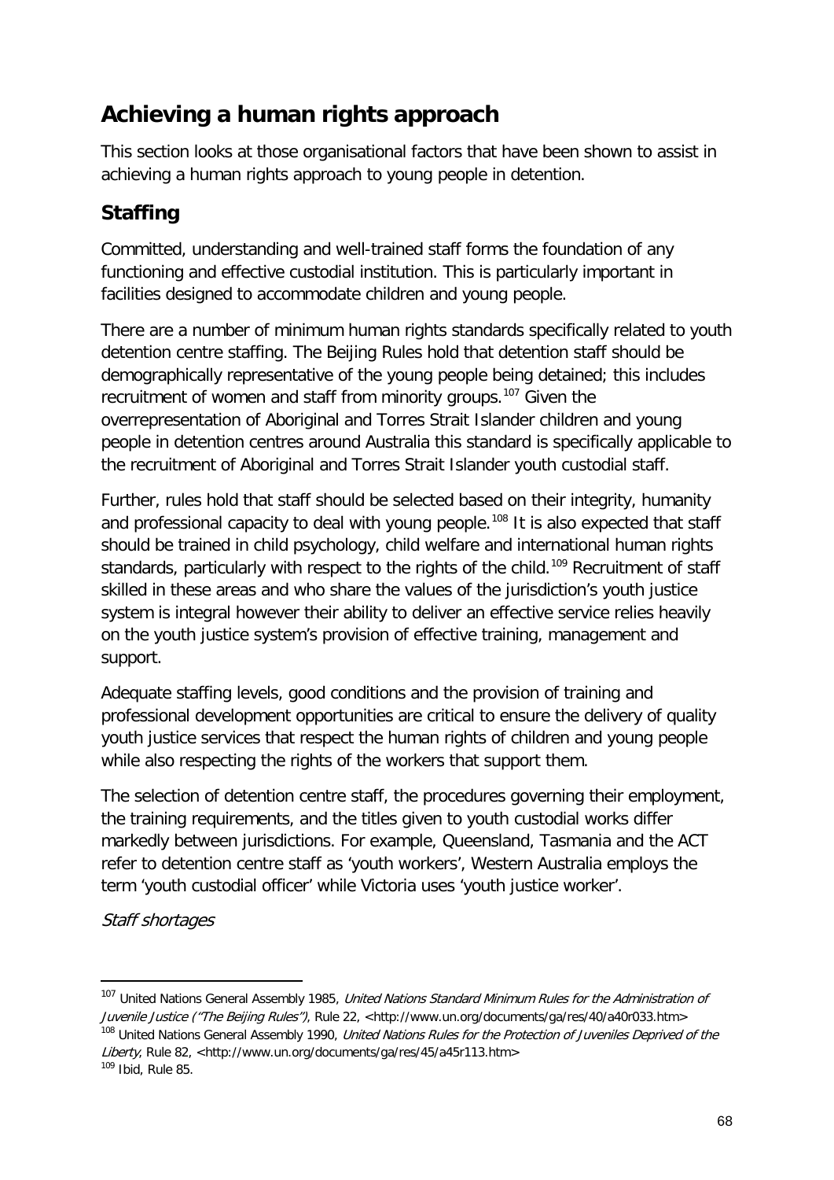# Achieving a human rights approach

This section looks at those organisational factors that have been shown to assist in achieving a human rights approach to young people in detention.

## Staffing

Committed, understanding and well-trained staff forms the foundation of any functioning and effective custodial institution. This is particularly important in facilities designed to accommodate children and young people.

There are a number of minimum human rights standards specifically related to youth detention centre staffing. The Beijing Rules hold that detention staff should be demographically representative of the young people being detained; this includes recruitment of women and staff from minority groups.[107] Given the overrepresentation of Aboriginal and Torres Strait Islander children and young people in detention centres around Australia this standard is specifically applicable to the recruitment of Aboriginal and Torres Strait Islander youth custodial staff.

Further, rules hold that staff should be selected based on their integrity, humanity and professional capacity to deal with young people.[108] It is also expected that staff should be trained in child psychology, child welfare and international human rights standards, particularly with respect to the rights of the child.[109] Recruitment of staff skilled in these areas and who share the values of the jurisdiction's youth justice system is integral however their ability to deliver an effective service relies heavily on the youth justice system's provision of effective training, management and support.

Adequate staffing levels, good conditions and the provision of training and professional development opportunities are critical to ensure the delivery of quality youth justice services that respect the human rights of children and young people while also respecting the rights of the workers that support them.

The selection of detention centre staff, the procedures governing their employment, the training requirements, and the titles given to youth custodial works differ markedly between jurisdictions. For example, Queensland, Tasmania and the ACT refer to detention centre staff as 'youth workers', Western Australia employs the term 'youth custodial officer' while Victoria uses 'youth justice worker'.

*Staff shortages*

---

[107] United Nations General Assembly 1985, *United Nations Standard Minimum Rules for the Administration of Juvenile Justice ("The Beijing Rules")*, Rule 22, <http://www.un.org/documents/ga/res/40/a40r033.htm>

[108] United Nations General Assembly 1990, *United Nations Rules for the Protection of Juveniles Deprived of the Liberty*, Rule 82, <http://www.un.org/documents/ga/res/45/a45r113.htm>

[109] Ibid, Rule 85.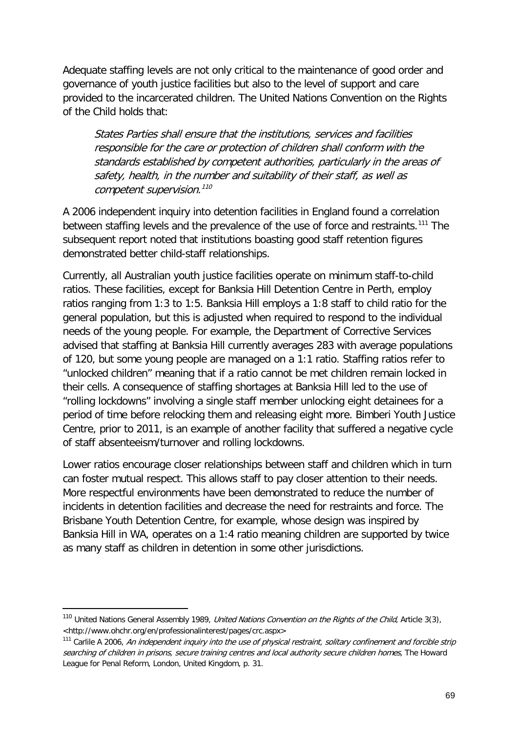Adequate staffing levels are not only critical to the maintenance of good order and governance of youth justice facilities but also to the level of support and care provided to the incarcerated children. The United Nations Convention on the Rights of the Child holds that:

> *States Parties shall ensure that the institutions, services and facilities responsible for the care or protection of children shall conform with the standards established by competent authorities, particularly in the areas of safety, health, in the number and suitability of their staff, as well as competent supervision.*[110]

A 2006 independent inquiry into detention facilities in England found a correlation between staffing levels and the prevalence of the use of force and restraints.[111] The subsequent report noted that institutions boasting good staff retention figures demonstrated better child-staff relationships.

Currently, all Australian youth justice facilities operate on minimum staff-to-child ratios. These facilities, except for Banksia Hill Detention Centre in Perth, employ ratios ranging from 1:3 to 1:5. Banksia Hill employs a 1:8 staff to child ratio for the general population, but this is adjusted when required to respond to the individual needs of the young people. For example, the Department of Corrective Services advised that staffing at Banksia Hill currently averages 283 with average populations of 120, but some young people are managed on a 1:1 ratio. Staffing ratios refer to "unlocked children" meaning that if a ratio cannot be met children remain locked in their cells. A consequence of staffing shortages at Banksia Hill led to the use of "rolling lockdowns" involving a single staff member unlocking eight detainees for a period of time before relocking them and releasing eight more. Bimberi Youth Justice Centre, prior to 2011, is an example of another facility that suffered a negative cycle of staff absenteeism/turnover and rolling lockdowns.

Lower ratios encourage closer relationships between staff and children which in turn can foster mutual respect. This allows staff to pay closer attention to their needs. More respectful environments have been demonstrated to reduce the number of incidents in detention facilities and decrease the need for restraints and force. The Brisbane Youth Detention Centre, for example, whose design was inspired by Banksia Hill in WA, operates on a 1:4 ratio meaning children are supported by twice as many staff as children in detention in some other jurisdictions.

---

[110] United Nations General Assembly 1989, *United Nations Convention on the Rights of the Child*, Article 3(3), <http://www.ohchr.org/en/professionalinterest/pages/crc.aspx>

[111] Carlile A 2006, *An independent inquiry into the use of physical restraint, solitary confinement and forcible strip searching of children in prisons, secure training centres and local authority secure children homes*, The Howard League for Penal Reform, London, United Kingdom, p. 31.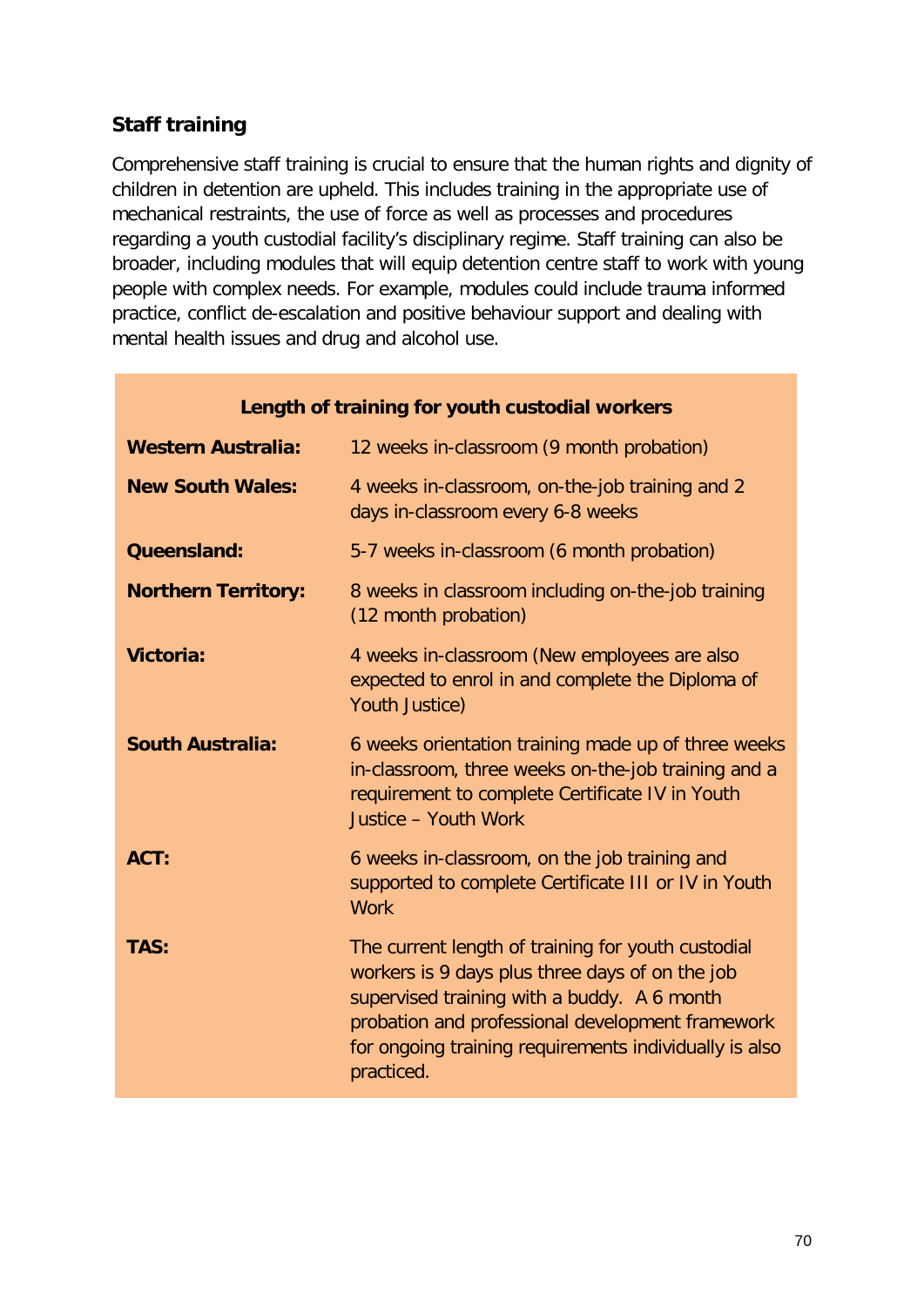## Staff training

Comprehensive staff training is crucial to ensure that the human rights and dignity of children in detention are upheld. This includes training in the appropriate use of mechanical restraints, the use of force as well as processes and procedures regarding a youth custodial facility's disciplinary regime. Staff training can also be broader, including modules that will equip detention centre staff to work with young people with complex needs. For example, modules could include trauma informed practice, conflict de-escalation and positive behaviour support and dealing with mental health issues and drug and alcohol use.

| Length of training for youth custodial workers | |
|---|---|
| **Western Australia:** | 12 weeks in-classroom (9 month probation) |
| **New South Wales:** | 4 weeks in-classroom, on-the-job training and 2 days in-classroom every 6-8 weeks |
| **Queensland:** | 5-7 weeks in-classroom (6 month probation) |
| **Northern Territory:** | 8 weeks in classroom including on-the-job training (12 month probation) |
| **Victoria:** | 4 weeks in-classroom (New employees are also expected to enrol in and complete the Diploma of Youth Justice) |
| **South Australia:** | 6 weeks orientation training made up of three weeks in-classroom, three weeks on-the-job training and a requirement to complete Certificate IV in Youth Justice – Youth Work |
| **ACT:** | 6 weeks in-classroom, on the job training and supported to complete Certificate III or IV in Youth Work |
| **TAS:** | The current length of training for youth custodial workers is 9 days plus three days of on the job supervised training with a buddy. A 6 month probation and professional development framework for ongoing training requirements individually is also practiced. |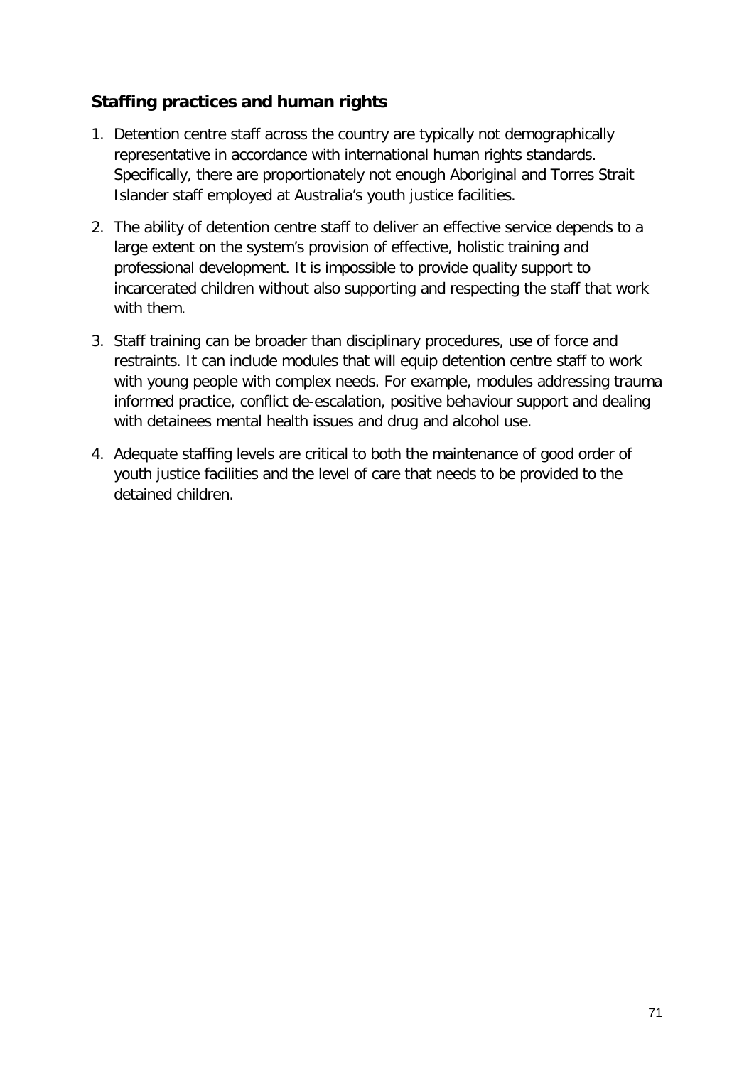### Staffing practices and human rights

1. Detention centre staff across the country are typically not demographically representative in accordance with international human rights standards. Specifically, there are proportionately not enough Aboriginal and Torres Strait Islander staff employed at Australia's youth justice facilities.
2. The ability of detention centre staff to deliver an effective service depends to a large extent on the system's provision of effective, holistic training and professional development. It is impossible to provide quality support to incarcerated children without also supporting and respecting the staff that work with them.
3. Staff training can be broader than disciplinary procedures, use of force and restraints. It can include modules that will equip detention centre staff to work with young people with complex needs. For example, modules addressing trauma informed practice, conflict de-escalation, positive behaviour support and dealing with detainees mental health issues and drug and alcohol use.
4. Adequate staffing levels are critical to both the maintenance of good order of youth justice facilities and the level of care that needs to be provided to the detained children.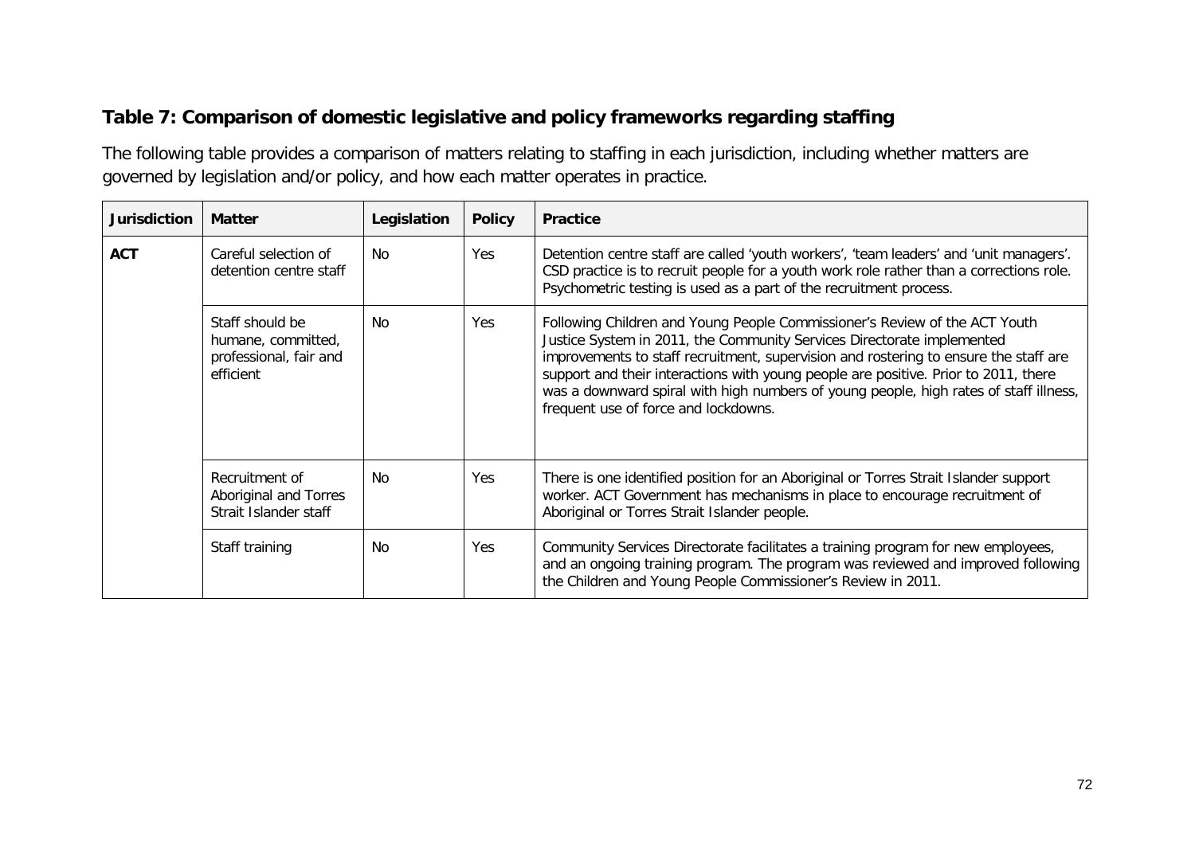### Table 7: Comparison of domestic legislative and policy frameworks regarding staffing

The following table provides a comparison of matters relating to staffing in each jurisdiction, including whether matters are governed by legislation and/or policy, and how each matter operates in practice.

| Jurisdiction | Matter | Legislation | Policy | Practice |
|---|---|---|---|---|
| ACT | Careful selection of detention centre staff | No | Yes | Detention centre staff are called 'youth workers', 'team leaders' and 'unit managers'. CSD practice is to recruit people for a youth work role rather than a corrections role. Psychometric testing is used as a part of the recruitment process. |
| | Staff should be humane, committed, professional, fair and efficient | No | Yes | Following Children and Young People Commissioner's Review of the ACT Youth Justice System in 2011, the Community Services Directorate implemented improvements to staff recruitment, supervision and rostering to ensure the staff are support and their interactions with young people are positive. Prior to 2011, there was a downward spiral with high numbers of young people, high rates of staff illness, frequent use of force and lockdowns. |
| | Recruitment of Aboriginal and Torres Strait Islander staff | No | Yes | There is one identified position for an Aboriginal or Torres Strait Islander support worker. ACT Government has mechanisms in place to encourage recruitment of Aboriginal or Torres Strait Islander people. |
| | Staff training | No | Yes | Community Services Directorate facilitates a training program for new employees, and an ongoing training program. The program was reviewed and improved following the Children and Young People Commissioner's Review in 2011. |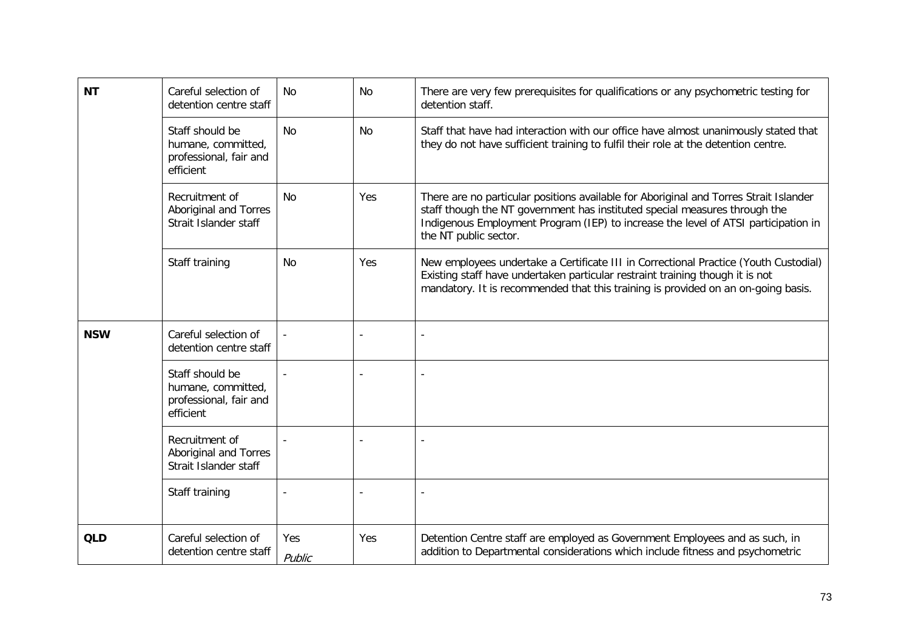| | | | | |
|---|---|---|---|---|
| **NT** | Careful selection of detention centre staff | No | No | There are very few prerequisites for qualifications or any psychometric testing for detention staff. |
| | Staff should be humane, committed, professional, fair and efficient | No | No | Staff that have had interaction with our office have almost unanimously stated that they do not have sufficient training to fulfil their role at the detention centre. |
| | Recruitment of Aboriginal and Torres Strait Islander staff | No | Yes | There are no particular positions available for Aboriginal and Torres Strait Islander staff though the NT government has instituted special measures through the Indigenous Employment Program (IEP) to increase the level of ATSI participation in the NT public sector. |
| | Staff training | No | Yes | New employees undertake a Certificate III in Correctional Practice (Youth Custodial) Existing staff have undertaken particular restraint training though it is not mandatory. It is recommended that this training is provided on an on-going basis. |
| **NSW** | Careful selection of detention centre staff | - | - | - |
| | Staff should be humane, committed, professional, fair and efficient | - | - | - |
| | Recruitment of Aboriginal and Torres Strait Islander staff | - | - | - |
| | Staff training | - | - | - |
| **QLD** | Careful selection of detention centre staff | Yes *Public* | Yes | Detention Centre staff are employed as Government Employees and as such, in addition to Departmental considerations which include fitness and psychometric |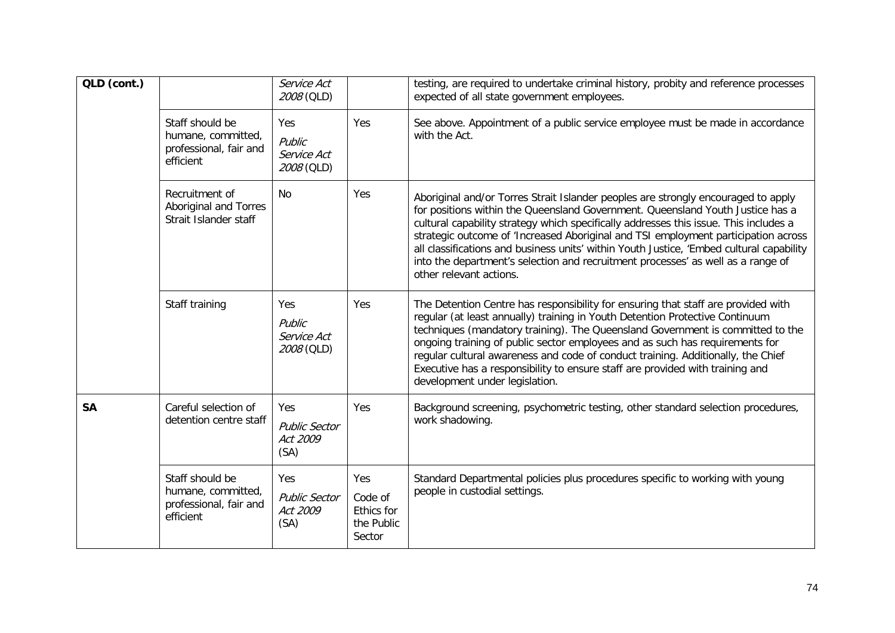| QLD (cont.) | | *Service Act 2008* (QLD) | | testing, are required to undertake criminal history, probity and reference processes expected of all state government employees. |
|---|---|---|---|---|
| | Staff should be humane, committed, professional, fair and efficient | Yes *Public Service Act 2008* (QLD) | Yes | See above. Appointment of a public service employee must be made in accordance with the Act. |
| | Recruitment of Aboriginal and Torres Strait Islander staff | No | Yes | Aboriginal and/or Torres Strait Islander peoples are strongly encouraged to apply for positions within the Queensland Government. Queensland Youth Justice has a cultural capability strategy which specifically addresses this issue. This includes a strategic outcome of 'Increased Aboriginal and TSI employment participation across all classifications and business units' within Youth Justice, 'Embed cultural capability into the department's selection and recruitment processes' as well as a range of other relevant actions. |
| | Staff training | Yes *Public Service Act 2008* (QLD) | Yes | The Detention Centre has responsibility for ensuring that staff are provided with regular (at least annually) training in Youth Detention Protective Continuum techniques (mandatory training). The Queensland Government is committed to the ongoing training of public sector employees and as such has requirements for regular cultural awareness and code of conduct training. Additionally, the Chief Executive has a responsibility to ensure staff are provided with training and development under legislation. |
| **SA** | Careful selection of detention centre staff | Yes *Public Sector Act 2009* (SA) | Yes | Background screening, psychometric testing, other standard selection procedures, work shadowing. |
| | Staff should be humane, committed, professional, fair and efficient | Yes *Public Sector Act 2009* (SA) | Yes Code of Ethics for the Public Sector | Standard Departmental policies plus procedures specific to working with young people in custodial settings. |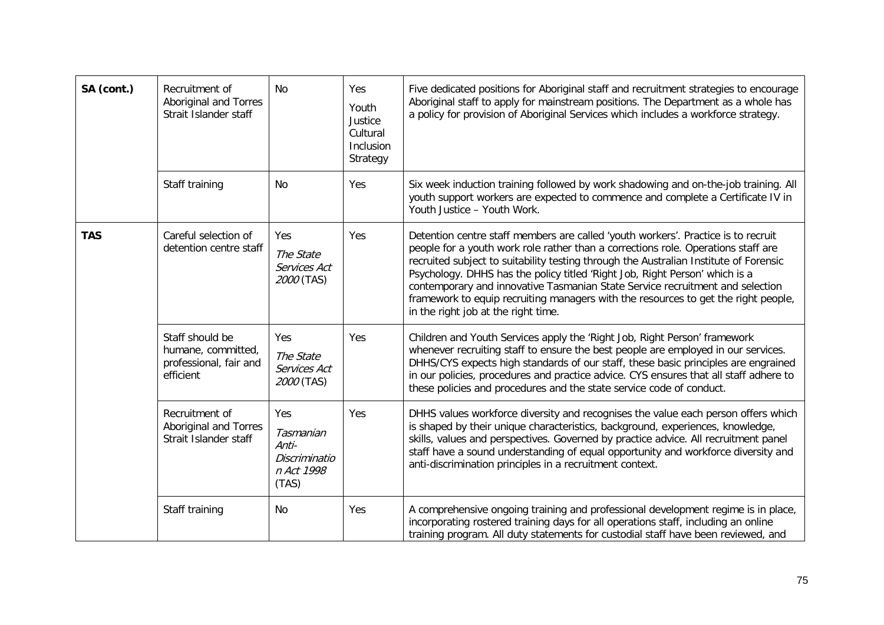| SA (cont.) | Recruitment of Aboriginal and Torres Strait Islander staff | No | Yes Youth Justice Cultural Inclusion Strategy | Five dedicated positions for Aboriginal staff and recruitment strategies to encourage Aboriginal staff to apply for mainstream positions. The Department as a whole has a policy for provision of Aboriginal Services which includes a workforce strategy. |
|---|---|---|---|---|
| | Staff training | No | Yes | Six week induction training followed by work shadowing and on-the-job training. All youth support workers are expected to commence and complete a Certificate IV in Youth Justice – Youth Work. |
| **TAS** | Careful selection of detention centre staff | Yes *The State Services Act 2000* (TAS) | Yes | Detention centre staff members are called 'youth workers'. Practice is to recruit people for a youth work role rather than a corrections role. Operations staff are recruited subject to suitability testing through the Australian Institute of Forensic Psychology. DHHS has the policy titled 'Right Job, Right Person' which is a contemporary and innovative Tasmanian State Service recruitment and selection framework to equip recruiting managers with the resources to get the right people, in the right job at the right time. |
| | Staff should be humane, committed, professional, fair and efficient | Yes *The State Services Act 2000* (TAS) | Yes | Children and Youth Services apply the 'Right Job, Right Person' framework whenever recruiting staff to ensure the best people are employed in our services. DHHS/CYS expects high standards of our staff, these basic principles are engrained in our policies, procedures and practice advice. CYS ensures that all staff adhere to these policies and procedures and the state service code of conduct. |
| | Recruitment of Aboriginal and Torres Strait Islander staff | Yes *Tasmanian Anti-Discrimination Act 1998* (TAS) | Yes | DHHS values workforce diversity and recognises the value each person offers which is shaped by their unique characteristics, background, experiences, knowledge, skills, values and perspectives. Governed by practice advice. All recruitment panel staff have a sound understanding of equal opportunity and workforce diversity and anti-discrimination principles in a recruitment context. |
| | Staff training | No | Yes | A comprehensive ongoing training and professional development regime is in place, incorporating rostered training days for all operations staff, including an online training program. All duty statements for custodial staff have been reviewed, and |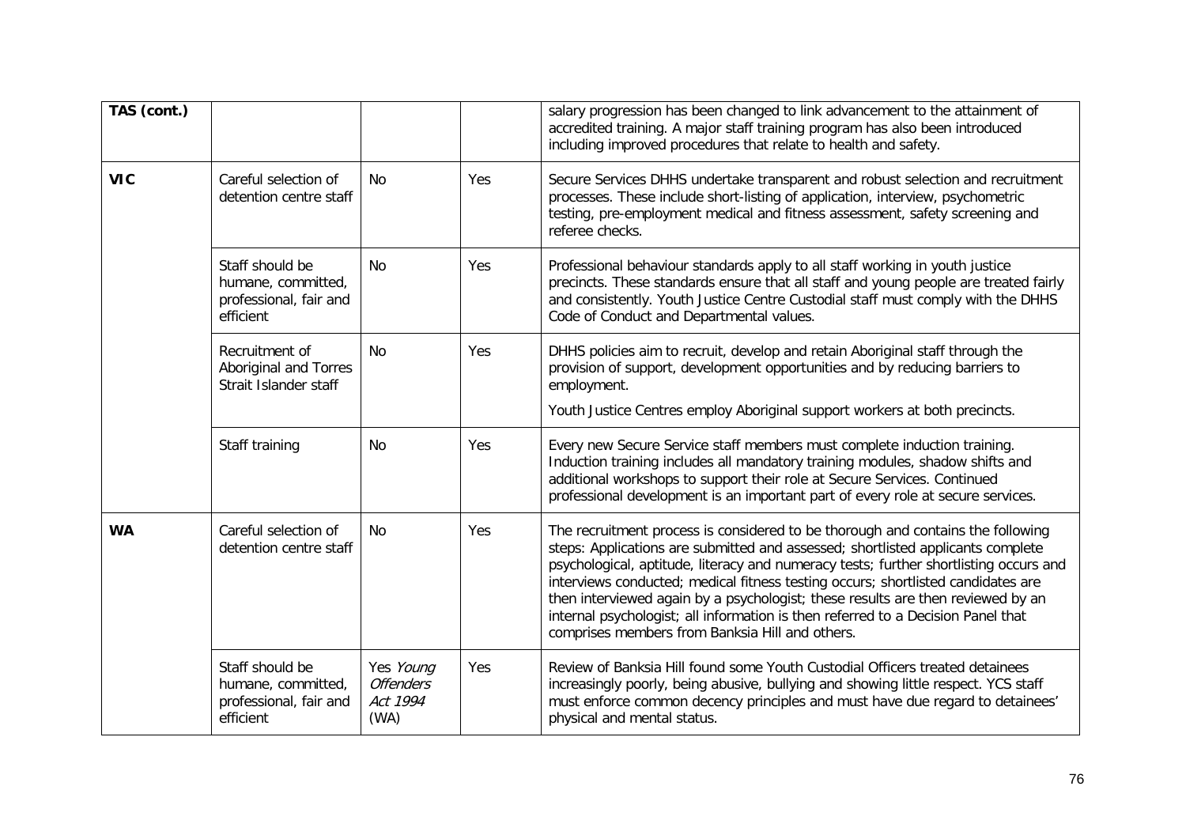| | | | | |
|---|---|---|---|---|
| **TAS (cont.)** | | | | salary progression has been changed to link advancement to the attainment of accredited training. A major staff training program has also been introduced including improved procedures that relate to health and safety. |
| **VIC** | Careful selection of detention centre staff | No | Yes | Secure Services DHHS undertake transparent and robust selection and recruitment processes. These include short-listing of application, interview, psychometric testing, pre-employment medical and fitness assessment, safety screening and referee checks. |
| | Staff should be humane, committed, professional, fair and efficient | No | Yes | Professional behaviour standards apply to all staff working in youth justice precincts. These standards ensure that all staff and young people are treated fairly and consistently. Youth Justice Centre Custodial staff must comply with the DHHS Code of Conduct and Departmental values. |
| | Recruitment of Aboriginal and Torres Strait Islander staff | No | Yes | DHHS policies aim to recruit, develop and retain Aboriginal staff through the provision of support, development opportunities and by reducing barriers to employment.<br><br>Youth Justice Centres employ Aboriginal support workers at both precincts. |
| | Staff training | No | Yes | Every new Secure Service staff members must complete induction training. Induction training includes all mandatory training modules, shadow shifts and additional workshops to support their role at Secure Services. Continued professional development is an important part of every role at secure services. |
| **WA** | Careful selection of detention centre staff | No | Yes | The recruitment process is considered to be thorough and contains the following steps: Applications are submitted and assessed; shortlisted applicants complete psychological, aptitude, literacy and numeracy tests; further shortlisting occurs and interviews conducted; medical fitness testing occurs; shortlisted candidates are then interviewed again by a psychologist; these results are then reviewed by an internal psychologist; all information is then referred to a Decision Panel that comprises members from Banksia Hill and others. |
| | Staff should be humane, committed, professional, fair and efficient | Yes *Young Offenders Act 1994* (WA) | Yes | Review of Banksia Hill found some Youth Custodial Officers treated detainees increasingly poorly, being abusive, bullying and showing little respect. YCS staff must enforce common decency principles and must have due regard to detainees' physical and mental status. |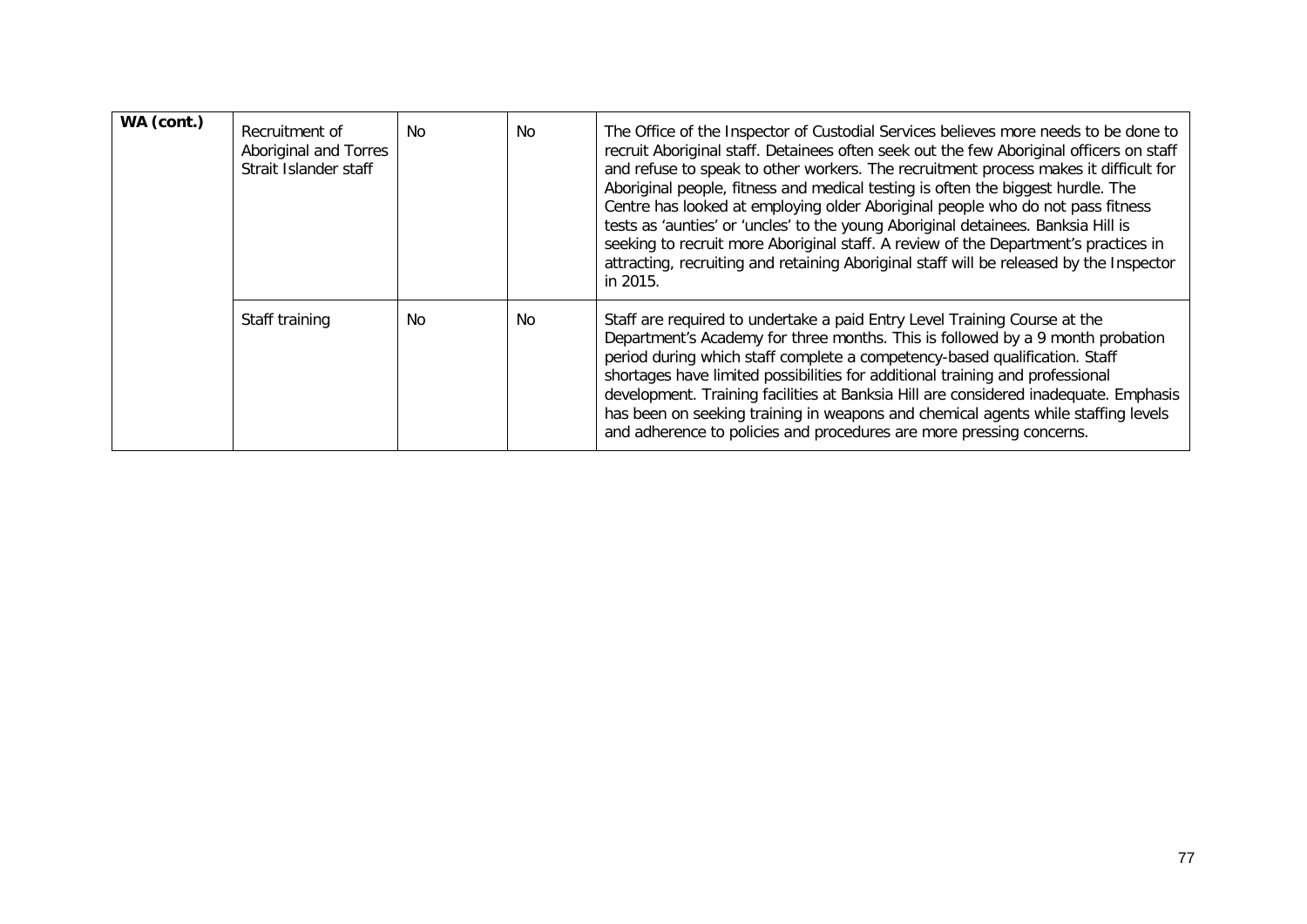| **WA (cont.)** | Recruitment of Aboriginal and Torres Strait Islander staff | No | No | The Office of the Inspector of Custodial Services believes more needs to be done to recruit Aboriginal staff. Detainees often seek out the few Aboriginal officers on staff and refuse to speak to other workers. The recruitment process makes it difficult for Aboriginal people, fitness and medical testing is often the biggest hurdle. The Centre has looked at employing older Aboriginal people who do not pass fitness tests as 'aunties' or 'uncles' to the young Aboriginal detainees. Banksia Hill is seeking to recruit more Aboriginal staff. A review of the Department's practices in attracting, recruiting and retaining Aboriginal staff will be released by the Inspector in 2015. |
|---|---|---|---|---|
| | Staff training | No | No | Staff are required to undertake a paid Entry Level Training Course at the Department's Academy for three months. This is followed by a 9 month probation period during which staff complete a competency-based qualification. Staff shortages have limited possibilities for additional training and professional development. Training facilities at Banksia Hill are considered inadequate. Emphasis has been on seeking training in weapons and chemical agents while staffing levels and adherence to policies and procedures are more pressing concerns. |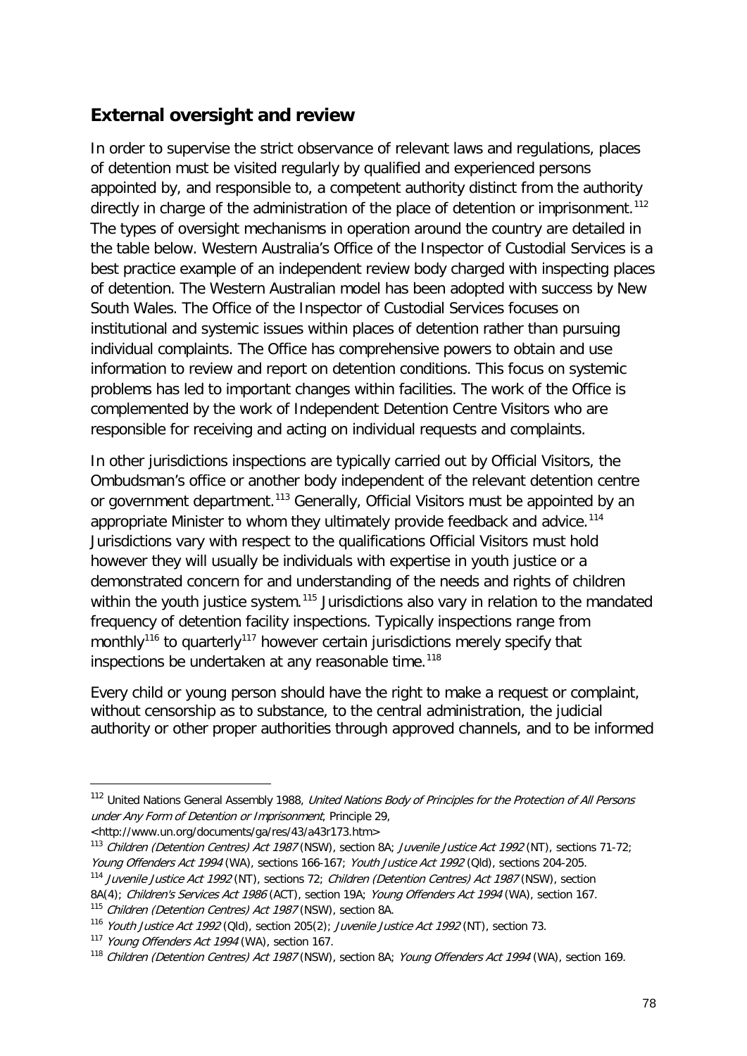## External oversight and review

In order to supervise the strict observance of relevant laws and regulations, places of detention must be visited regularly by qualified and experienced persons appointed by, and responsible to, a competent authority distinct from the authority directly in charge of the administration of the place of detention or imprisonment.[112] The types of oversight mechanisms in operation around the country are detailed in the table below. Western Australia's Office of the Inspector of Custodial Services is a best practice example of an independent review body charged with inspecting places of detention. The Western Australian model has been adopted with success by New South Wales. The Office of the Inspector of Custodial Services focuses on institutional and systemic issues within places of detention rather than pursuing individual complaints. The Office has comprehensive powers to obtain and use information to review and report on detention conditions. This focus on systemic problems has led to important changes within facilities. The work of the Office is complemented by the work of Independent Detention Centre Visitors who are responsible for receiving and acting on individual requests and complaints.

In other jurisdictions inspections are typically carried out by Official Visitors, the Ombudsman's office or another body independent of the relevant detention centre or government department.[113] Generally, Official Visitors must be appointed by an appropriate Minister to whom they ultimately provide feedback and advice.[114] Jurisdictions vary with respect to the qualifications Official Visitors must hold however they will usually be individuals with expertise in youth justice or a demonstrated concern for and understanding of the needs and rights of children within the youth justice system.[115] Jurisdictions also vary in relation to the mandated frequency of detention facility inspections. Typically inspections range from monthly[116] to quarterly[117] however certain jurisdictions merely specify that inspections be undertaken at any reasonable time.[118]

Every child or young person should have the right to make a request or complaint, without censorship as to substance, to the central administration, the judicial authority or other proper authorities through approved channels, and to be informed

---

[112] United Nations General Assembly 1988, *United Nations Body of Principles for the Protection of All Persons under Any Form of Detention or Imprisonment*, Principle 29, <http://www.un.org/documents/ga/res/43/a43r173.htm>

[113] *Children (Detention Centres) Act 1987* (NSW), section 8A; *Juvenile Justice Act 1992* (NT), sections 71-72; *Young Offenders Act 1994* (WA), sections 166-167; *Youth Justice Act 1992* (Qld), sections 204-205.

[114] *Juvenile Justice Act 1992* (NT), sections 72; *Children (Detention Centres) Act 1987* (NSW), section 8A(4); *Children's Services Act 1986* (ACT), section 19A; *Young Offenders Act 1994* (WA), section 167.

[115] *Children (Detention Centres) Act 1987* (NSW), section 8A.

[116] *Youth Justice Act 1992* (Qld), section 205(2); *Juvenile Justice Act 1992* (NT), section 73.

[117] *Young Offenders Act 1994* (WA), section 167.

[118] *Children (Detention Centres) Act 1987* (NSW), section 8A; *Young Offenders Act 1994* (WA), section 169.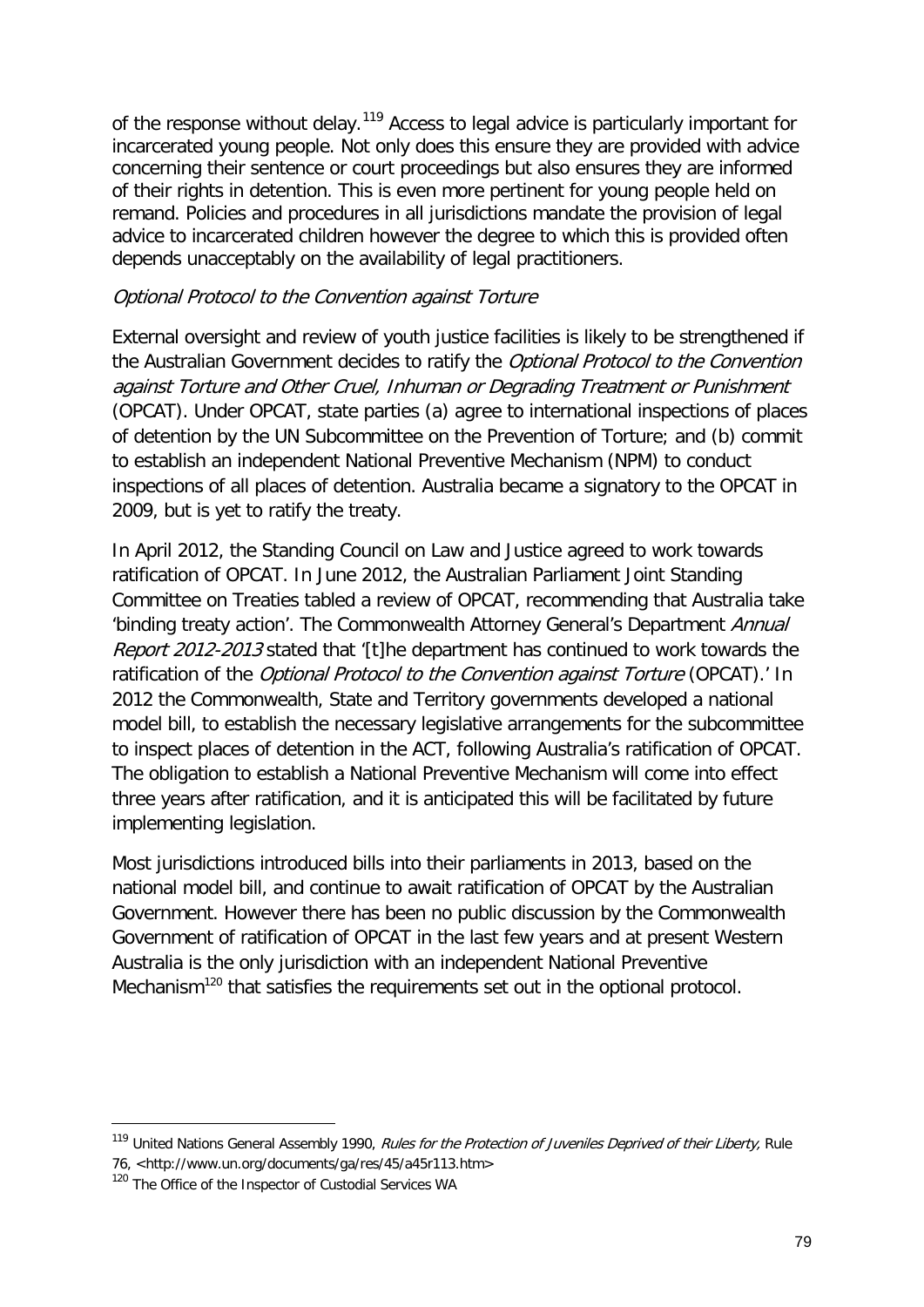of the response without delay.[119] Access to legal advice is particularly important for incarcerated young people. Not only does this ensure they are provided with advice concerning their sentence or court proceedings but also ensures they are informed of their rights in detention. This is even more pertinent for young people held on remand. Policies and procedures in all jurisdictions mandate the provision of legal advice to incarcerated children however the degree to which this is provided often depends unacceptably on the availability of legal practitioners.

*Optional Protocol to the Convention against Torture*

External oversight and review of youth justice facilities is likely to be strengthened if the Australian Government decides to ratify the *Optional Protocol to the Convention against Torture and Other Cruel, Inhuman or Degrading Treatment or Punishment* (OPCAT). Under OPCAT, state parties (a) agree to international inspections of places of detention by the UN Subcommittee on the Prevention of Torture; and (b) commit to establish an independent National Preventive Mechanism (NPM) to conduct inspections of all places of detention. Australia became a signatory to the OPCAT in 2009, but is yet to ratify the treaty.

In April 2012, the Standing Council on Law and Justice agreed to work towards ratification of OPCAT. In June 2012, the Australian Parliament Joint Standing Committee on Treaties tabled a review of OPCAT, recommending that Australia take 'binding treaty action'. The Commonwealth Attorney General's Department *Annual Report 2012-2013* stated that '[t]he department has continued to work towards the ratification of the *Optional Protocol to the Convention against Torture* (OPCAT).' In 2012 the Commonwealth, State and Territory governments developed a national model bill, to establish the necessary legislative arrangements for the subcommittee to inspect places of detention in the ACT, following Australia's ratification of OPCAT. The obligation to establish a National Preventive Mechanism will come into effect three years after ratification, and it is anticipated this will be facilitated by future implementing legislation.

Most jurisdictions introduced bills into their parliaments in 2013, based on the national model bill, and continue to await ratification of OPCAT by the Australian Government. However there has been no public discussion by the Commonwealth Government of ratification of OPCAT in the last few years and at present Western Australia is the only jurisdiction with an independent National Preventive Mechanism[120] that satisfies the requirements set out in the optional protocol.

---

[119] United Nations General Assembly 1990, *Rules for the Protection of Juveniles Deprived of their Liberty,* Rule 76, <http://www.un.org/documents/ga/res/45/a45r113.htm>

[120] The Office of the Inspector of Custodial Services WA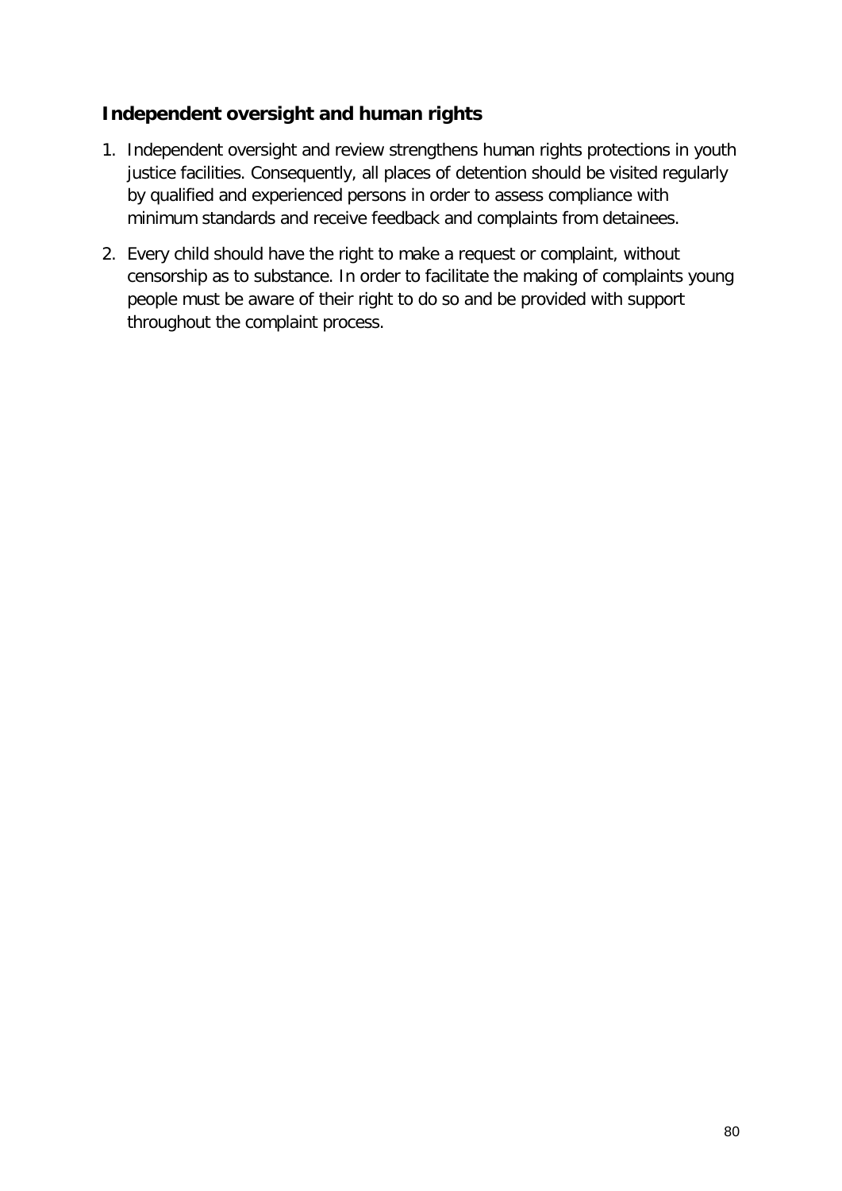## Independent oversight and human rights

1. Independent oversight and review strengthens human rights protections in youth justice facilities. Consequently, all places of detention should be visited regularly by qualified and experienced persons in order to assess compliance with minimum standards and receive feedback and complaints from detainees.

2. Every child should have the right to make a request or complaint, without censorship as to substance. In order to facilitate the making of complaints young people must be aware of their right to do so and be provided with support throughout the complaint process.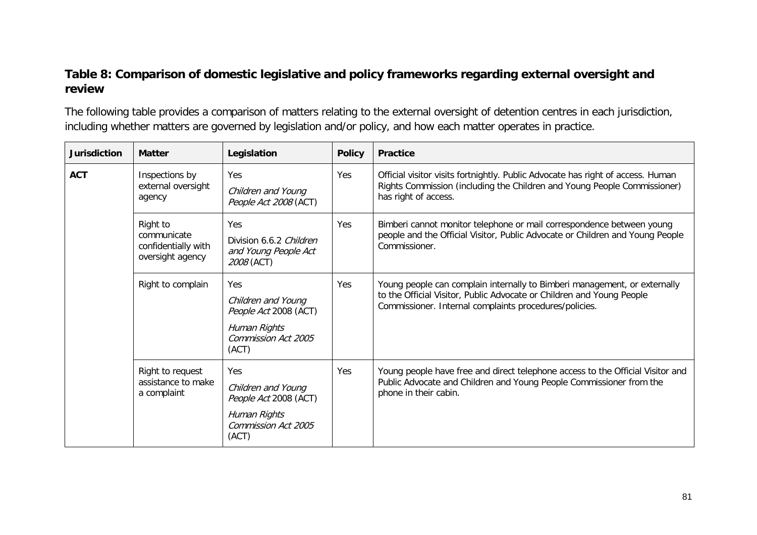### Table 8: Comparison of domestic legislative and policy frameworks regarding external oversight and review

The following table provides a comparison of matters relating to the external oversight of detention centres in each jurisdiction, including whether matters are governed by legislation and/or policy, and how each matter operates in practice.

| Jurisdiction | Matter | Legislation | Policy | Practice |
|---|---|---|---|---|
| **ACT** | Inspections by external oversight agency | Yes<br>*Children and Young People Act 2008* (ACT) | Yes | Official visitor visits fortnightly. Public Advocate has right of access. Human Rights Commission (including the Children and Young People Commissioner) has right of access. |
| | Right to communicate confidentially with oversight agency | Yes<br>Division 6.6.2 *Children and Young People Act 2008* (ACT) | Yes | Bimberi cannot monitor telephone or mail correspondence between young people and the Official Visitor, Public Advocate or Children and Young People Commissioner. |
| | Right to complain | Yes<br>*Children and Young People Act* 2008 (ACT)<br>*Human Rights Commission Act 2005* (ACT) | Yes | Young people can complain internally to Bimberi management, or externally to the Official Visitor, Public Advocate or Children and Young People Commissioner. Internal complaints procedures/policies. |
| | Right to request assistance to make a complaint | Yes<br>*Children and Young People Act* 2008 (ACT)<br>*Human Rights Commission Act 2005* (ACT) | Yes | Young people have free and direct telephone access to the Official Visitor and Public Advocate and Children and Young People Commissioner from the phone in their cabin. |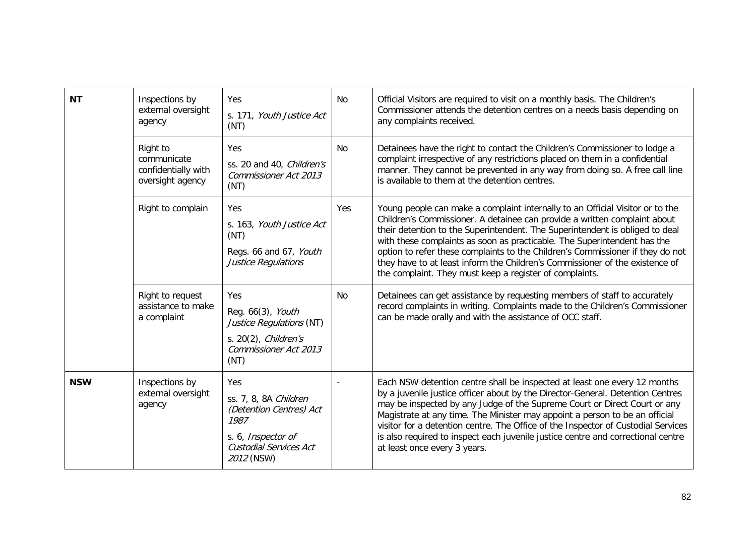| **NT** | Inspections by external oversight agency | Yes<br>s. 171, *Youth Justice Act* (NT) | No | Official Visitors are required to visit on a monthly basis. The Children's Commissioner attends the detention centres on a needs basis depending on any complaints received. |
|---|---|---|---|---|
| | Right to communicate confidentially with oversight agency | Yes<br>ss. 20 and 40, *Children's Commissioner Act 2013* (NT) | No | Detainees have the right to contact the Children's Commissioner to lodge a complaint irrespective of any restrictions placed on them in a confidential manner. They cannot be prevented in any way from doing so. A free call line is available to them at the detention centres. |
| | Right to complain | Yes<br>s. 163, *Youth Justice Act* (NT)<br>Regs. 66 and 67, *Youth Justice Regulations* | Yes | Young people can make a complaint internally to an Official Visitor or to the Children's Commissioner. A detainee can provide a written complaint about their detention to the Superintendent. The Superintendent is obliged to deal with these complaints as soon as practicable. The Superintendent has the option to refer these complaints to the Children's Commissioner if they do not they have to at least inform the Children's Commissioner of the existence of the complaint. They must keep a register of complaints. |
| | Right to request assistance to make a complaint | Yes<br>Reg. 66(3), *Youth Justice Regulations* (NT)<br>s. 20(2), *Children's Commissioner Act 2013* (NT) | No | Detainees can get assistance by requesting members of staff to accurately record complaints in writing. Complaints made to the Children's Commissioner can be made orally and with the assistance of OCC staff. |
| **NSW** | Inspections by external oversight agency | Yes<br>ss. 7, 8, 8A *Children (Detention Centres) Act 1987*<br>s. 6, *Inspector of Custodial Services Act 2012* (NSW) | - | Each NSW detention centre shall be inspected at least one every 12 months by a juvenile justice officer about by the Director-General. Detention Centres may be inspected by any Judge of the Supreme Court or Direct Court or any Magistrate at any time. The Minister may appoint a person to be an official visitor for a detention centre. The Office of the Inspector of Custodial Services is also required to inspect each juvenile justice centre and correctional centre at least once every 3 years. |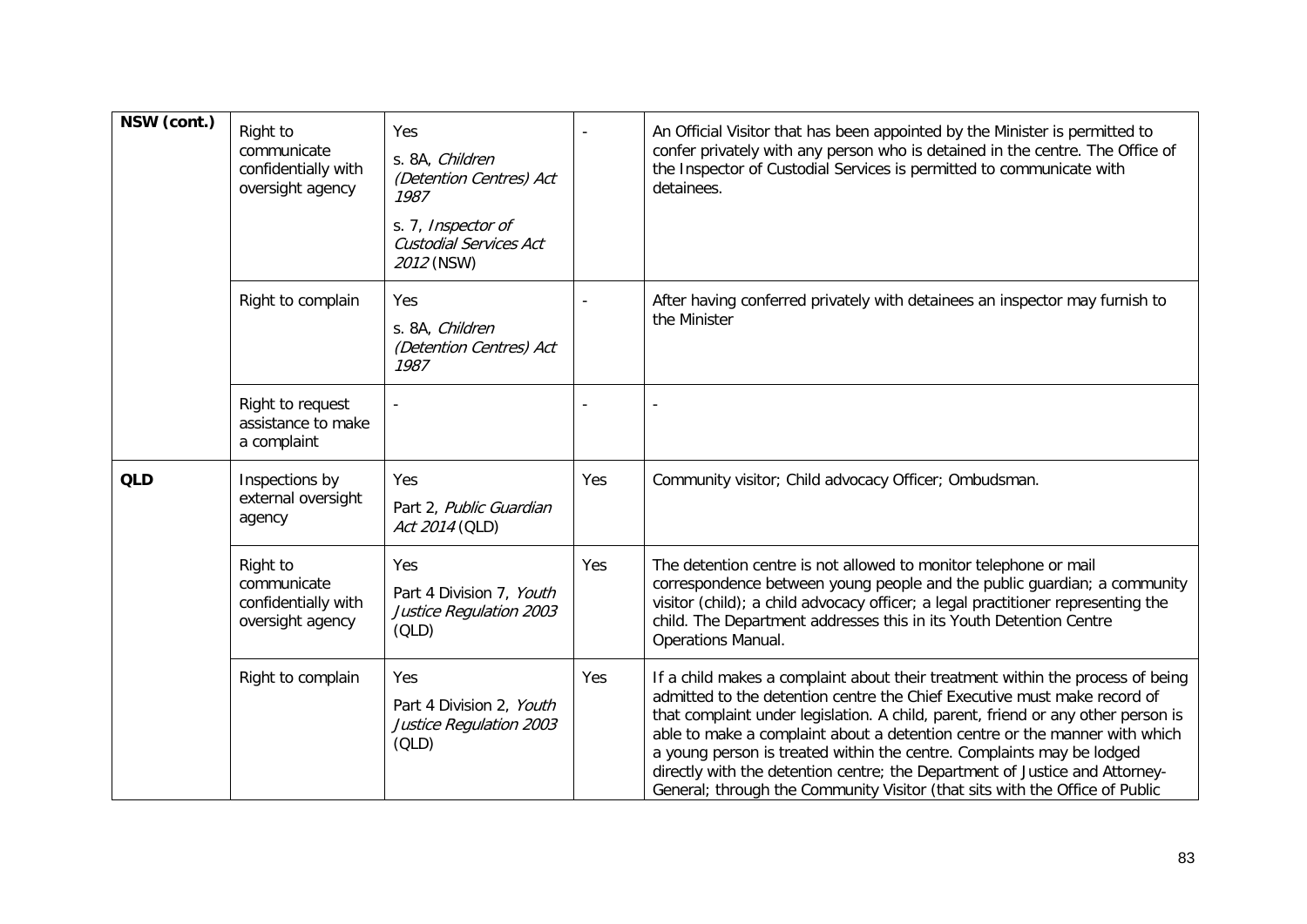| NSW (cont.) | Right to communicate confidentially with oversight agency | Yes<br>s. 8A, *Children (Detention Centres) Act 1987*<br>s. 7, *Inspector of Custodial Services Act 2012* (NSW) | - | An Official Visitor that has been appointed by the Minister is permitted to confer privately with any person who is detained in the centre. The Office of the Inspector of Custodial Services is permitted to communicate with detainees. |
|---|---|---|---|---|
| | Right to complain | Yes<br>s. 8A, *Children (Detention Centres) Act 1987* | - | After having conferred privately with detainees an inspector may furnish to the Minister |
| | Right to request assistance to make a complaint | - | - | - |
| **QLD** | Inspections by external oversight agency | Yes<br>Part 2, *Public Guardian Act 2014* (QLD) | Yes | Community visitor; Child advocacy Officer; Ombudsman. |
| | Right to communicate confidentially with oversight agency | Yes<br>Part 4 Division 7, *Youth Justice Regulation 2003* (QLD) | Yes | The detention centre is not allowed to monitor telephone or mail correspondence between young people and the public guardian; a community visitor (child); a child advocacy officer; a legal practitioner representing the child. The Department addresses this in its Youth Detention Centre Operations Manual. |
| | Right to complain | Yes<br>Part 4 Division 2, *Youth Justice Regulation 2003* (QLD) | Yes | If a child makes a complaint about their treatment within the process of being admitted to the detention centre the Chief Executive must make record of that complaint under legislation. A child, parent, friend or any other person is able to make a complaint about a detention centre or the manner with which a young person is treated within the centre. Complaints may be lodged directly with the detention centre; the Department of Justice and Attorney-General; through the Community Visitor (that sits with the Office of Public |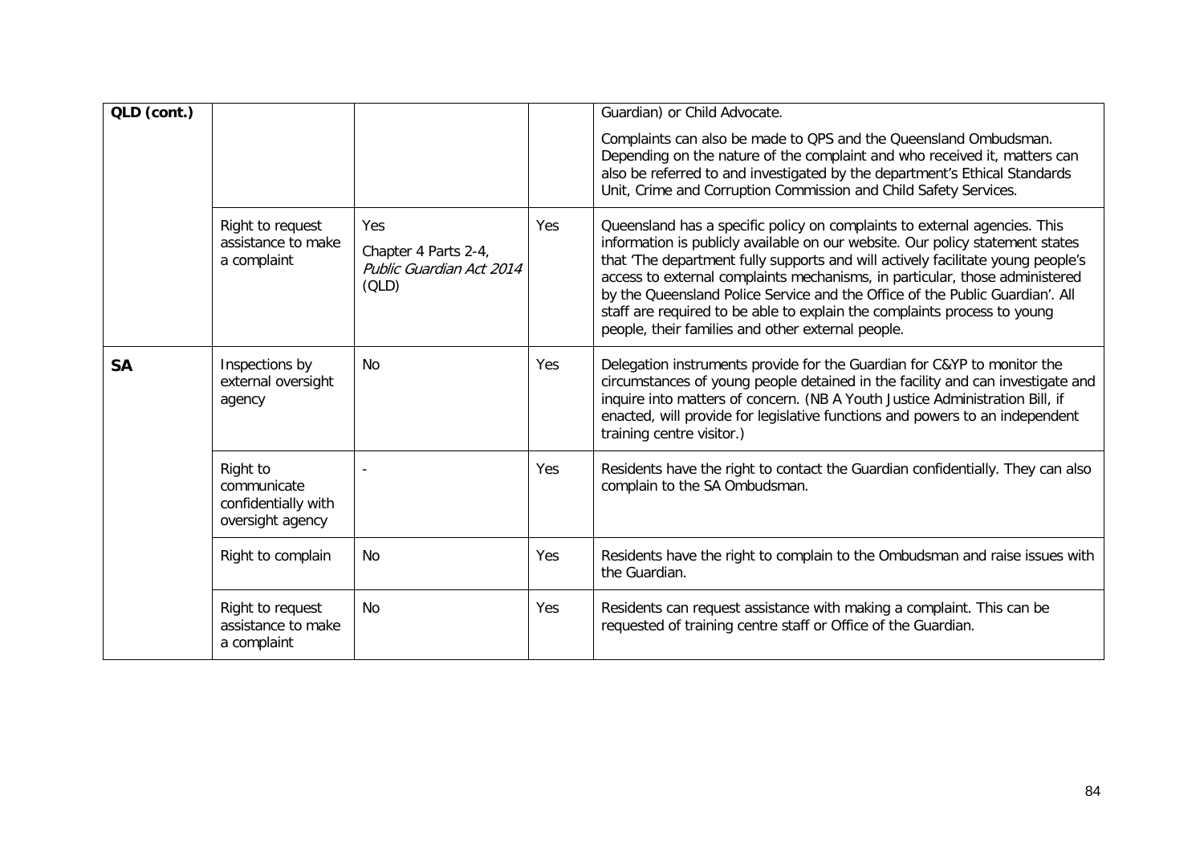| QLD (cont.) | | | | Guardian) or Child Advocate.<br><br>Complaints can also be made to QPS and the Queensland Ombudsman. Depending on the nature of the complaint and who received it, matters can also be referred to and investigated by the department's Ethical Standards Unit, Crime and Corruption Commission and Child Safety Services. |
|---|---|---|---|---|
| | Right to request assistance to make a complaint | Yes<br><br>Chapter 4 Parts 2-4, *Public Guardian Act 2014* (QLD) | Yes | Queensland has a specific policy on complaints to external agencies. This information is publicly available on our website. Our policy statement states that 'The department fully supports and will actively facilitate young people's access to external complaints mechanisms, in particular, those administered by the Queensland Police Service and the Office of the Public Guardian'. All staff are required to be able to explain the complaints process to young people, their families and other external people. |
| **SA** | Inspections by external oversight agency | No | Yes | Delegation instruments provide for the Guardian for C&YP to monitor the circumstances of young people detained in the facility and can investigate and inquire into matters of concern. (NB A Youth Justice Administration Bill, if enacted, will provide for legislative functions and powers to an independent training centre visitor.) |
| | Right to communicate confidentially with oversight agency | - | Yes | Residents have the right to contact the Guardian confidentially. They can also complain to the SA Ombudsman. |
| | Right to complain | No | Yes | Residents have the right to complain to the Ombudsman and raise issues with the Guardian. |
| | Right to request assistance to make a complaint | No | Yes | Residents can request assistance with making a complaint. This can be requested of training centre staff or Office of the Guardian. |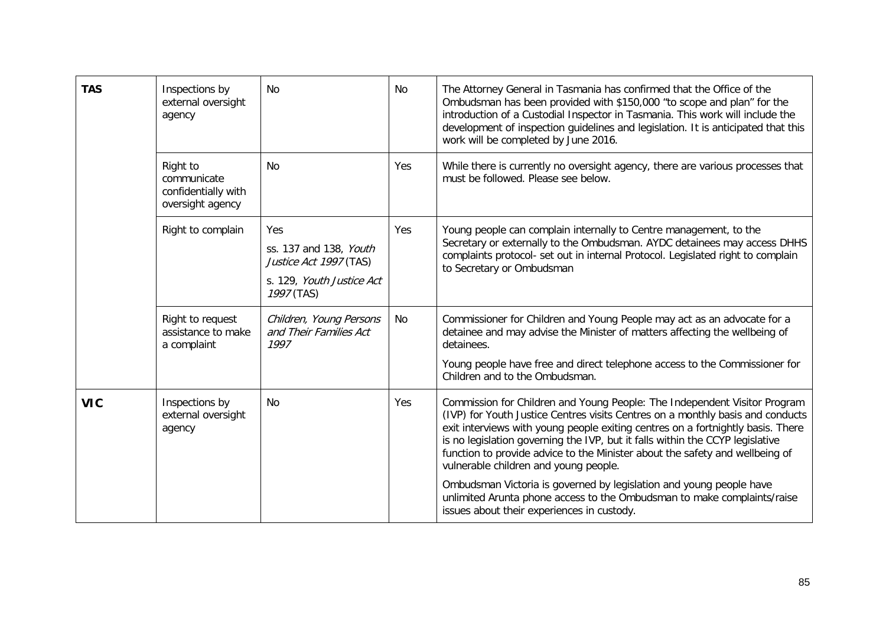| | | | | |
|---|---|---|---|---|
| **TAS** | Inspections by external oversight agency | No | No | The Attorney General in Tasmania has confirmed that the Office of the Ombudsman has been provided with $150,000 "to scope and plan" for the introduction of a Custodial Inspector in Tasmania. This work will include the development of inspection guidelines and legislation. It is anticipated that this work will be completed by June 2016. |
| | Right to communicate confidentially with oversight agency | No | Yes | While there is currently no oversight agency, there are various processes that must be followed. Please see below. |
| | Right to complain | Yes<br>ss. 137 and 138, *Youth Justice Act 1997* (TAS)<br>s. 129, *Youth Justice Act 1997* (TAS) | Yes | Young people can complain internally to Centre management, to the Secretary or externally to the Ombudsman. AYDC detainees may access DHHS complaints protocol- set out in internal Protocol. Legislated right to complain to Secretary or Ombudsman |
| | Right to request assistance to make a complaint | *Children, Young Persons and Their Families Act 1997* | No | Commissioner for Children and Young People may act as an advocate for a detainee and may advise the Minister of matters affecting the wellbeing of detainees.<br>Young people have free and direct telephone access to the Commissioner for Children and to the Ombudsman. |
| **VIC** | Inspections by external oversight agency | No | Yes | Commission for Children and Young People: The Independent Visitor Program (IVP) for Youth Justice Centres visits Centres on a monthly basis and conducts exit interviews with young people exiting centres on a fortnightly basis. There is no legislation governing the IVP, but it falls within the CCYP legislative function to provide advice to the Minister about the safety and wellbeing of vulnerable children and young people.<br>Ombudsman Victoria is governed by legislation and young people have unlimited Arunta phone access to the Ombudsman to make complaints/raise issues about their experiences in custody. |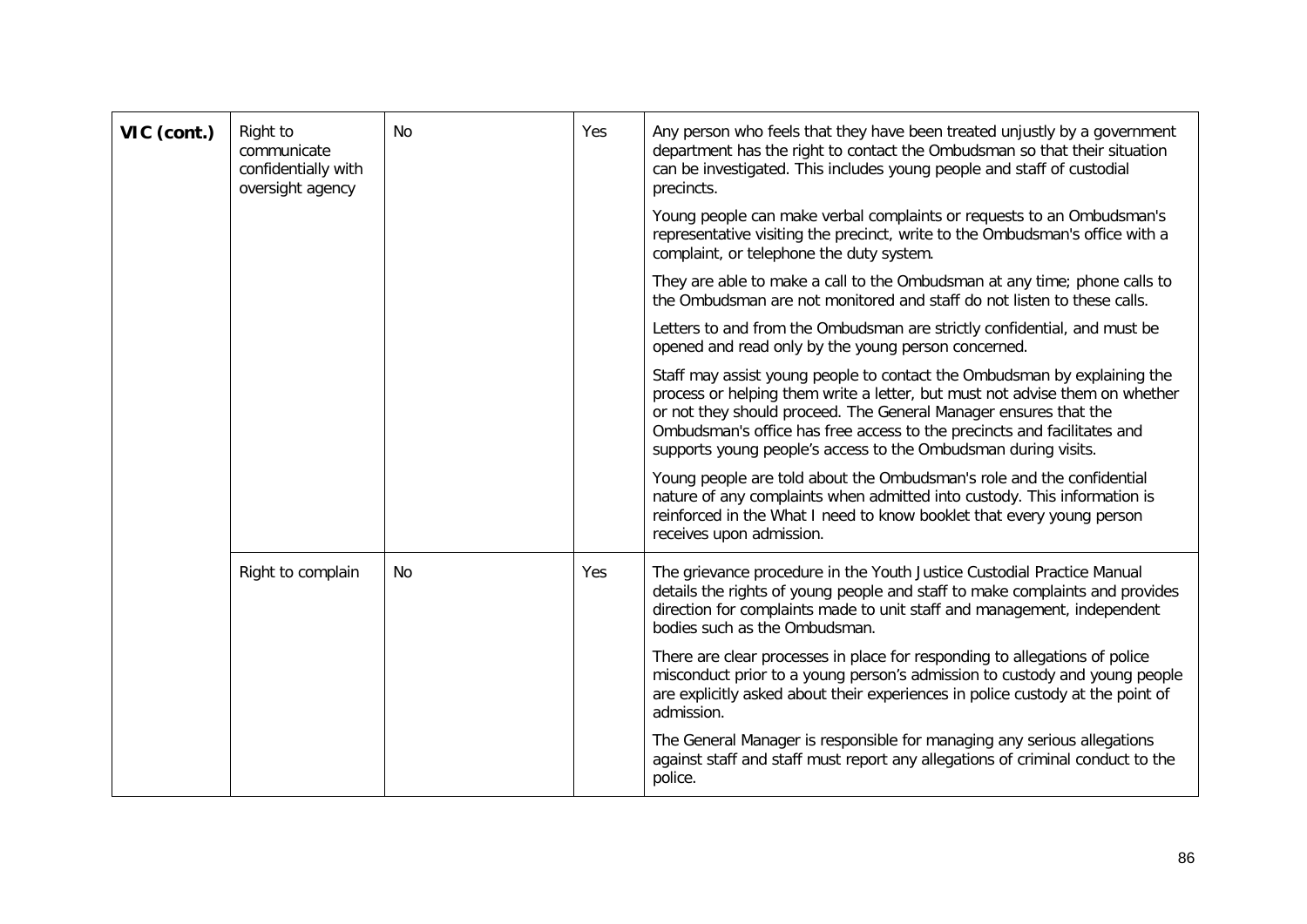| VIC (cont.) | Right to communicate confidentially with oversight agency | No | Yes | Any person who feels that they have been treated unjustly by a government department has the right to contact the Ombudsman so that their situation can be investigated. This includes young people and staff of custodial precincts.<br><br>Young people can make verbal complaints or requests to an Ombudsman's representative visiting the precinct, write to the Ombudsman's office with a complaint, or telephone the duty system.<br><br>They are able to make a call to the Ombudsman at any time; phone calls to the Ombudsman are not monitored and staff do not listen to these calls.<br><br>Letters to and from the Ombudsman are strictly confidential, and must be opened and read only by the young person concerned.<br><br>Staff may assist young people to contact the Ombudsman by explaining the process or helping them write a letter, but must not advise them on whether or not they should proceed. The General Manager ensures that the Ombudsman's office has free access to the precincts and facilitates and supports young people's access to the Ombudsman during visits.<br><br>Young people are told about the Ombudsman's role and the confidential nature of any complaints when admitted into custody. This information is reinforced in the What I need to know booklet that every young person receives upon admission. |
|---|---|---|---|---|
| | Right to complain | No | Yes | The grievance procedure in the Youth Justice Custodial Practice Manual details the rights of young people and staff to make complaints and provides direction for complaints made to unit staff and management, independent bodies such as the Ombudsman.<br><br>There are clear processes in place for responding to allegations of police misconduct prior to a young person's admission to custody and young people are explicitly asked about their experiences in police custody at the point of admission.<br><br>The General Manager is responsible for managing any serious allegations against staff and staff must report any allegations of criminal conduct to the police. |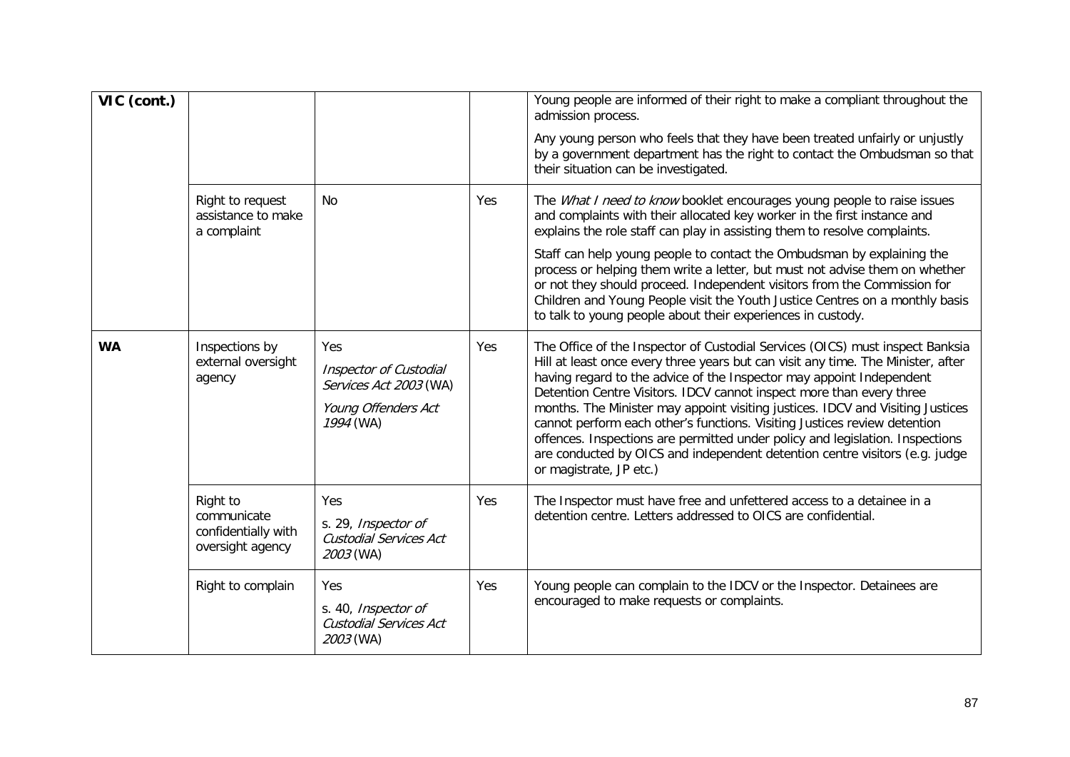| VIC (cont.) | | | | Young people are informed of their right to make a compliant throughout the admission process.<br><br>Any young person who feels that they have been treated unfairly or unjustly by a government department has the right to contact the Ombudsman so that their situation can be investigated. |
|---|---|---|---|---|
| | Right to request assistance to make a complaint | No | Yes | The *What I need to know* booklet encourages young people to raise issues and complaints with their allocated key worker in the first instance and explains the role staff can play in assisting them to resolve complaints.<br><br>Staff can help young people to contact the Ombudsman by explaining the process or helping them write a letter, but must not advise them on whether or not they should proceed. Independent visitors from the Commission for Children and Young People visit the Youth Justice Centres on a monthly basis to talk to young people about their experiences in custody. |
| **WA** | Inspections by external oversight agency | Yes<br><br>*Inspector of Custodial Services Act 2003* (WA)<br><br>*Young Offenders Act 1994* (WA) | Yes | The Office of the Inspector of Custodial Services (OICS) must inspect Banksia Hill at least once every three years but can visit any time. The Minister, after having regard to the advice of the Inspector may appoint Independent Detention Centre Visitors. IDCV cannot inspect more than every three months. The Minister may appoint visiting justices. IDCV and Visiting Justices cannot perform each other's functions. Visiting Justices review detention offences. Inspections are permitted under policy and legislation. Inspections are conducted by OICS and independent detention centre visitors (e.g. judge or magistrate, JP etc.) |
| | Right to communicate confidentially with oversight agency | Yes<br><br>s. 29, *Inspector of Custodial Services Act 2003* (WA) | Yes | The Inspector must have free and unfettered access to a detainee in a detention centre. Letters addressed to OICS are confidential. |
| | Right to complain | Yes<br><br>s. 40, *Inspector of Custodial Services Act 2003* (WA) | Yes | Young people can complain to the IDCV or the Inspector. Detainees are encouraged to make requests or complaints. |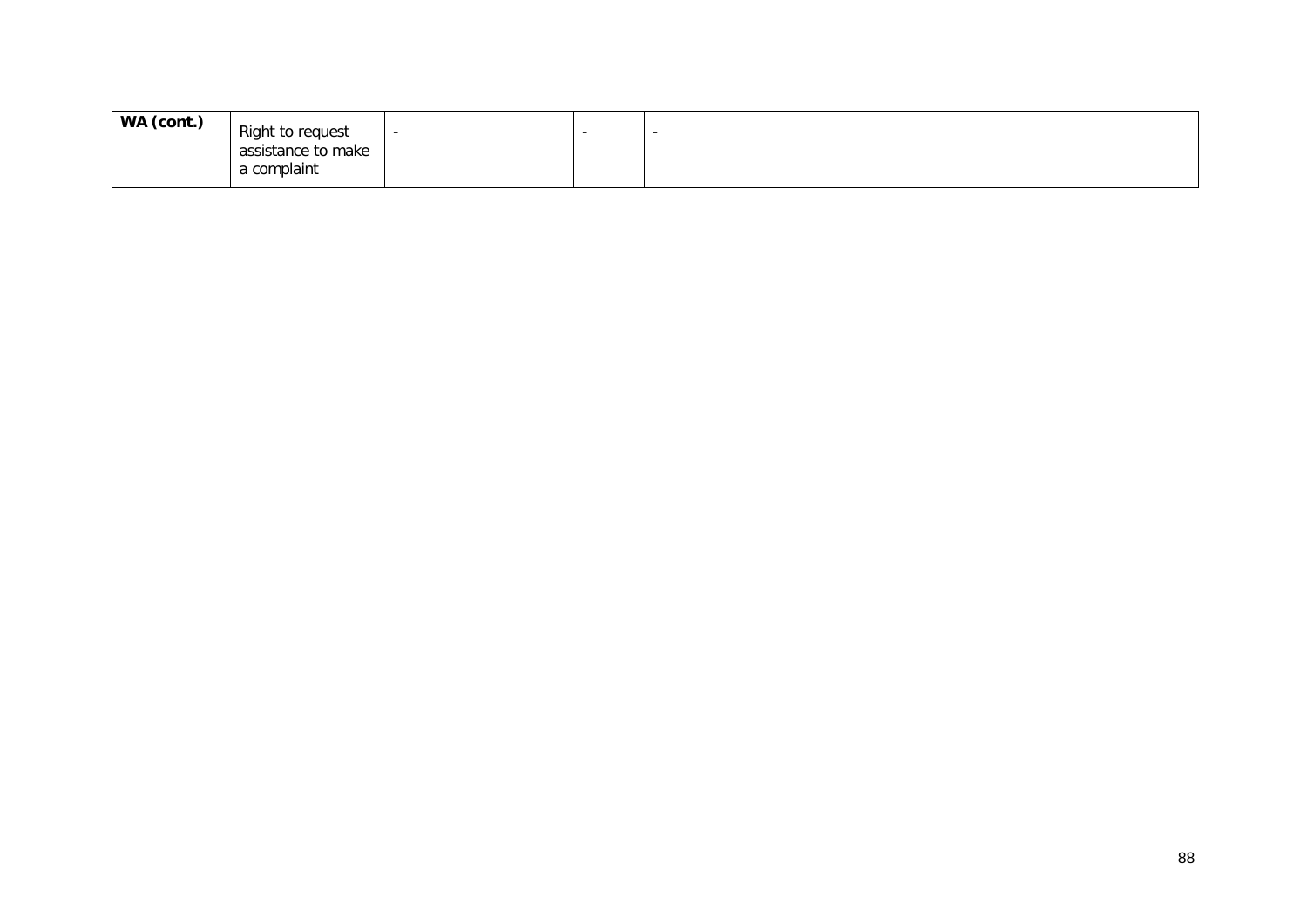| | | | | |
|---|---|---|---|---|
| **WA (cont.)** | Right to request assistance to make a complaint | - | - | - |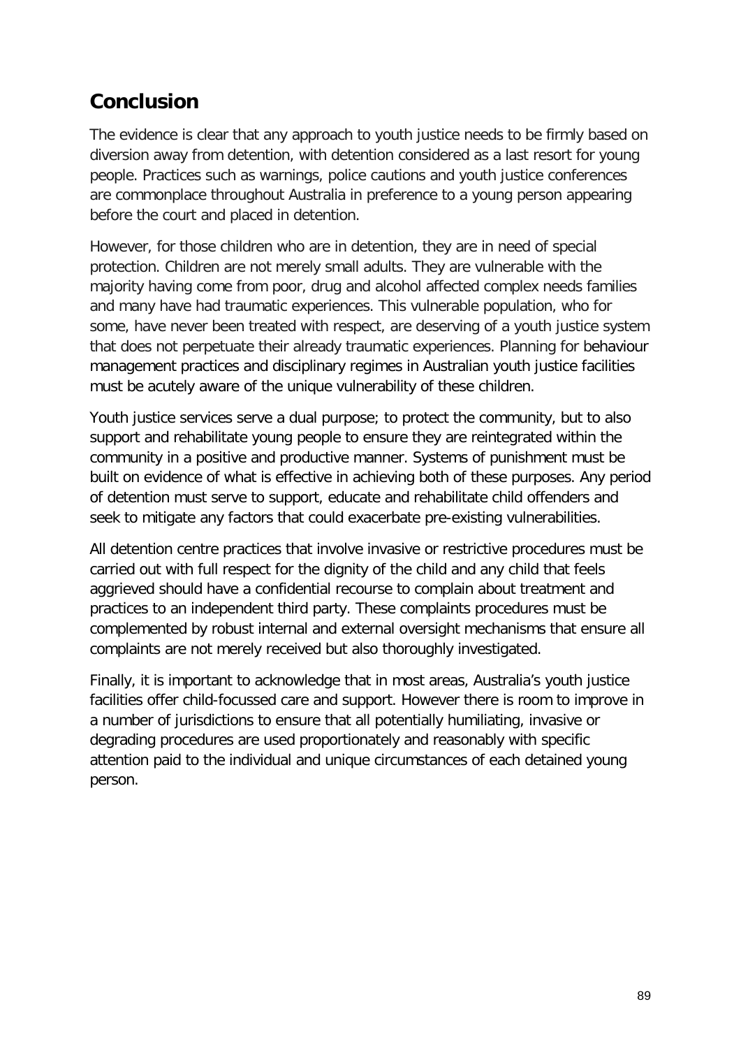## Conclusion

The evidence is clear that any approach to youth justice needs to be firmly based on diversion away from detention, with detention considered as a last resort for young people. Practices such as warnings, police cautions and youth justice conferences are commonplace throughout Australia in preference to a young person appearing before the court and placed in detention.

However, for those children who are in detention, they are in need of special protection. Children are not merely small adults. They are vulnerable with the majority having come from poor, drug and alcohol affected complex needs families and many have had traumatic experiences. This vulnerable population, who for some, have never been treated with respect, are deserving of a youth justice system that does not perpetuate their already traumatic experiences. Planning for behaviour management practices and disciplinary regimes in Australian youth justice facilities must be acutely aware of the unique vulnerability of these children.

Youth justice services serve a dual purpose; to protect the community, but to also support and rehabilitate young people to ensure they are reintegrated within the community in a positive and productive manner. Systems of punishment must be built on evidence of what is effective in achieving both of these purposes. Any period of detention must serve to support, educate and rehabilitate child offenders and seek to mitigate any factors that could exacerbate pre-existing vulnerabilities.

All detention centre practices that involve invasive or restrictive procedures must be carried out with full respect for the dignity of the child and any child that feels aggrieved should have a confidential recourse to complain about treatment and practices to an independent third party. These complaints procedures must be complemented by robust internal and external oversight mechanisms that ensure all complaints are not merely received but also thoroughly investigated.

Finally, it is important to acknowledge that in most areas, Australia's youth justice facilities offer child-focussed care and support. However there is room to improve in a number of jurisdictions to ensure that all potentially humiliating, invasive or degrading procedures are used proportionately and reasonably with specific attention paid to the individual and unique circumstances of each detained young person.